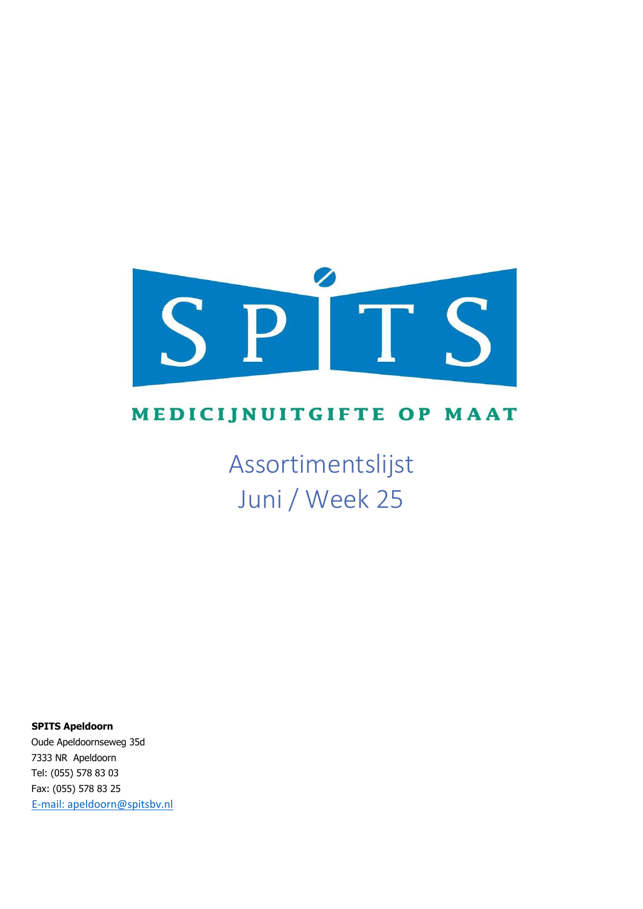SPITS

MEDICIJNUITGIFTE OP MAAT

# Assortimentslijst
# Juni / Week 25

**SPITS Apeldoorn**
Oude Apeldoornseweg 35d
7333 NR Apeldoorn
Tel: (055) 578 83 03
Fax: (055) 578 83 25
E-mail: apeldoorn@spitsbv.nl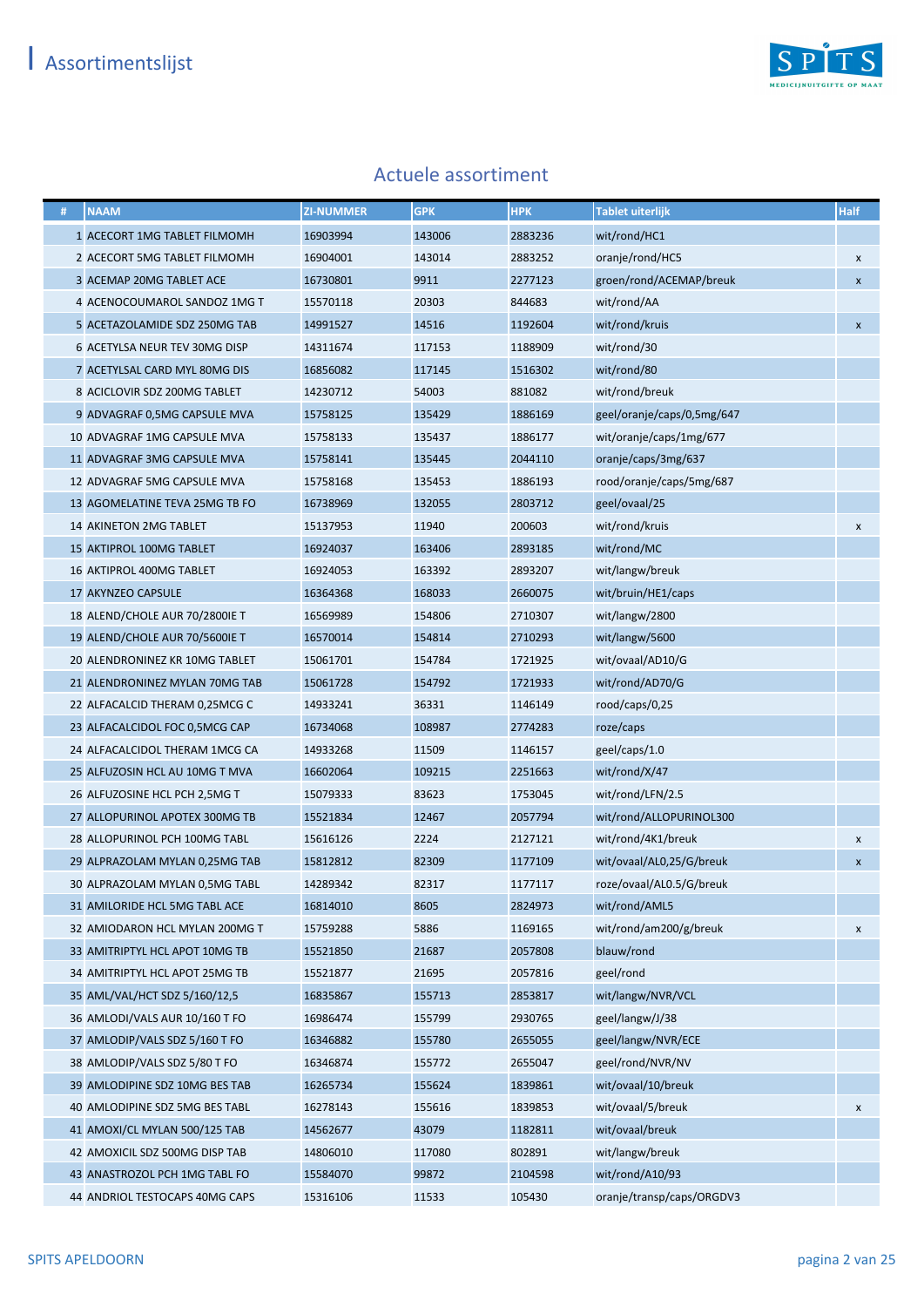# Assortimentslijst

## Actuele assortiment

| # | NAAM | ZI-NUMMER | GPK | HPK | Tablet uiterlijk | Half |
|---|---|---|---|---|---|---|
| 1 | ACECORT 1MG TABLET FILMOMH | 16903994 | 143006 | 2883236 | wit/rond/HC1 | |
| 2 | ACECORT 5MG TABLET FILMOMH | 16904001 | 143014 | 2883252 | oranje/rond/HC5 | x |
| 3 | ACEMAP 20MG TABLET ACE | 16730801 | 9911 | 2277123 | groen/rond/ACEMAP/breuk | x |
| 4 | ACENOCOUMAROL SANDOZ 1MG T | 15570118 | 20303 | 844683 | wit/rond/AA | |
| 5 | ACETAZOLAMIDE SDZ 250MG TAB | 14991527 | 14516 | 1192604 | wit/rond/kruis | x |
| 6 | ACETYLSA NEUR TEV 30MG DISP | 14311674 | 117153 | 1188909 | wit/rond/30 | |
| 7 | ACETYLSAL CARD MYL 80MG DIS | 16856082 | 117145 | 1516302 | wit/rond/80 | |
| 8 | ACICLOVIR SDZ 200MG TABLET | 14230712 | 54003 | 881082 | wit/rond/breuk | |
| 9 | ADVAGRAF 0,5MG CAPSULE MVA | 15758125 | 135429 | 1886169 | geel/oranje/caps/0,5mg/647 | |
| 10 | ADVAGRAF 1MG CAPSULE MVA | 15758133 | 135437 | 1886177 | wit/oranje/caps/1mg/677 | |
| 11 | ADVAGRAF 3MG CAPSULE MVA | 15758141 | 135445 | 2044110 | oranje/caps/3mg/637 | |
| 12 | ADVAGRAF 5MG CAPSULE MVA | 15758168 | 135453 | 1886193 | rood/oranje/caps/5mg/687 | |
| 13 | AGOMELATINE TEVA 25MG TB FO | 16738969 | 132055 | 2803712 | geel/ovaal/25 | |
| 14 | AKINETON 2MG TABLET | 15137953 | 11940 | 200603 | wit/rond/kruis | x |
| 15 | AKTIPROL 100MG TABLET | 16924037 | 163406 | 2893185 | wit/rond/MC | |
| 16 | AKTIPROL 400MG TABLET | 16924053 | 163392 | 2893207 | wit/langw/breuk | |
| 17 | AKYNZEO CAPSULE | 16364368 | 168033 | 2660075 | wit/bruin/HE1/caps | |
| 18 | ALEND/CHOLE AUR 70/2800IE T | 16569989 | 154806 | 2710307 | wit/langw/2800 | |
| 19 | ALEND/CHOLE AUR 70/5600IE T | 16570014 | 154814 | 2710293 | wit/langw/5600 | |
| 20 | ALENDRONINEZ KR 10MG TABLET | 15061701 | 154784 | 1721925 | wit/ovaal/AD10/G | |
| 21 | ALENDRONINEZ MYLAN 70MG TAB | 15061728 | 154792 | 1721933 | wit/rond/AD70/G | |
| 22 | ALFACALCID THERAM 0,25MCG C | 14933241 | 36331 | 1146149 | rood/caps/0,25 | |
| 23 | ALFACALCIDOL FOC 0,5MCG CAP | 16734068 | 108987 | 2774283 | roze/caps | |
| 24 | ALFACALCIDOL THERAM 1MCG CA | 14933268 | 11509 | 1146157 | geel/caps/1.0 | |
| 25 | ALFUZOSIN HCL AU 10MG T MVA | 16602064 | 109215 | 2251663 | wit/rond/X/47 | |
| 26 | ALFUZOSINE HCL PCH 2,5MG T | 15079333 | 83623 | 1753045 | wit/rond/LFN/2.5 | |
| 27 | ALLOPURINOL APOTEX 300MG TB | 15521834 | 12467 | 2057794 | wit/rond/ALLOPURINOL300 | |
| 28 | ALLOPURINOL PCH 100MG TABL | 15616126 | 2224 | 2127121 | wit/rond/4K1/breuk | x |
| 29 | ALPRAZOLAM MYLAN 0,25MG TAB | 15812812 | 82309 | 1177109 | wit/ovaal/AL0,25/G/breuk | x |
| 30 | ALPRAZOLAM MYLAN 0,5MG TABL | 14289342 | 82317 | 1177117 | roze/ovaal/AL0.5/G/breuk | |
| 31 | AMILORIDE HCL 5MG TABL ACE | 16814010 | 8605 | 2824973 | wit/rond/AML5 | |
| 32 | AMIODARON HCL MYLAN 200MG T | 15759288 | 5886 | 1169165 | wit/rond/am200/g/breuk | x |
| 33 | AMITRIPTYL HCL APOT 10MG TB | 15521850 | 21687 | 2057808 | blauw/rond | |
| 34 | AMITRIPTYL HCL APOT 25MG TB | 15521877 | 21695 | 2057816 | geel/rond | |
| 35 | AML/VAL/HCT SDZ 5/160/12,5 | 16835867 | 155713 | 2853817 | wit/langw/NVR/VCL | |
| 36 | AMLODI/VALS AUR 10/160 T FO | 16986474 | 155799 | 2930765 | geel/langw/J/38 | |
| 37 | AMLODIP/VALS SDZ 5/160 T FO | 16346882 | 155780 | 2655055 | geel/langw/NVR/ECE | |
| 38 | AMLODIP/VALS SDZ 5/80 T FO | 16346874 | 155772 | 2655047 | geel/rond/NVR/NV | |
| 39 | AMLODIPINE SDZ 10MG BES TAB | 16265734 | 155624 | 1839861 | wit/ovaal/10/breuk | |
| 40 | AMLODIPINE SDZ 5MG BES TABL | 16278143 | 155616 | 1839853 | wit/ovaal/5/breuk | x |
| 41 | AMOXI/CL MYLAN 500/125 TAB | 14562677 | 43079 | 1182811 | wit/ovaal/breuk | |
| 42 | AMOXICIL SDZ 500MG DISP TAB | 14806010 | 117080 | 802891 | wit/langw/breuk | |
| 43 | ANASTROZOL PCH 1MG TABL FO | 15584070 | 99872 | 2104598 | wit/rond/A10/93 | |
| 44 | ANDRIOL TESTOCAPS 40MG CAPS | 15316106 | 11533 | 105430 | oranje/transp/caps/ORGDV3 | |

SPITS APELDOORN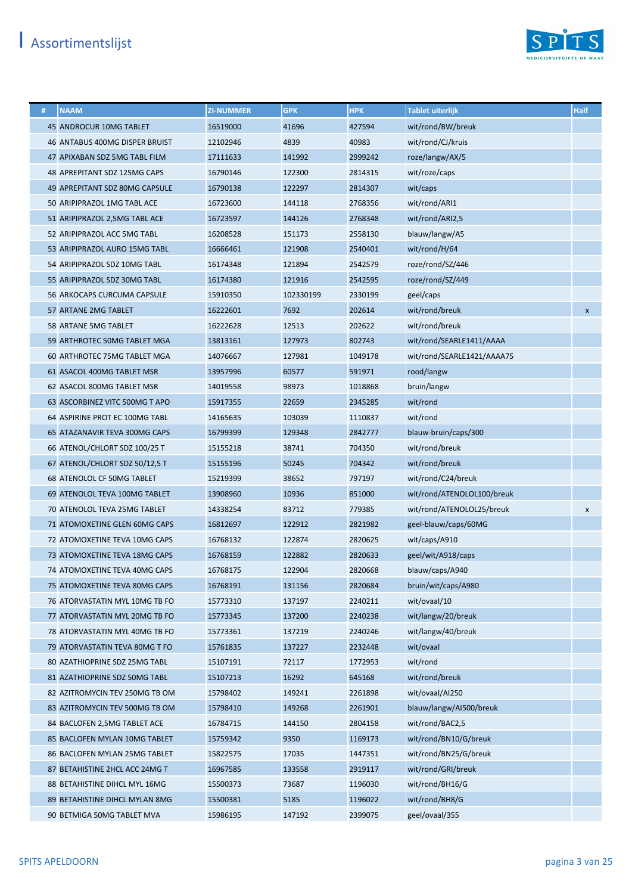# Assortimentslijst

| # | NAAM | ZI-NUMMER | GPK | HPK | Tablet uiterlijk | Half |
|---|---|---|---|---|---|---|
| 45 | ANDROCUR 10MG TABLET | 16519000 | 41696 | 427594 | wit/rond/BW/breuk | |
| 46 | ANTABUS 400MG DISPER BRUIST | 12102946 | 4839 | 40983 | wit/rond/CJ/kruis | |
| 47 | APIXABAN SDZ 5MG TABL FILM | 17111633 | 141992 | 2999242 | roze/langw/AX/5 | |
| 48 | APREPITANT SDZ 125MG CAPS | 16790146 | 122300 | 2814315 | wit/roze/caps | |
| 49 | APREPITANT SDZ 80MG CAPSULE | 16790138 | 122297 | 2814307 | wit/caps | |
| 50 | ARIPIPRAZOL 1MG TABL ACE | 16723600 | 144118 | 2768356 | wit/rond/ARI1 | |
| 51 | ARIPIPRAZOL 2,5MG TABL ACE | 16723597 | 144126 | 2768348 | wit/rond/ARI2,5 | |
| 52 | ARIPIPRAZOL ACC 5MG TABL | 16208528 | 151173 | 2558130 | blauw/langw/A5 | |
| 53 | ARIPIPRAZOL AURO 15MG TABL | 16666461 | 121908 | 2540401 | wit/rond/H/64 | |
| 54 | ARIPIPRAZOL SDZ 10MG TABL | 16174348 | 121894 | 2542579 | roze/rond/SZ/446 | |
| 55 | ARIPIPRAZOL SDZ 30MG TABL | 16174380 | 121916 | 2542595 | roze/rond/SZ/449 | |
| 56 | ARKOCAPS CURCUMA CAPSULE | 15910350 | 102330199 | 2330199 | geel/caps | |
| 57 | ARTANE 2MG TABLET | 16222601 | 7692 | 202614 | wit/rond/breuk | x |
| 58 | ARTANE 5MG TABLET | 16222628 | 12513 | 202622 | wit/rond/breuk | |
| 59 | ARTHROTEC 50MG TABLET MGA | 13813161 | 127973 | 802743 | wit/rond/SEARLE1411/AAAA | |
| 60 | ARTHROTEC 75MG TABLET MGA | 14076667 | 127981 | 1049178 | wit/rond/SEARLE1421/AAAA75 | |
| 61 | ASACOL 400MG TABLET MSR | 13957996 | 60577 | 591971 | rood/langw | |
| 62 | ASACOL 800MG TABLET MSR | 14019558 | 98973 | 1018868 | bruin/langw | |
| 63 | ASCORBINEZ VITC 500MG T APO | 15917355 | 22659 | 2345285 | wit/rond | |
| 64 | ASPIRINE PROT EC 100MG TABL | 14165635 | 103039 | 1110837 | wit/rond | |
| 65 | ATAZANAVIR TEVA 300MG CAPS | 16799399 | 129348 | 2842777 | blauw-bruin/caps/300 | |
| 66 | ATENOL/CHLORT SDZ 100/25 T | 15155218 | 38741 | 704350 | wit/rond/breuk | |
| 67 | ATENOL/CHLORT SDZ 50/12,5 T | 15155196 | 50245 | 704342 | wit/rond/breuk | |
| 68 | ATENOLOL CF 50MG TABLET | 15219399 | 38652 | 797197 | wit/rond/C24/breuk | |
| 69 | ATENOLOL TEVA 100MG TABLET | 13908960 | 10936 | 851000 | wit/rond/ATENOLOL100/breuk | |
| 70 | ATENOLOL TEVA 25MG TABLET | 14338254 | 83712 | 779385 | wit/rond/ATENOLOL25/breuk | x |
| 71 | ATOMOXETINE GLEN 60MG CAPS | 16812697 | 122912 | 2821982 | geel-blauw/caps/60MG | |
| 72 | ATOMOXETINE TEVA 10MG CAPS | 16768132 | 122874 | 2820625 | wit/caps/A910 | |
| 73 | ATOMOXETINE TEVA 18MG CAPS | 16768159 | 122882 | 2820633 | geel/wit/A918/caps | |
| 74 | ATOMOXETINE TEVA 40MG CAPS | 16768175 | 122904 | 2820668 | blauw/caps/A940 | |
| 75 | ATOMOXETINE TEVA 80MG CAPS | 16768191 | 131156 | 2820684 | bruin/wit/caps/A980 | |
| 76 | ATORVASTATIN MYL 10MG TB FO | 15773310 | 137197 | 2240211 | wit/ovaal/10 | |
| 77 | ATORVASTATIN MYL 20MG TB FO | 15773345 | 137200 | 2240238 | wit/langw/20/breuk | |
| 78 | ATORVASTATIN MYL 40MG TB FO | 15773361 | 137219 | 2240246 | wit/langw/40/breuk | |
| 79 | ATORVASTATIN TEVA 80MG T FO | 15761835 | 137227 | 2232448 | wit/ovaal | |
| 80 | AZATHIOPRINE SDZ 25MG TABL | 15107191 | 72117 | 1772953 | wit/rond | |
| 81 | AZATHIOPRINE SDZ 50MG TABL | 15107213 | 16292 | 645168 | wit/rond/breuk | |
| 82 | AZITROMYCIN TEV 250MG TB OM | 15798402 | 149241 | 2261898 | wit/ovaal/AI250 | |
| 83 | AZITROMYCIN TEV 500MG TB OM | 15798410 | 149268 | 2261901 | blauw/langw/AI500/breuk | |
| 84 | BACLOFEN 2,5MG TABLET ACE | 16784715 | 144150 | 2804158 | wit/rond/BAC2,5 | |
| 85 | BACLOFEN MYLAN 10MG TABLET | 15759342 | 9350 | 1169173 | wit/rond/BN10/G/breuk | |
| 86 | BACLOFEN MYLAN 25MG TABLET | 15822575 | 17035 | 1447351 | wit/rond/BN25/G/breuk | |
| 87 | BETAHISTINE 2HCL ACC 24MG T | 16967585 | 133558 | 2919117 | wit/rond/GRI/breuk | |
| 88 | BETAHISTINE DIHCL MYL 16MG | 15500373 | 73687 | 1196030 | wit/rond/BH16/G | |
| 89 | BETAHISTINE DIHCL MYLAN 8MG | 15500381 | 5185 | 1196022 | wit/rond/BH8/G | |
| 90 | BETMIGA 50MG TABLET MVA | 15986195 | 147192 | 2399075 | geel/ovaal/355 | |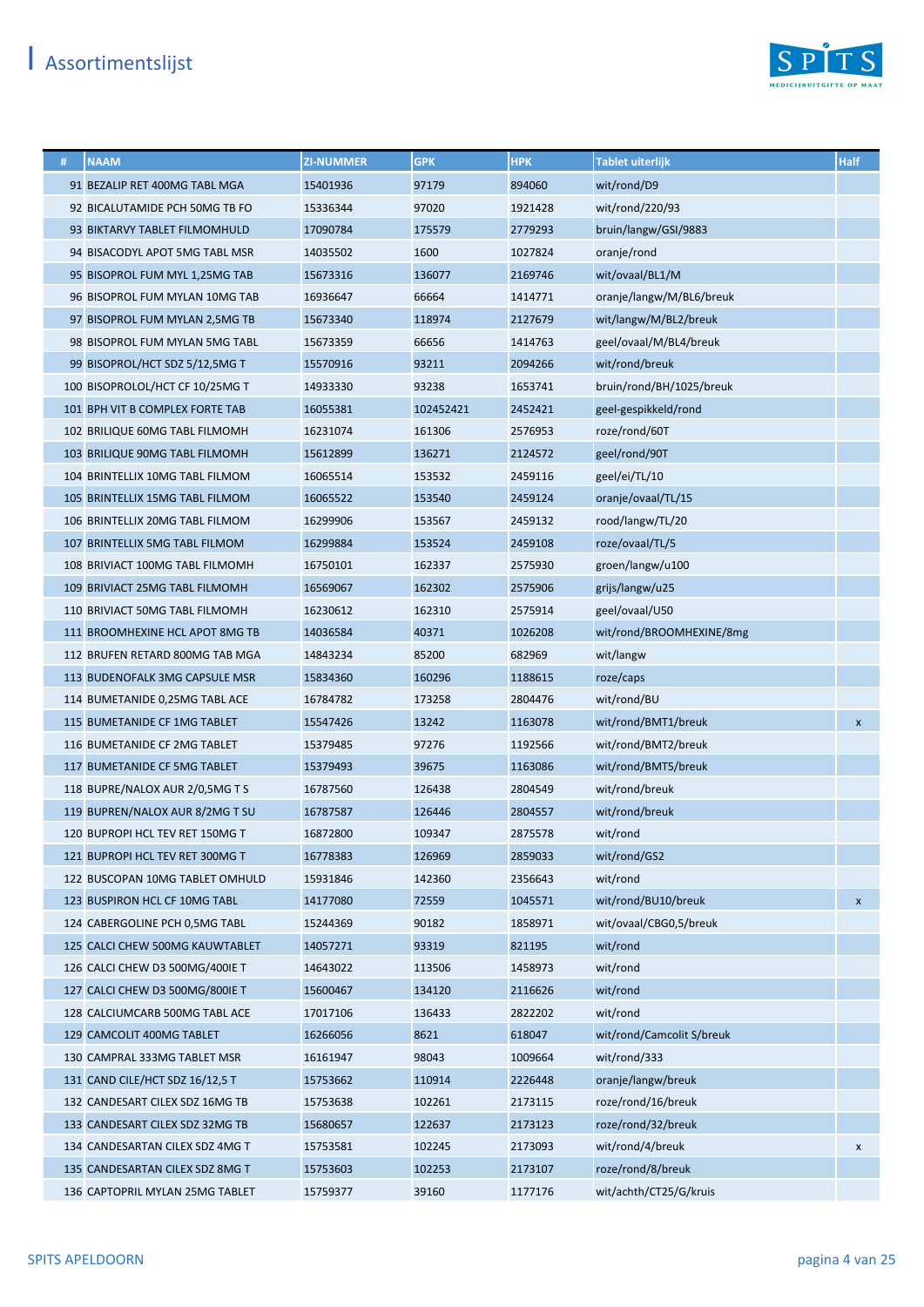# Assortimentslijst

| # | NAAM | ZI-NUMMER | GPK | HPK | Tablet uiterlijk | Half |
|---|---|---|---|---|---|---|
| 91 | BEZALIP RET 400MG TABL MGA | 15401936 | 97179 | 894060 | wit/rond/D9 | |
| 92 | BICALUTAMIDE PCH 50MG TB FO | 15336344 | 97020 | 1921428 | wit/rond/220/93 | |
| 93 | BIKTARVY TABLET FILMOMHULD | 17090784 | 175579 | 2779293 | bruin/langw/GSI/9883 | |
| 94 | BISACODYL APOT 5MG TABL MSR | 14035502 | 1600 | 1027824 | oranje/rond | |
| 95 | BISOPROL FUM MYL 1,25MG TAB | 15673316 | 136077 | 2169746 | wit/ovaal/BL1/M | |
| 96 | BISOPROL FUM MYLAN 10MG TAB | 16936647 | 66664 | 1414771 | oranje/langw/M/BL6/breuk | |
| 97 | BISOPROL FUM MYLAN 2,5MG TB | 15673340 | 118974 | 2127679 | wit/langw/M/BL2/breuk | |
| 98 | BISOPROL FUM MYLAN 5MG TABL | 15673359 | 66656 | 1414763 | geel/ovaal/M/BL4/breuk | |
| 99 | BISOPROL/HCT SDZ 5/12,5MG T | 15570916 | 93211 | 2094266 | wit/rond/breuk | |
| 100 | BISOPROLOL/HCT CF 10/25MG T | 14933330 | 93238 | 1653741 | bruin/rond/BH/1025/breuk | |
| 101 | BPH VIT B COMPLEX FORTE TAB | 16055381 | 102452421 | 2452421 | geel-gespikkeld/rond | |
| 102 | BRILIQUE 60MG TABL FILMOMH | 16231074 | 161306 | 2576953 | roze/rond/60T | |
| 103 | BRILIQUE 90MG TABL FILMOMH | 15612899 | 136271 | 2124572 | geel/rond/90T | |
| 104 | BRINTELLIX 10MG TABL FILMOM | 16065514 | 153532 | 2459116 | geel/ei/TL/10 | |
| 105 | BRINTELLIX 15MG TABL FILMOM | 16065522 | 153540 | 2459124 | oranje/ovaal/TL/15 | |
| 106 | BRINTELLIX 20MG TABL FILMOM | 16299906 | 153567 | 2459132 | rood/langw/TL/20 | |
| 107 | BRINTELLIX 5MG TABL FILMOM | 16299884 | 153524 | 2459108 | roze/ovaal/TL/5 | |
| 108 | BRIVIACT 100MG TABL FILMOMH | 16750101 | 162337 | 2575930 | groen/langw/u100 | |
| 109 | BRIVIACT 25MG TABL FILMOMH | 16569067 | 162302 | 2575906 | grijs/langw/u25 | |
| 110 | BRIVIACT 50MG TABL FILMOMH | 16230612 | 162310 | 2575914 | geel/ovaal/U50 | |
| 111 | BROOMHEXINE HCL APOT 8MG TB | 14036584 | 40371 | 1026208 | wit/rond/BROOMHEXINE/8mg | |
| 112 | BRUFEN RETARD 800MG TAB MGA | 14843234 | 85200 | 682969 | wit/langw | |
| 113 | BUDENOFALK 3MG CAPSULE MSR | 15834360 | 160296 | 1188615 | roze/caps | |
| 114 | BUMETANIDE 0,25MG TABL ACE | 16784782 | 173258 | 2804476 | wit/rond/BU | |
| 115 | BUMETANIDE CF 1MG TABLET | 15547426 | 13242 | 1163078 | wit/rond/BMT1/breuk | x |
| 116 | BUMETANIDE CF 2MG TABLET | 15379485 | 97276 | 1192566 | wit/rond/BMT2/breuk | |
| 117 | BUMETANIDE CF 5MG TABLET | 15379493 | 39675 | 1163086 | wit/rond/BMT5/breuk | |
| 118 | BUPRE/NALOX AUR 2/0,5MG T S | 16787560 | 126438 | 2804549 | wit/rond/breuk | |
| 119 | BUPREN/NALOX AUR 8/2MG T SU | 16787587 | 126446 | 2804557 | wit/rond/breuk | |
| 120 | BUPROPI HCL TEV RET 150MG T | 16872800 | 109347 | 2875578 | wit/rond | |
| 121 | BUPROPI HCL TEV RET 300MG T | 16778383 | 126969 | 2859033 | wit/rond/GS2 | |
| 122 | BUSCOPAN 10MG TABLET OMHULD | 15931846 | 142360 | 2356643 | wit/rond | |
| 123 | BUSPIRON HCL CF 10MG TABL | 14177080 | 72559 | 1045571 | wit/rond/BU10/breuk | x |
| 124 | CABERGOLINE PCH 0,5MG TABL | 15244369 | 90182 | 1858971 | wit/ovaal/CBG0,5/breuk | |
| 125 | CALCI CHEW 500MG KAUWTABLET | 14057271 | 93319 | 821195 | wit/rond | |
| 126 | CALCI CHEW D3 500MG/400IE T | 14643022 | 113506 | 1458973 | wit/rond | |
| 127 | CALCI CHEW D3 500MG/800IE T | 15600467 | 134120 | 2116626 | wit/rond | |
| 128 | CALCIUMCARB 500MG TABL ACE | 17017106 | 136433 | 2822202 | wit/rond | |
| 129 | CAMCOLIT 400MG TABLET | 16266056 | 8621 | 618047 | wit/rond/Camcolit S/breuk | |
| 130 | CAMPRAL 333MG TABLET MSR | 16161947 | 98043 | 1009664 | wit/rond/333 | |
| 131 | CAND CILE/HCT SDZ 16/12,5 T | 15753662 | 110914 | 2226448 | oranje/langw/breuk | |
| 132 | CANDESART CILEX SDZ 16MG TB | 15753638 | 102261 | 2173115 | roze/rond/16/breuk | |
| 133 | CANDESART CILEX SDZ 32MG TB | 15680657 | 122637 | 2173123 | roze/rond/32/breuk | |
| 134 | CANDESARTAN CILEX SDZ 4MG T | 15753581 | 102245 | 2173093 | wit/rond/4/breuk | x |
| 135 | CANDESARTAN CILEX SDZ 8MG T | 15753603 | 102253 | 2173107 | roze/rond/8/breuk | |
| 136 | CAPTOPRIL MYLAN 25MG TABLET | 15759377 | 39160 | 1177176 | wit/achth/CT25/G/kruis | |

SPITS APELDOORN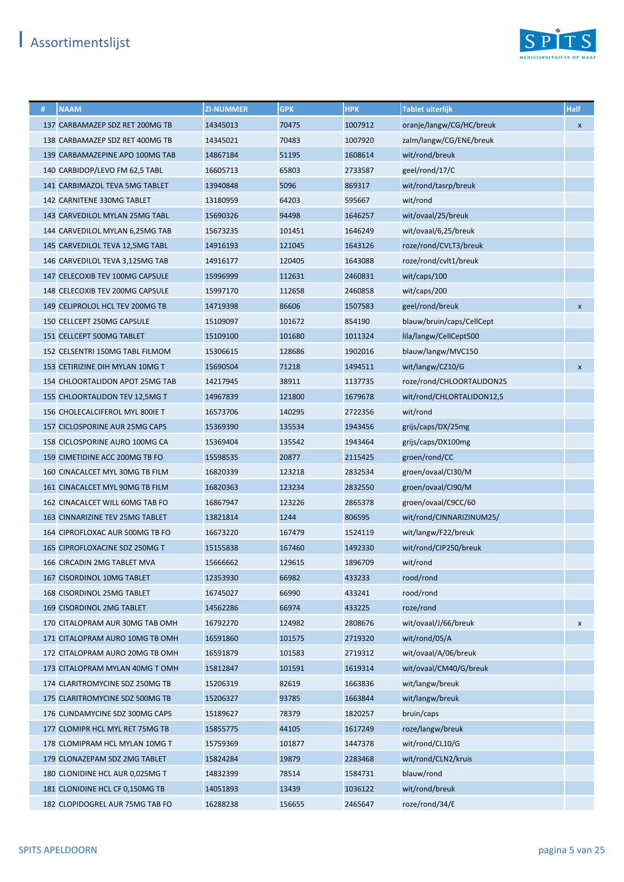# Assortimentslijst

| # | NAAM | ZI-NUMMER | GPK | HPK | Tablet uiterlijk | Half |
|---|---|---|---|---|---|---|
| 137 | CARBAMAZEP SDZ RET 200MG TB | 14345013 | 70475 | 1007912 | oranje/langw/CG/HC/breuk | x |
| 138 | CARBAMAZEP SDZ RET 400MG TB | 14345021 | 70483 | 1007920 | zalm/langw/CG/ENE/breuk | |
| 139 | CARBAMAZEPINE APO 100MG TAB | 14867184 | 51195 | 1608614 | wit/rond/breuk | |
| 140 | CARBIDOP/LEVO FM 62,5 TABL | 16605713 | 65803 | 2733587 | geel/rond/17/C | |
| 141 | CARBIMAZOL TEVA 5MG TABLET | 13940848 | 5096 | 869317 | wit/rond/tasrp/breuk | |
| 142 | CARNITENE 330MG TABLET | 13180959 | 64203 | 595667 | wit/rond | |
| 143 | CARVEDILOL MYLAN 25MG TABL | 15690326 | 94498 | 1646257 | wit/ovaal/25/breuk | |
| 144 | CARVEDILOL MYLAN 6,25MG TAB | 15673235 | 101451 | 1646249 | wit/ovaal/6,25/breuk | |
| 145 | CARVEDILOL TEVA 12,5MG TABL | 14916193 | 121045 | 1643126 | roze/rond/CVLT3/breuk | |
| 146 | CARVEDILOL TEVA 3,125MG TAB | 14916177 | 120405 | 1643088 | roze/rond/cvlt1/breuk | |
| 147 | CELECOXIB TEV 100MG CAPSULE | 15996999 | 112631 | 2460831 | wit/caps/100 | |
| 148 | CELECOXIB TEV 200MG CAPSULE | 15997170 | 112658 | 2460858 | wit/caps/200 | |
| 149 | CELIPROLOL HCL TEV 200MG TB | 14719398 | 86606 | 1507583 | geel/rond/breuk | x |
| 150 | CELLCEPT 250MG CAPSULE | 15109097 | 101672 | 854190 | blauw/bruin/caps/CellCept | |
| 151 | CELLCEPT 500MG TABLET | 15109100 | 101680 | 1011324 | lila/langw/CellCept500 | |
| 152 | CELSENTRI 150MG TABL FILMOM | 15306615 | 128686 | 1902016 | blauw/langw/MVC150 | |
| 153 | CETIRIZINE DIH MYLAN 10MG T | 15690504 | 71218 | 1494511 | wit/langw/CZ10/G | x |
| 154 | CHLOORTALIDON APOT 25MG TAB | 14217945 | 38911 | 1137735 | roze/rond/CHLOORTALIDON25 | |
| 155 | CHLOORTALIDON TEV 12,5MG T | 14967839 | 121800 | 1679678 | wit/rond/CHLORTALIDON12,5 | |
| 156 | CHOLECALCIFEROL MYL 800IE T | 16573706 | 140295 | 2722356 | wit/rond | |
| 157 | CICLOSPORINE AUR 25MG CAPS | 15369390 | 135534 | 1943456 | grijs/caps/DX/25mg | |
| 158 | CICLOSPORINE AURO 100MG CA | 15369404 | 135542 | 1943464 | grijs/caps/DX100mg | |
| 159 | CIMETIDINE ACC 200MG TB FO | 15598535 | 20877 | 2115425 | groen/rond/CC | |
| 160 | CINACALCET MYL 30MG TB FILM | 16820339 | 123218 | 2832534 | groen/ovaal/CI30/M | |
| 161 | CINACALCET MYL 90MG TB FILM | 16820363 | 123234 | 2832550 | groen/ovaal/CI90/M | |
| 162 | CINACALCET WILL 60MG TAB FO | 16867947 | 123226 | 2865378 | groen/ovaal/C9CC/60 | |
| 163 | CINNARIZINE TEV 25MG TABLET | 13821814 | 1244 | 806595 | wit/rond/CINNARIZINUM25/ | |
| 164 | CIPROFLOXAC AUR 500MG TB FO | 16673220 | 167479 | 1524119 | wit/langw/F22/breuk | |
| 165 | CIPROFLOXACINE SDZ 250MG T | 15155838 | 167460 | 1492330 | wit/rond/CIP250/breuk | |
| 166 | CIRCADIN 2MG TABLET MVA | 15666662 | 129615 | 1896709 | wit/rond | |
| 167 | CISORDINOL 10MG TABLET | 12353930 | 66982 | 433233 | rood/rond | |
| 168 | CISORDINOL 25MG TABLET | 16745027 | 66990 | 433241 | rood/rond | |
| 169 | CISORDINOL 2MG TABLET | 14562286 | 66974 | 433225 | roze/rond | |
| 170 | CITALOPRAM AUR 30MG TAB OMH | 16792270 | 124982 | 2808676 | wit/ovaal/J/66/breuk | x |
| 171 | CITALOPRAM AURO 10MG TB OMH | 16591860 | 101575 | 2719320 | wit/rond/05/A | |
| 172 | CITALOPRAM AURO 20MG TB OMH | 16591879 | 101583 | 2719312 | wit/ovaal/A/06/breuk | |
| 173 | CITALOPRAM MYLAN 40MG T OMH | 15812847 | 101591 | 1619314 | wit/ovaal/CM40/G/breuk | |
| 174 | CLARITROMYCINE SDZ 250MG TB | 15206319 | 82619 | 1663836 | wit/langw/breuk | |
| 175 | CLARITROMYCINE SDZ 500MG TB | 15206327 | 93785 | 1663844 | wit/langw/breuk | |
| 176 | CLINDAMYCINE SDZ 300MG CAPS | 15189627 | 78379 | 1820257 | bruin/caps | |
| 177 | CLOMIPR HCL MYL RET 75MG TB | 15855775 | 44105 | 1617249 | roze/langw/breuk | |
| 178 | CLOMIPRAM HCL MYLAN 10MG T | 15759369 | 101877 | 1447378 | wit/rond/CL10/G | |
| 179 | CLONAZEPAM SDZ 2MG TABLET | 15824284 | 19879 | 2283468 | wit/rond/CLN2/kruis | |
| 180 | CLONIDINE HCL AUR 0,025MG T | 14832399 | 78514 | 1584731 | blauw/rond | |
| 181 | CLONIDINE HCL CF 0,150MG TB | 14051893 | 13439 | 1036122 | wit/rond/breuk | |
| 182 | CLOPIDOGREL AUR 75MG TAB FO | 16288238 | 156655 | 2465647 | roze/rond/34/E | |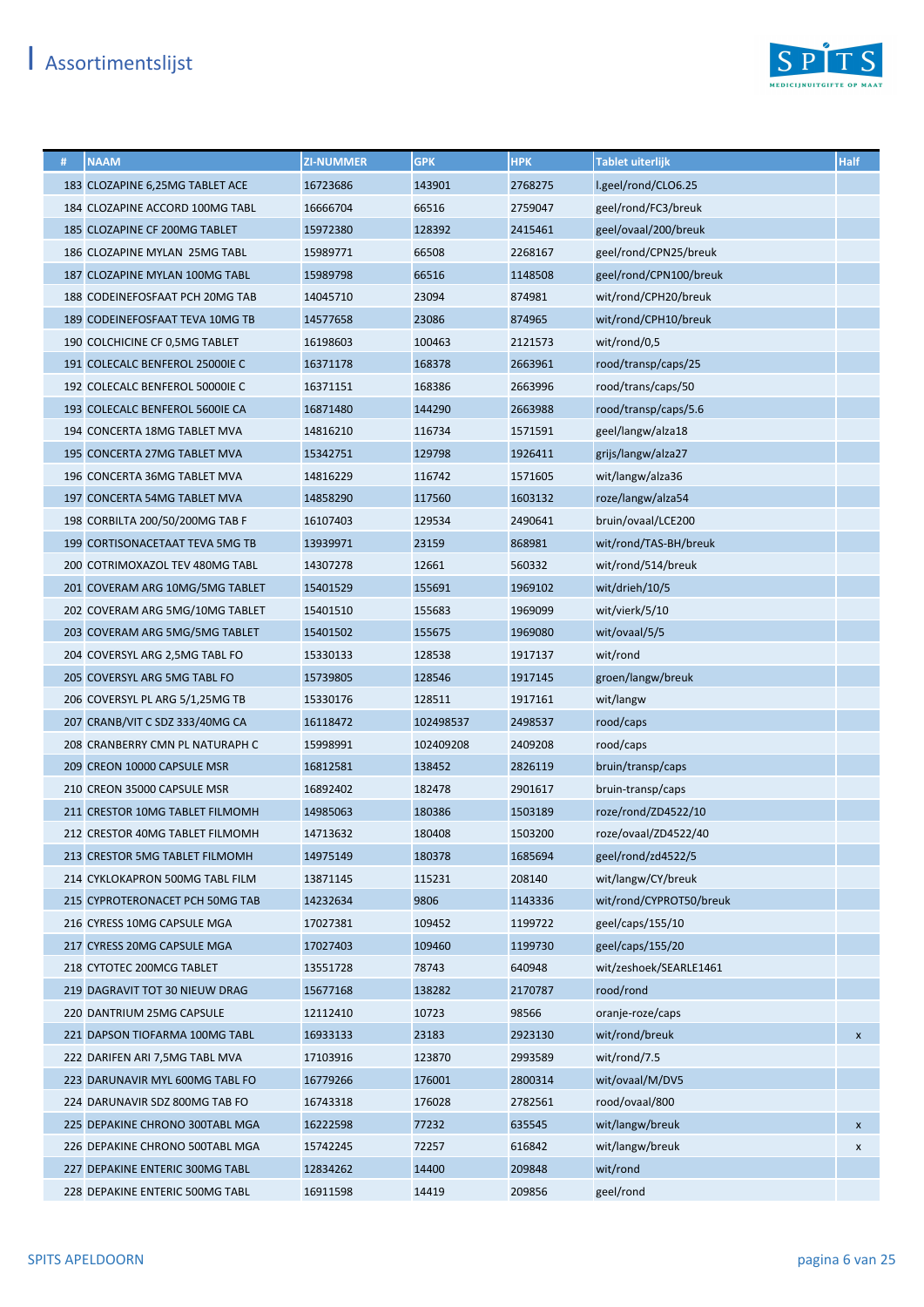# Assortimentslijst

| # | NAAM | ZI-NUMMER | GPK | HPK | Tablet uiterlijk | Half |
|---|---|---|---|---|---|---|
| 183 | CLOZAPINE 6,25MG TABLET ACE | 16723686 | 143901 | 2768275 | l.geel/rond/CLO6.25 | |
| 184 | CLOZAPINE ACCORD 100MG TABL | 16666704 | 66516 | 2759047 | geel/rond/FC3/breuk | |
| 185 | CLOZAPINE CF 200MG TABLET | 15972380 | 128392 | 2415461 | geel/ovaal/200/breuk | |
| 186 | CLOZAPINE MYLAN 25MG TABL | 15989771 | 66508 | 2268167 | geel/rond/CPN25/breuk | |
| 187 | CLOZAPINE MYLAN 100MG TABL | 15989798 | 66516 | 1148508 | geel/rond/CPN100/breuk | |
| 188 | CODEINEFOSFAAT PCH 20MG TAB | 14045710 | 23094 | 874981 | wit/rond/CPH20/breuk | |
| 189 | CODEINEFOSFAAT TEVA 10MG TB | 14577658 | 23086 | 874965 | wit/rond/CPH10/breuk | |
| 190 | COLCHICINE CF 0,5MG TABLET | 16198603 | 100463 | 2121573 | wit/rond/0,5 | |
| 191 | COLECALC BENFEROL 25000IE C | 16371178 | 168378 | 2663961 | rood/transp/caps/25 | |
| 192 | COLECALC BENFEROL 50000IE C | 16371151 | 168386 | 2663996 | rood/trans/caps/50 | |
| 193 | COLECALC BENFEROL 5600IE CA | 16871480 | 144290 | 2663988 | rood/transp/caps/5.6 | |
| 194 | CONCERTA 18MG TABLET MVA | 14816210 | 116734 | 1571591 | geel/langw/alza18 | |
| 195 | CONCERTA 27MG TABLET MVA | 15342751 | 129798 | 1926411 | grijs/langw/alza27 | |
| 196 | CONCERTA 36MG TABLET MVA | 14816229 | 116742 | 1571605 | wit/langw/alza36 | |
| 197 | CONCERTA 54MG TABLET MVA | 14858290 | 117560 | 1603132 | roze/langw/alza54 | |
| 198 | CORBILTA 200/50/200MG TAB F | 16107403 | 129534 | 2490641 | bruin/ovaal/LCE200 | |
| 199 | CORTISONACETAAT TEVA 5MG TB | 13939971 | 23159 | 868981 | wit/rond/TAS-BH/breuk | |
| 200 | COTRIMOXAZOL TEV 480MG TABL | 14307278 | 12661 | 560332 | wit/rond/514/breuk | |
| 201 | COVERAM ARG 10MG/5MG TABLET | 15401529 | 155691 | 1969102 | wit/drieh/10/5 | |
| 202 | COVERAM ARG 5MG/10MG TABLET | 15401510 | 155683 | 1969099 | wit/vierk/5/10 | |
| 203 | COVERAM ARG 5MG/5MG TABLET | 15401502 | 155675 | 1969080 | wit/ovaal/5/5 | |
| 204 | COVERSYL ARG 2,5MG TABL FO | 15330133 | 128538 | 1917137 | wit/rond | |
| 205 | COVERSYL ARG 5MG TABL FO | 15739805 | 128546 | 1917145 | groen/langw/breuk | |
| 206 | COVERSYL PL ARG 5/1,25MG TB | 15330176 | 128511 | 1917161 | wit/langw | |
| 207 | CRANB/VIT C SDZ 333/40MG CA | 16118472 | 102498537 | 2498537 | rood/caps | |
| 208 | CRANBERRY CMN PL NATURAPH C | 15998991 | 102409208 | 2409208 | rood/caps | |
| 209 | CREON 10000 CAPSULE MSR | 16812581 | 138452 | 2826119 | bruin/transp/caps | |
| 210 | CREON 35000 CAPSULE MSR | 16892402 | 182478 | 2901617 | bruin-transp/caps | |
| 211 | CRESTOR 10MG TABLET FILMOMH | 14985063 | 180386 | 1503189 | roze/rond/ZD4522/10 | |
| 212 | CRESTOR 40MG TABLET FILMOMH | 14713632 | 180408 | 1503200 | roze/ovaal/ZD4522/40 | |
| 213 | CRESTOR 5MG TABLET FILMOMH | 14975149 | 180378 | 1685694 | geel/rond/zd4522/5 | |
| 214 | CYKLOKAPRON 500MG TABL FILM | 13871145 | 115231 | 208140 | wit/langw/CY/breuk | |
| 215 | CYPROTERONACET PCH 50MG TAB | 14232634 | 9806 | 1143336 | wit/rond/CYPROT50/breuk | |
| 216 | CYRESS 10MG CAPSULE MGA | 17027381 | 109452 | 1199722 | geel/caps/155/10 | |
| 217 | CYRESS 20MG CAPSULE MGA | 17027403 | 109460 | 1199730 | geel/caps/155/20 | |
| 218 | CYTOTEC 200MCG TABLET | 13551728 | 78743 | 640948 | wit/zeshoek/SEARLE1461 | |
| 219 | DAGRAVIT TOT 30 NIEUW DRAG | 15677168 | 138282 | 2170787 | rood/rond | |
| 220 | DANTRIUM 25MG CAPSULE | 12112410 | 10723 | 98566 | oranje-roze/caps | |
| 221 | DAPSON TIOFARMA 100MG TABL | 16933133 | 23183 | 2923130 | wit/rond/breuk | x |
| 222 | DARIFEN ARI 7,5MG TABL MVA | 17103916 | 123870 | 2993589 | wit/rond/7.5 | |
| 223 | DARUNAVIR MYL 600MG TABL FO | 16779266 | 176001 | 2800314 | wit/ovaal/M/DV5 | |
| 224 | DARUNAVIR SDZ 800MG TAB FO | 16743318 | 176028 | 2782561 | rood/ovaal/800 | |
| 225 | DEPAKINE CHRONO 300TABL MGA | 16222598 | 77232 | 635545 | wit/langw/breuk | x |
| 226 | DEPAKINE CHRONO 500TABL MGA | 15742245 | 72257 | 616842 | wit/langw/breuk | x |
| 227 | DEPAKINE ENTERIC 300MG TABL | 12834262 | 14400 | 209848 | wit/rond | |
| 228 | DEPAKINE ENTERIC 500MG TABL | 16911598 | 14419 | 209856 | geel/rond | |

SPITS APELDOORN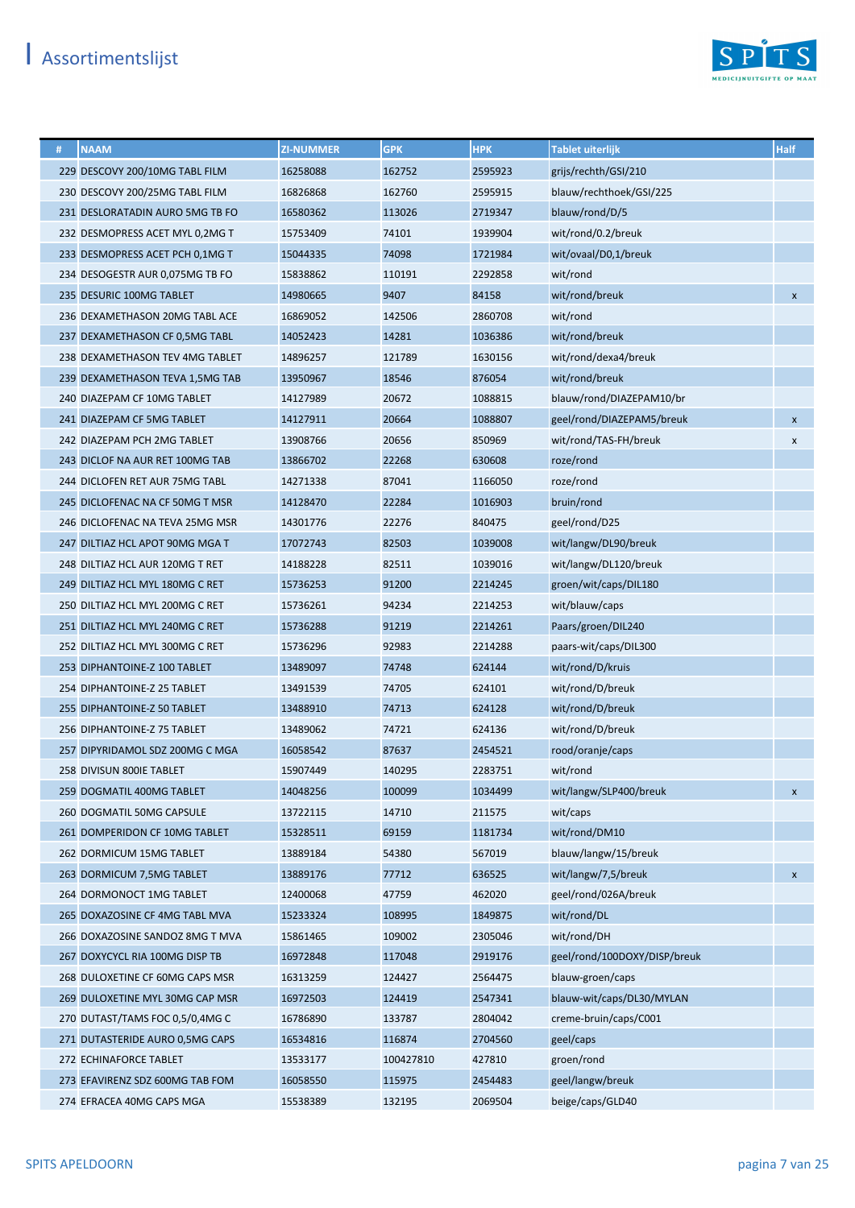# Assortimentslijst

| # | NAAM | ZI-NUMMER | GPK | HPK | Tablet uiterlijk | Half |
|---|---|---|---|---|---|---|
| 229 | DESCOVY 200/10MG TABL FILM | 16258088 | 162752 | 2595923 | grijs/rechth/GSI/210 | |
| 230 | DESCOVY 200/25MG TABL FILM | 16826868 | 162760 | 2595915 | blauw/rechthoek/GSI/225 | |
| 231 | DESLORATADIN AURO 5MG TB FO | 16580362 | 113026 | 2719347 | blauw/rond/D/5 | |
| 232 | DESMOPRESS ACET MYL 0,2MG T | 15753409 | 74101 | 1939904 | wit/rond/0.2/breuk | |
| 233 | DESMOPRESS ACET PCH 0,1MG T | 15044335 | 74098 | 1721984 | wit/ovaal/D0,1/breuk | |
| 234 | DESOGESTR AUR 0,075MG TB FO | 15838862 | 110191 | 2292858 | wit/rond | |
| 235 | DESURIC 100MG TABLET | 14980665 | 9407 | 84158 | wit/rond/breuk | x |
| 236 | DEXAMETHASON 20MG TABL ACE | 16869052 | 142506 | 2860708 | wit/rond | |
| 237 | DEXAMETHASON CF 0,5MG TABL | 14052423 | 14281 | 1036386 | wit/rond/breuk | |
| 238 | DEXAMETHASON TEV 4MG TABLET | 14896257 | 121789 | 1630156 | wit/rond/dexa4/breuk | |
| 239 | DEXAMETHASON TEVA 1,5MG TAB | 13950967 | 18546 | 876054 | wit/rond/breuk | |
| 240 | DIAZEPAM CF 10MG TABLET | 14127989 | 20672 | 1088815 | blauw/rond/DIAZEPAM10/br | |
| 241 | DIAZEPAM CF 5MG TABLET | 14127911 | 20664 | 1088807 | geel/rond/DIAZEPAM5/breuk | x |
| 242 | DIAZEPAM PCH 2MG TABLET | 13908766 | 20656 | 850969 | wit/rond/TAS-FH/breuk | x |
| 243 | DICLOF NA AUR RET 100MG TAB | 13866702 | 22268 | 630608 | roze/rond | |
| 244 | DICLOFEN RET AUR 75MG TABL | 14271338 | 87041 | 1166050 | roze/rond | |
| 245 | DICLOFENAC NA CF 50MG T MSR | 14128470 | 22284 | 1016903 | bruin/rond | |
| 246 | DICLOFENAC NA TEVA 25MG MSR | 14301776 | 22276 | 840475 | geel/rond/D25 | |
| 247 | DILTIAZ HCL APOT 90MG MGA T | 17072743 | 82503 | 1039008 | wit/langw/DL90/breuk | |
| 248 | DILTIAZ HCL AUR 120MG T RET | 14188228 | 82511 | 1039016 | wit/langw/DL120/breuk | |
| 249 | DILTIAZ HCL MYL 180MG C RET | 15736253 | 91200 | 2214245 | groen/wit/caps/DIL180 | |
| 250 | DILTIAZ HCL MYL 200MG C RET | 15736261 | 94234 | 2214253 | wit/blauw/caps | |
| 251 | DILTIAZ HCL MYL 240MG C RET | 15736288 | 91219 | 2214261 | Paars/groen/DIL240 | |
| 252 | DILTIAZ HCL MYL 300MG C RET | 15736296 | 92983 | 2214288 | paars-wit/caps/DIL300 | |
| 253 | DIPHANTOINE-Z 100 TABLET | 13489097 | 74748 | 624144 | wit/rond/D/kruis | |
| 254 | DIPHANTOINE-Z 25 TABLET | 13491539 | 74705 | 624101 | wit/rond/D/breuk | |
| 255 | DIPHANTOINE-Z 50 TABLET | 13488910 | 74713 | 624128 | wit/rond/D/breuk | |
| 256 | DIPHANTOINE-Z 75 TABLET | 13489062 | 74721 | 624136 | wit/rond/D/breuk | |
| 257 | DIPYRIDAMOL SDZ 200MG C MGA | 16058542 | 87637 | 2454521 | rood/oranje/caps | |
| 258 | DIVISUN 800IE TABLET | 15907449 | 140295 | 2283751 | wit/rond | |
| 259 | DOGMATIL 400MG TABLET | 14048256 | 100099 | 1034499 | wit/langw/SLP400/breuk | x |
| 260 | DOGMATIL 50MG CAPSULE | 13722115 | 14710 | 211575 | wit/caps | |
| 261 | DOMPERIDON CF 10MG TABLET | 15328511 | 69159 | 1181734 | wit/rond/DM10 | |
| 262 | DORMICUM 15MG TABLET | 13889184 | 54380 | 567019 | blauw/langw/15/breuk | |
| 263 | DORMICUM 7,5MG TABLET | 13889176 | 77712 | 636525 | wit/langw/7,5/breuk | x |
| 264 | DORMONOCT 1MG TABLET | 12400068 | 47759 | 462020 | geel/rond/026A/breuk | |
| 265 | DOXAZOSINE CF 4MG TABL MVA | 15233324 | 108995 | 1849875 | wit/rond/DL | |
| 266 | DOXAZOSINE SANDOZ 8MG T MVA | 15861465 | 109002 | 2305046 | wit/rond/DH | |
| 267 | DOXYCYCL RIA 100MG DISP TB | 16972848 | 117048 | 2919176 | geel/rond/100DOXY/DISP/breuk | |
| 268 | DULOXETINE CF 60MG CAPS MSR | 16313259 | 124427 | 2564475 | blauw-groen/caps | |
| 269 | DULOXETINE MYL 30MG CAP MSR | 16972503 | 124419 | 2547341 | blauw-wit/caps/DL30/MYLAN | |
| 270 | DUTAST/TAMS FOC 0,5/0,4MG C | 16786890 | 133787 | 2804042 | creme-bruin/caps/C001 | |
| 271 | DUTASTERIDE AURO 0,5MG CAPS | 16534816 | 116874 | 2704560 | geel/caps | |
| 272 | ECHINAFORCE TABLET | 13533177 | 100427810 | 427810 | groen/rond | |
| 273 | EFAVIRENZ SDZ 600MG TAB FOM | 16058550 | 115975 | 2454483 | geel/langw/breuk | |
| 274 | EFRACEA 40MG CAPS MGA | 15538389 | 132195 | 2069504 | beige/caps/GLD40 | |

SPITS APELDOORN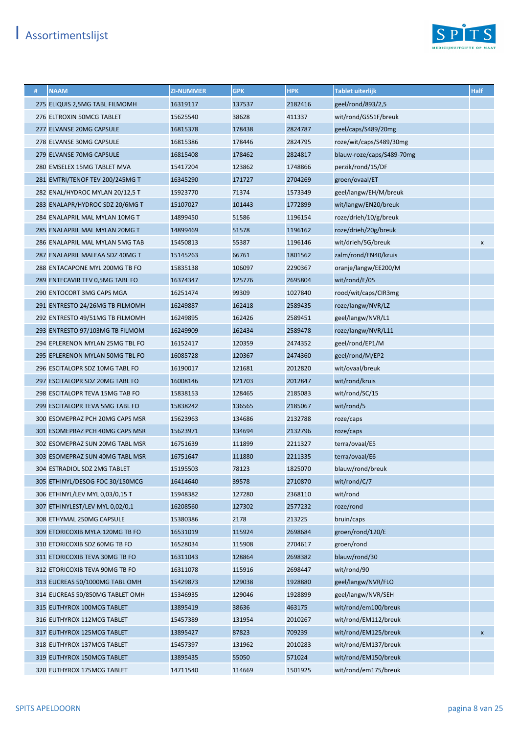# Assortimentslijst

| # | NAAM | ZI-NUMMER | GPK | HPK | Tablet uiterlijk | Half |
|---|---|---|---|---|---|---|
| 275 | ELIQUIS 2,5MG TABL FILMOMH | 16319117 | 137537 | 2182416 | geel/rond/893/2,5 | |
| 276 | ELTROXIN 50MCG TABLET | 15625540 | 38628 | 411337 | wit/rond/GS51F/breuk | |
| 277 | ELVANSE 20MG CAPSULE | 16815378 | 178438 | 2824787 | geel/caps/S489/20mg | |
| 278 | ELVANSE 30MG CAPSULE | 16815386 | 178446 | 2824795 | roze/wit/caps/S489/30mg | |
| 279 | ELVANSE 70MG CAPSULE | 16815408 | 178462 | 2824817 | blauw-roze/caps/S489-70mg | |
| 280 | EMSELEX 15MG TABLET MVA | 15417204 | 123862 | 1748866 | perzik/rond/15/DF | |
| 281 | EMTRI/TENOF TEV 200/245MG T | 16345290 | 171727 | 2704269 | groen/ovaal/ET | |
| 282 | ENAL/HYDROC MYLAN 20/12,5 T | 15923770 | 71374 | 1573349 | geel/langw/EH/M/breuk | |
| 283 | ENALAPR/HYDROC SDZ 20/6MG T | 15107027 | 101443 | 1772899 | wit/langw/EN20/breuk | |
| 284 | ENALAPRIL MAL MYLAN 10MG T | 14899450 | 51586 | 1196154 | roze/drieh/10/g/breuk | |
| 285 | ENALAPRIL MAL MYLAN 20MG T | 14899469 | 51578 | 1196162 | roze/drieh/20g/breuk | |
| 286 | ENALAPRIL MAL MYLAN 5MG TAB | 15450813 | 55387 | 1196146 | wit/drieh/5G/breuk | x |
| 287 | ENALAPRIL MALEAA SDZ 40MG T | 15145263 | 66761 | 1801562 | zalm/rond/EN40/kruis | |
| 288 | ENTACAPONE MYL 200MG TB FO | 15835138 | 106097 | 2290367 | oranje/langw/EE200/M | |
| 289 | ENTECAVIR TEV 0,5MG TABL FO | 16374347 | 125776 | 2695804 | wit/rond/E/05 | |
| 290 | ENTOCORT 3MG CAPS MGA | 16251474 | 99309 | 1027840 | rood/wit/caps/CIR3mg | |
| 291 | ENTRESTO 24/26MG TB FILMOMH | 16249887 | 162418 | 2589435 | roze/langw/NVR/LZ | |
| 292 | ENTRESTO 49/51MG TB FILMOMH | 16249895 | 162426 | 2589451 | geel/langw/NVR/L1 | |
| 293 | ENTRESTO 97/103MG TB FILMOM | 16249909 | 162434 | 2589478 | roze/langw/NVR/L11 | |
| 294 | EPLERENON MYLAN 25MG TBL FO | 16152417 | 120359 | 2474352 | geel/rond/EP1/M | |
| 295 | EPLERENON MYLAN 50MG TBL FO | 16085728 | 120367 | 2474360 | geel/rond/M/EP2 | |
| 296 | ESCITALOPR SDZ 10MG TABL FO | 16190017 | 121681 | 2012820 | wit/ovaal/breuk | |
| 297 | ESCITALOPR SDZ 20MG TABL FO | 16008146 | 121703 | 2012847 | wit/rond/kruis | |
| 298 | ESCITALOPR TEVA 15MG TAB FO | 15838153 | 128465 | 2185083 | wit/rond/SC/15 | |
| 299 | ESCITALOPR TEVA 5MG TABL FO | 15838242 | 136565 | 2185067 | wit/rond/5 | |
| 300 | ESOMEPRAZ PCH 20MG CAPS MSR | 15623963 | 134686 | 2132788 | roze/caps | |
| 301 | ESOMEPRAZ PCH 40MG CAPS MSR | 15623971 | 134694 | 2132796 | roze/caps | |
| 302 | ESOMEPRAZ SUN 20MG TABL MSR | 16751639 | 111899 | 2211327 | terra/ovaal/E5 | |
| 303 | ESOMEPRAZ SUN 40MG TABL MSR | 16751647 | 111880 | 2211335 | terra/ovaal/E6 | |
| 304 | ESTRADIOL SDZ 2MG TABLET | 15195503 | 78123 | 1825070 | blauw/rond/breuk | |
| 305 | ETHINYL/DESOG FOC 30/150MCG | 16414640 | 39578 | 2710870 | wit/rond/C/7 | |
| 306 | ETHINYL/LEV MYL 0,03/0,15 T | 15948382 | 127280 | 2368110 | wit/rond | |
| 307 | ETHINYLEST/LEV MYL 0,02/0,1 | 16208560 | 127302 | 2577232 | roze/rond | |
| 308 | ETHYMAL 250MG CAPSULE | 15380386 | 2178 | 213225 | bruin/caps | |
| 309 | ETORICOXIB MYLA 120MG TB FO | 16531019 | 115924 | 2698684 | groen/rond/120/E | |
| 310 | ETORICOXIB SDZ 60MG TB FO | 16528034 | 115908 | 2704617 | groen/rond | |
| 311 | ETORICOXIB TEVA 30MG TB FO | 16311043 | 128864 | 2698382 | blauw/rond/30 | |
| 312 | ETORICOXIB TEVA 90MG TB FO | 16311078 | 115916 | 2698447 | wit/rond/90 | |
| 313 | EUCREAS 50/1000MG TABL OMH | 15429873 | 129038 | 1928880 | geel/langw/NVR/FLO | |
| 314 | EUCREAS 50/850MG TABLET OMH | 15346935 | 129046 | 1928899 | geel/langw/NVR/SEH | |
| 315 | EUTHYROX 100MCG TABLET | 13895419 | 38636 | 463175 | wit/rond/em100/breuk | |
| 316 | EUTHYROX 112MCG TABLET | 15457389 | 131954 | 2010267 | wit/rond/EM112/breuk | |
| 317 | EUTHYROX 125MCG TABLET | 13895427 | 87823 | 709239 | wit/rond/EM125/breuk | x |
| 318 | EUTHYROX 137MCG TABLET | 15457397 | 131962 | 2010283 | wit/rond/EM137/breuk | |
| 319 | EUTHYROX 150MCG TABLET | 13895435 | 55050 | 571024 | wit/rond/EM150/breuk | |
| 320 | EUTHYROX 175MCG TABLET | 14711540 | 114669 | 1501925 | wit/rond/em175/breuk | |

SPITS APELDOORN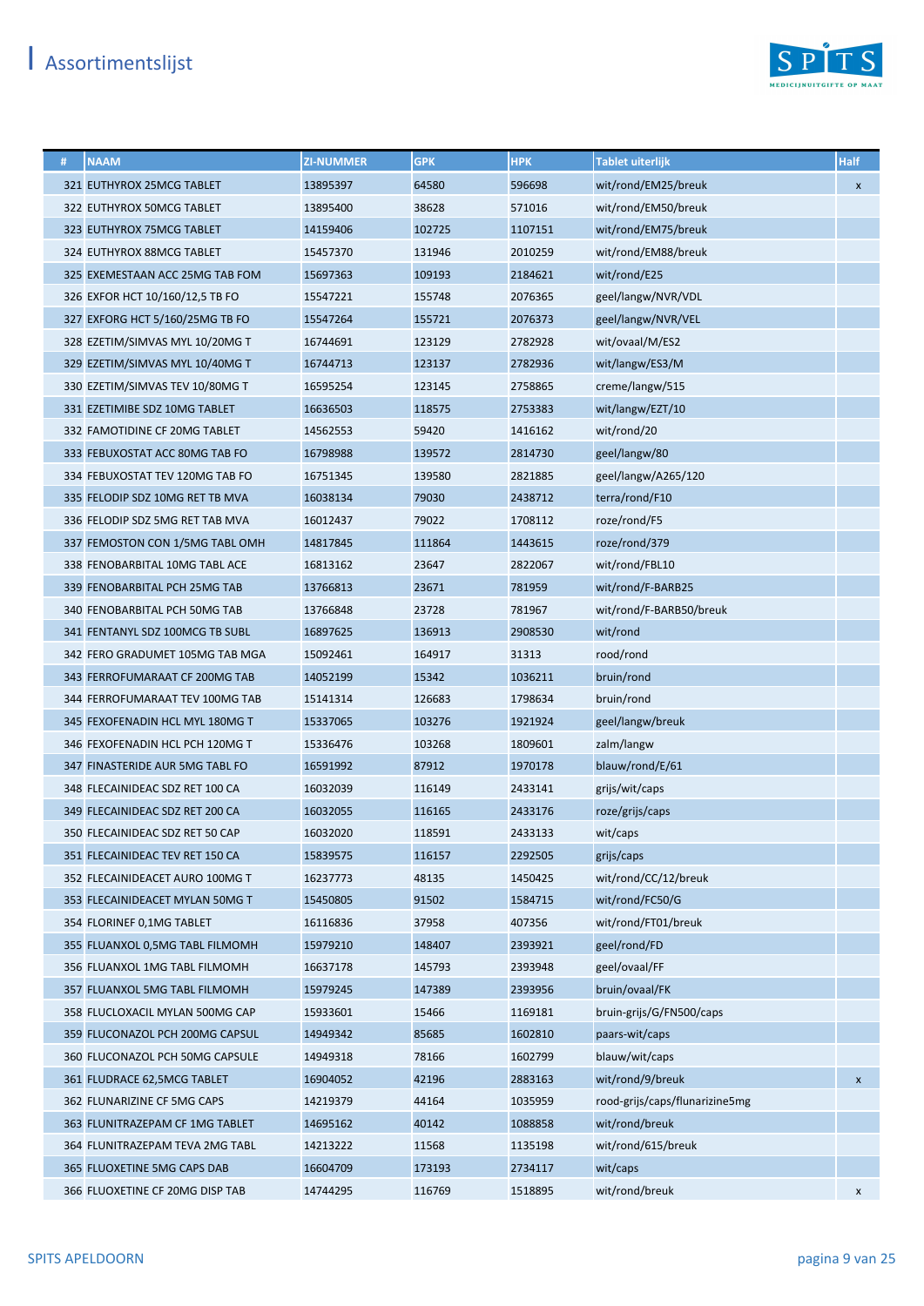# Assortimentslijst

| # | NAAM | ZI-NUMMER | GPK | HPK | Tablet uiterlijk | Half |
|---|---|---|---|---|---|---|
| 321 | EUTHYROX 25MCG TABLET | 13895397 | 64580 | 596698 | wit/rond/EM25/breuk | x |
| 322 | EUTHYROX 50MCG TABLET | 13895400 | 38628 | 571016 | wit/rond/EM50/breuk | |
| 323 | EUTHYROX 75MCG TABLET | 14159406 | 102725 | 1107151 | wit/rond/EM75/breuk | |
| 324 | EUTHYROX 88MCG TABLET | 15457370 | 131946 | 2010259 | wit/rond/EM88/breuk | |
| 325 | EXEMESTAAN ACC 25MG TAB FOM | 15697363 | 109193 | 2184621 | wit/rond/E25 | |
| 326 | EXFOR HCT 10/160/12,5 TB FO | 15547221 | 155748 | 2076365 | geel/langw/NVR/VDL | |
| 327 | EXFORG HCT 5/160/25MG TB FO | 15547264 | 155721 | 2076373 | geel/langw/NVR/VEL | |
| 328 | EZETIM/SIMVAS MYL 10/20MG T | 16744691 | 123129 | 2782928 | wit/ovaal/M/ES2 | |
| 329 | EZETIM/SIMVAS MYL 10/40MG T | 16744713 | 123137 | 2782936 | wit/langw/ES3/M | |
| 330 | EZETIM/SIMVAS TEV 10/80MG T | 16595254 | 123145 | 2758865 | creme/langw/515 | |
| 331 | EZETIMIBE SDZ 10MG TABLET | 16636503 | 118575 | 2753383 | wit/langw/EZT/10 | |
| 332 | FAMOTIDINE CF 20MG TABLET | 14562553 | 59420 | 1416162 | wit/rond/20 | |
| 333 | FEBUXOSTAT ACC 80MG TAB FO | 16798988 | 139572 | 2814730 | geel/langw/80 | |
| 334 | FEBUXOSTAT TEV 120MG TAB FO | 16751345 | 139580 | 2821885 | geel/langw/A265/120 | |
| 335 | FELODIP SDZ 10MG RET TB MVA | 16038134 | 79030 | 2438712 | terra/rond/F10 | |
| 336 | FELODIP SDZ 5MG RET TAB MVA | 16012437 | 79022 | 1708112 | roze/rond/F5 | |
| 337 | FEMOSTON CON 1/5MG TABL OMH | 14817845 | 111864 | 1443615 | roze/rond/379 | |
| 338 | FENOBARBITAL 10MG TABL ACE | 16813162 | 23647 | 2822067 | wit/rond/FBL10 | |
| 339 | FENOBARBITAL PCH 25MG TAB | 13766813 | 23671 | 781959 | wit/rond/F-BARB25 | |
| 340 | FENOBARBITAL PCH 50MG TAB | 13766848 | 23728 | 781967 | wit/rond/F-BARB50/breuk | |
| 341 | FENTANYL SDZ 100MCG TB SUBL | 16897625 | 136913 | 2908530 | wit/rond | |
| 342 | FERO GRADUMET 105MG TAB MGA | 15092461 | 164917 | 31313 | rood/rond | |
| 343 | FERROFUMARAAT CF 200MG TAB | 14052199 | 15342 | 1036211 | bruin/rond | |
| 344 | FERROFUMARAAT TEV 100MG TAB | 15141314 | 126683 | 1798634 | bruin/rond | |
| 345 | FEXOFENADIN HCL MYL 180MG T | 15337065 | 103276 | 1921924 | geel/langw/breuk | |
| 346 | FEXOFENADIN HCL PCH 120MG T | 15336476 | 103268 | 1809601 | zalm/langw | |
| 347 | FINASTERIDE AUR 5MG TABL FO | 16591992 | 87912 | 1970178 | blauw/rond/E/61 | |
| 348 | FLECAINIDEAC SDZ RET 100 CA | 16032039 | 116149 | 2433141 | grijs/wit/caps | |
| 349 | FLECAINIDEAC SDZ RET 200 CA | 16032055 | 116165 | 2433176 | roze/grijs/caps | |
| 350 | FLECAINIDEAC SDZ RET 50 CAP | 16032020 | 118591 | 2433133 | wit/caps | |
| 351 | FLECAINIDEAC TEV RET 150 CA | 15839575 | 116157 | 2292505 | grijs/caps | |
| 352 | FLECAINIDEACET AURO 100MG T | 16237773 | 48135 | 1450425 | wit/rond/CC/12/breuk | |
| 353 | FLECAINIDEACET MYLAN 50MG T | 15450805 | 91502 | 1584715 | wit/rond/FC50/G | |
| 354 | FLORINEF 0,1MG TABLET | 16116836 | 37958 | 407356 | wit/rond/FT01/breuk | |
| 355 | FLUANXOL 0,5MG TABL FILMOMH | 15979210 | 148407 | 2393921 | geel/rond/FD | |
| 356 | FLUANXOL 1MG TABL FILMOMH | 16637178 | 145793 | 2393948 | geel/ovaal/FF | |
| 357 | FLUANXOL 5MG TABL FILMOMH | 15979245 | 147389 | 2393956 | bruin/ovaal/FK | |
| 358 | FLUCLOXACIL MYLAN 500MG CAP | 15933601 | 15466 | 1169181 | bruin-grijs/G/FN500/caps | |
| 359 | FLUCONAZOL PCH 200MG CAPSUL | 14949342 | 85685 | 1602810 | paars-wit/caps | |
| 360 | FLUCONAZOL PCH 50MG CAPSULE | 14949318 | 78166 | 1602799 | blauw/wit/caps | |
| 361 | FLUDRACE 62,5MCG TABLET | 16904052 | 42196 | 2883163 | wit/rond/9/breuk | x |
| 362 | FLUNARIZINE CF 5MG CAPS | 14219379 | 44164 | 1035959 | rood-grijs/caps/flunarizine5mg | |
| 363 | FLUNITRAZEPAM CF 1MG TABLET | 14695162 | 40142 | 1088858 | wit/rond/breuk | |
| 364 | FLUNITRAZEPAM TEVA 2MG TABL | 14213222 | 11568 | 1135198 | wit/rond/615/breuk | |
| 365 | FLUOXETINE 5MG CAPS DAB | 16604709 | 173193 | 2734117 | wit/caps | |
| 366 | FLUOXETINE CF 20MG DISP TAB | 14744295 | 116769 | 1518895 | wit/rond/breuk | x |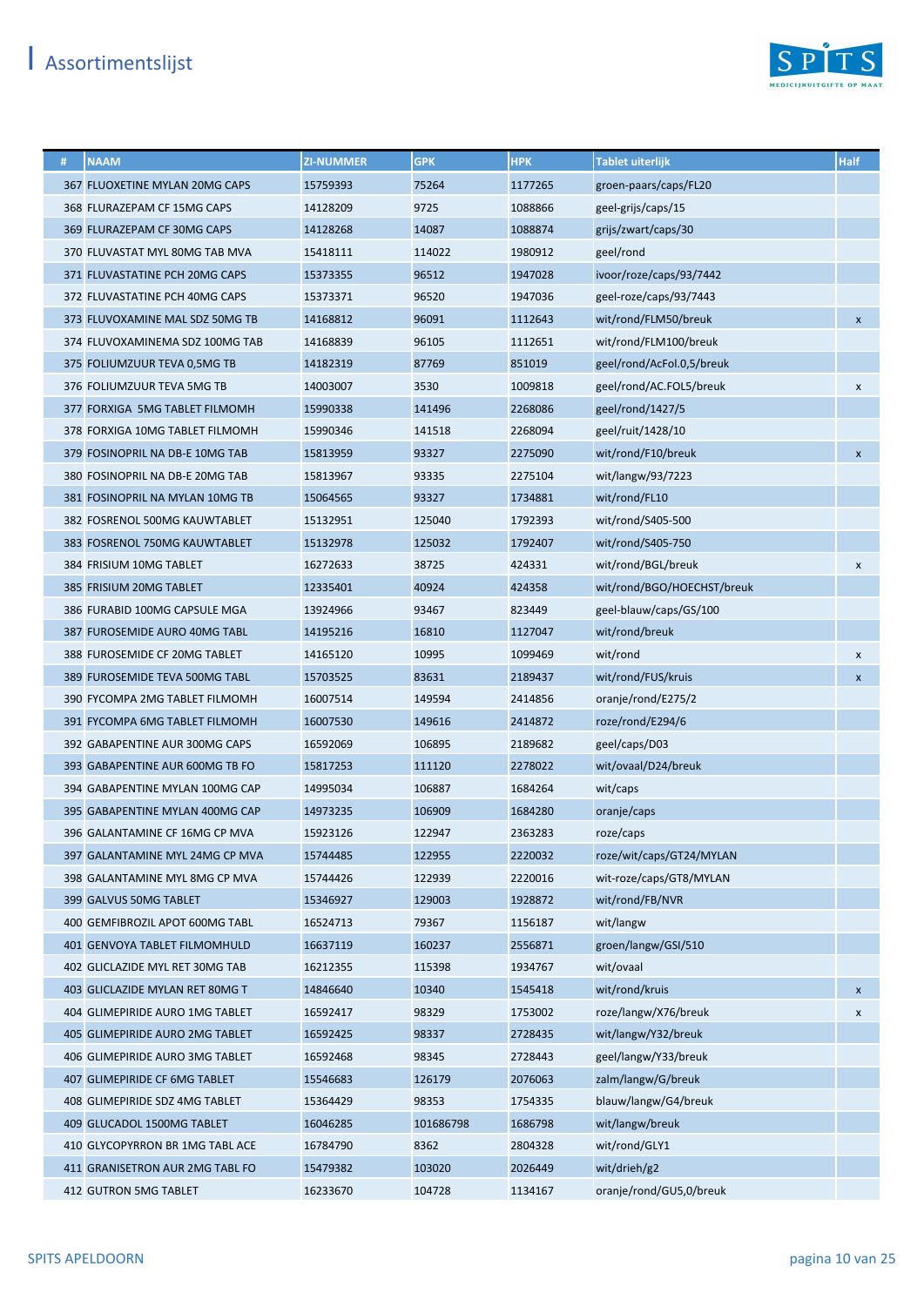# Assortimentslijst

| # | NAAM | ZI-NUMMER | GPK | HPK | Tablet uiterlijk | Half |
|---|---|---|---|---|---|---|
| 367 | FLUOXETINE MYLAN 20MG CAPS | 15759393 | 75264 | 1177265 | groen-paars/caps/FL20 | |
| 368 | FLURAZEPAM CF 15MG CAPS | 14128209 | 9725 | 1088866 | geel-grijs/caps/15 | |
| 369 | FLURAZEPAM CF 30MG CAPS | 14128268 | 14087 | 1088874 | grijs/zwart/caps/30 | |
| 370 | FLUVASTAT MYL 80MG TAB MVA | 15418111 | 114022 | 1980912 | geel/rond | |
| 371 | FLUVASTATINE PCH 20MG CAPS | 15373355 | 96512 | 1947028 | ivoor/roze/caps/93/7442 | |
| 372 | FLUVASTATINE PCH 40MG CAPS | 15373371 | 96520 | 1947036 | geel-roze/caps/93/7443 | |
| 373 | FLUVOXAMINE MAL SDZ 50MG TB | 14168812 | 96091 | 1112643 | wit/rond/FLM50/breuk | x |
| 374 | FLUVOXAMINEMA SDZ 100MG TAB | 14168839 | 96105 | 1112651 | wit/rond/FLM100/breuk | |
| 375 | FOLIUMZUUR TEVA 0,5MG TB | 14182319 | 87769 | 851019 | geel/rond/AcFol.0,5/breuk | |
| 376 | FOLIUMZUUR TEVA 5MG TB | 14003007 | 3530 | 1009818 | geel/rond/AC.FOL5/breuk | x |
| 377 | FORXIGA 5MG TABLET FILMOMH | 15990338 | 141496 | 2268086 | geel/rond/1427/5 | |
| 378 | FORXIGA 10MG TABLET FILMOMH | 15990346 | 141518 | 2268094 | geel/ruit/1428/10 | |
| 379 | FOSINOPRIL NA DB-E 10MG TAB | 15813959 | 93327 | 2275090 | wit/rond/F10/breuk | x |
| 380 | FOSINOPRIL NA DB-E 20MG TAB | 15813967 | 93335 | 2275104 | wit/langw/93/7223 | |
| 381 | FOSINOPRIL NA MYLAN 10MG TB | 15064565 | 93327 | 1734881 | wit/rond/FL10 | |
| 382 | FOSRENOL 500MG KAUWTABLET | 15132951 | 125040 | 1792393 | wit/rond/S405-500 | |
| 383 | FOSRENOL 750MG KAUWTABLET | 15132978 | 125032 | 1792407 | wit/rond/S405-750 | |
| 384 | FRISIUM 10MG TABLET | 16272633 | 38725 | 424331 | wit/rond/BGL/breuk | x |
| 385 | FRISIUM 20MG TABLET | 12335401 | 40924 | 424358 | wit/rond/BGO/HOECHST/breuk | |
| 386 | FURABID 100MG CAPSULE MGA | 13924966 | 93467 | 823449 | geel-blauw/caps/GS/100 | |
| 387 | FUROSEMIDE AURO 40MG TABL | 14195216 | 16810 | 1127047 | wit/rond/breuk | |
| 388 | FUROSEMIDE CF 20MG TABLET | 14165120 | 10995 | 1099469 | wit/rond | x |
| 389 | FUROSEMIDE TEVA 500MG TABL | 15703525 | 83631 | 2189437 | wit/rond/FUS/kruis | x |
| 390 | FYCOMPA 2MG TABLET FILMOMH | 16007514 | 149594 | 2414856 | oranje/rond/E275/2 | |
| 391 | FYCOMPA 6MG TABLET FILMOMH | 16007530 | 149616 | 2414872 | roze/rond/E294/6 | |
| 392 | GABAPENTINE AUR 300MG CAPS | 16592069 | 106895 | 2189682 | geel/caps/D03 | |
| 393 | GABAPENTINE AUR 600MG TB FO | 15817253 | 111120 | 2278022 | wit/ovaal/D24/breuk | |
| 394 | GABAPENTINE MYLAN 100MG CAP | 14995034 | 106887 | 1684264 | wit/caps | |
| 395 | GABAPENTINE MYLAN 400MG CAP | 14973235 | 106909 | 1684280 | oranje/caps | |
| 396 | GALANTAMINE CF 16MG CP MVA | 15923126 | 122947 | 2363283 | roze/caps | |
| 397 | GALANTAMINE MYL 24MG CP MVA | 15744485 | 122955 | 2220032 | roze/wit/caps/GT24/MYLAN | |
| 398 | GALANTAMINE MYL 8MG CP MVA | 15744426 | 122939 | 2220016 | wit-roze/caps/GT8/MYLAN | |
| 399 | GALVUS 50MG TABLET | 15346927 | 129003 | 1928872 | wit/rond/FB/NVR | |
| 400 | GEMFIBROZIL APOT 600MG TABL | 16524713 | 79367 | 1156187 | wit/langw | |
| 401 | GENVOYA TABLET FILMOMHULD | 16637119 | 160237 | 2556871 | groen/langw/GSI/510 | |
| 402 | GLICLAZIDE MYL RET 30MG TAB | 16212355 | 115398 | 1934767 | wit/ovaal | |
| 403 | GLICLAZIDE MYLAN RET 80MG T | 14846640 | 10340 | 1545418 | wit/rond/kruis | x |
| 404 | GLIMEPIRIDE AURO 1MG TABLET | 16592417 | 98329 | 1753002 | roze/langw/X76/breuk | x |
| 405 | GLIMEPIRIDE AURO 2MG TABLET | 16592425 | 98337 | 2728435 | wit/langw/Y32/breuk | |
| 406 | GLIMEPIRIDE AURO 3MG TABLET | 16592468 | 98345 | 2728443 | geel/langw/Y33/breuk | |
| 407 | GLIMEPIRIDE CF 6MG TABLET | 15546683 | 126179 | 2076063 | zalm/langw/G/breuk | |
| 408 | GLIMEPIRIDE SDZ 4MG TABLET | 15364429 | 98353 | 1754335 | blauw/langw/G4/breuk | |
| 409 | GLUCADOL 1500MG TABLET | 16046285 | 101686798 | 1686798 | wit/langw/breuk | |
| 410 | GLYCOPYRRON BR 1MG TABL ACE | 16784790 | 8362 | 2804328 | wit/rond/GLY1 | |
| 411 | GRANISETRON AUR 2MG TABL FO | 15479382 | 103020 | 2026449 | wit/drieh/g2 | |
| 412 | GUTRON 5MG TABLET | 16233670 | 104728 | 1134167 | oranje/rond/GU5,0/breuk | |

SPITS APELDOORN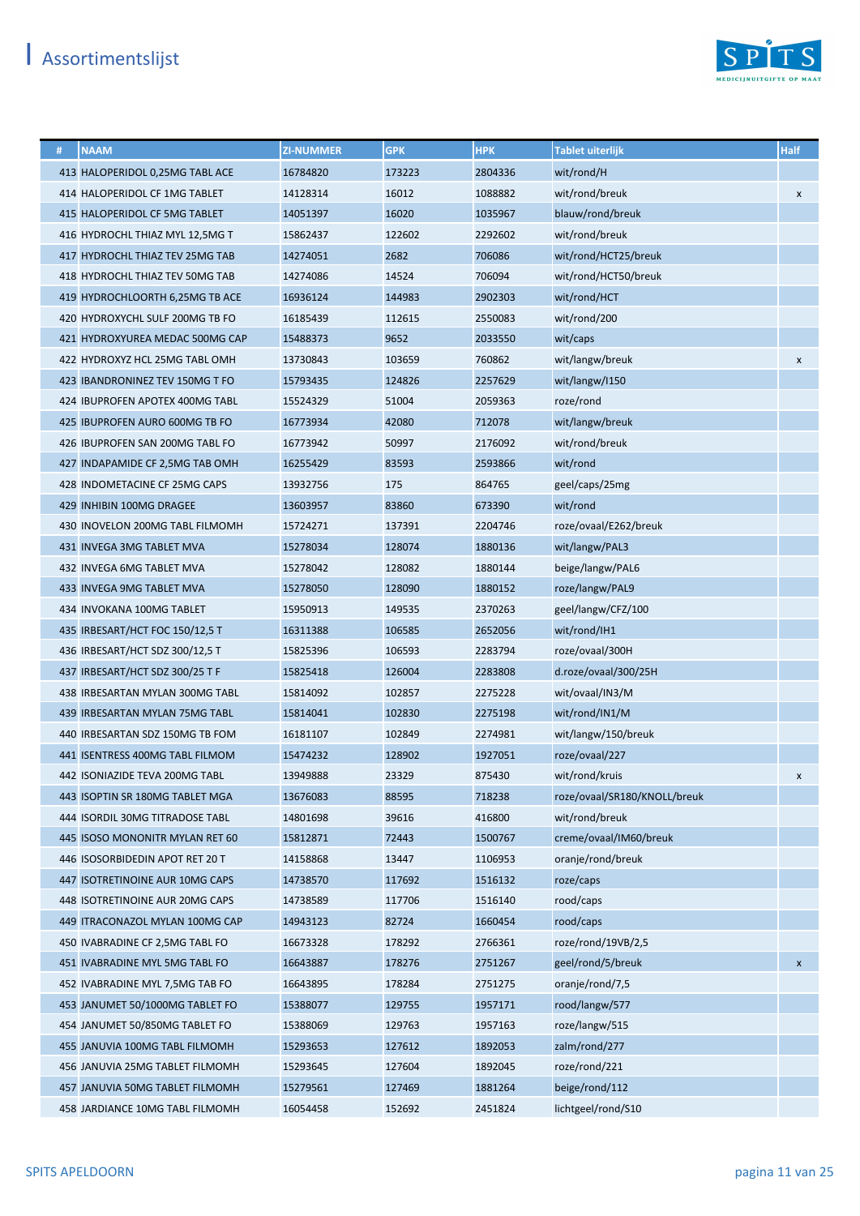# Assortimentslijst

| # | NAAM | ZI-NUMMER | GPK | HPK | Tablet uiterlijk | Half |
|---|---|---|---|---|---|---|
| 413 | HALOPERIDOL 0,25MG TABL ACE | 16784820 | 173223 | 2804336 | wit/rond/H | |
| 414 | HALOPERIDOL CF 1MG TABLET | 14128314 | 16012 | 1088882 | wit/rond/breuk | x |
| 415 | HALOPERIDOL CF 5MG TABLET | 14051397 | 16020 | 1035967 | blauw/rond/breuk | |
| 416 | HYDROCHL THIAZ MYL 12,5MG T | 15862437 | 122602 | 2292602 | wit/rond/breuk | |
| 417 | HYDROCHL THIAZ TEV 25MG TAB | 14274051 | 2682 | 706086 | wit/rond/HCT25/breuk | |
| 418 | HYDROCHL THIAZ TEV 50MG TAB | 14274086 | 14524 | 706094 | wit/rond/HCT50/breuk | |
| 419 | HYDROCHLOORTH 6,25MG TB ACE | 16936124 | 144983 | 2902303 | wit/rond/HCT | |
| 420 | HYDROXYCHL SULF 200MG TB FO | 16185439 | 112615 | 2550083 | wit/rond/200 | |
| 421 | HYDROXYUREA MEDAC 500MG CAP | 15488373 | 9652 | 2033550 | wit/caps | |
| 422 | HYDROXYZ HCL 25MG TABL OMH | 13730843 | 103659 | 760862 | wit/langw/breuk | x |
| 423 | IBANDRONINEZ TEV 150MG T FO | 15793435 | 124826 | 2257629 | wit/langw/I150 | |
| 424 | IBUPROFEN APOTEX 400MG TABL | 15524329 | 51004 | 2059363 | roze/rond | |
| 425 | IBUPROFEN AURO 600MG TB FO | 16773934 | 42080 | 712078 | wit/langw/breuk | |
| 426 | IBUPROFEN SAN 200MG TABL FO | 16773942 | 50997 | 2176092 | wit/rond/breuk | |
| 427 | INDAPAMIDE CF 2,5MG TAB OMH | 16255429 | 83593 | 2593866 | wit/rond | |
| 428 | INDOMETACINE CF 25MG CAPS | 13932756 | 175 | 864765 | geel/caps/25mg | |
| 429 | INHIBIN 100MG DRAGEE | 13603957 | 83860 | 673390 | wit/rond | |
| 430 | INOVELON 200MG TABL FILMOMH | 15724271 | 137391 | 2204746 | roze/ovaal/E262/breuk | |
| 431 | INVEGA 3MG TABLET MVA | 15278034 | 128074 | 1880136 | wit/langw/PAL3 | |
| 432 | INVEGA 6MG TABLET MVA | 15278042 | 128082 | 1880144 | beige/langw/PAL6 | |
| 433 | INVEGA 9MG TABLET MVA | 15278050 | 128090 | 1880152 | roze/langw/PAL9 | |
| 434 | INVOKANA 100MG TABLET | 15950913 | 149535 | 2370263 | geel/langw/CFZ/100 | |
| 435 | IRBESART/HCT FOC 150/12,5 T | 16311388 | 106585 | 2652056 | wit/rond/IH1 | |
| 436 | IRBESART/HCT SDZ 300/12,5 T | 15825396 | 106593 | 2283794 | roze/ovaal/300H | |
| 437 | IRBESART/HCT SDZ 300/25 T F | 15825418 | 126004 | 2283808 | d.roze/ovaal/300/25H | |
| 438 | IRBESARTAN MYLAN 300MG TABL | 15814092 | 102857 | 2275228 | wit/ovaal/IN3/M | |
| 439 | IRBESARTAN MYLAN 75MG TABL | 15814041 | 102830 | 2275198 | wit/rond/IN1/M | |
| 440 | IRBESARTAN SDZ 150MG TB FOM | 16181107 | 102849 | 2274981 | wit/langw/150/breuk | |
| 441 | ISENTRESS 400MG TABL FILMOM | 15474232 | 128902 | 1927051 | roze/ovaal/227 | |
| 442 | ISONIAZIDE TEVA 200MG TABL | 13949888 | 23329 | 875430 | wit/rond/kruis | x |
| 443 | ISOPTIN SR 180MG TABLET MGA | 13676083 | 88595 | 718238 | roze/ovaal/SR180/KNOLL/breuk | |
| 444 | ISORDIL 30MG TITRADOSE TABL | 14801698 | 39616 | 416800 | wit/rond/breuk | |
| 445 | ISOSO MONONITR MYLAN RET 60 | 15812871 | 72443 | 1500767 | creme/ovaal/IM60/breuk | |
| 446 | ISOSORBIDEDIN APOT RET 20 T | 14158868 | 13447 | 1106953 | oranje/rond/breuk | |
| 447 | ISOTRETINOINE AUR 10MG CAPS | 14738570 | 117692 | 1516132 | roze/caps | |
| 448 | ISOTRETINOINE AUR 20MG CAPS | 14738589 | 117706 | 1516140 | rood/caps | |
| 449 | ITRACONAZOL MYLAN 100MG CAP | 14943123 | 82724 | 1660454 | rood/caps | |
| 450 | IVABRADINE CF 2,5MG TABL FO | 16673328 | 178292 | 2766361 | roze/rond/19VB/2,5 | |
| 451 | IVABRADINE MYL 5MG TABL FO | 16643887 | 178276 | 2751267 | geel/rond/5/breuk | x |
| 452 | IVABRADINE MYL 7,5MG TAB FO | 16643895 | 178284 | 2751275 | oranje/rond/7,5 | |
| 453 | JANUMET 50/1000MG TABLET FO | 15388077 | 129755 | 1957171 | rood/langw/577 | |
| 454 | JANUMET 50/850MG TABLET FO | 15388069 | 129763 | 1957163 | roze/langw/515 | |
| 455 | JANUVIA 100MG TABL FILMOMH | 15293653 | 127612 | 1892053 | zalm/rond/277 | |
| 456 | JANUVIA 25MG TABLET FILMOMH | 15293645 | 127604 | 1892045 | roze/rond/221 | |
| 457 | JANUVIA 50MG TABLET FILMOMH | 15279561 | 127469 | 1881264 | beige/rond/112 | |
| 458 | JARDIANCE 10MG TABL FILMOMH | 16054458 | 152692 | 2451824 | lichtgeel/rond/S10 | |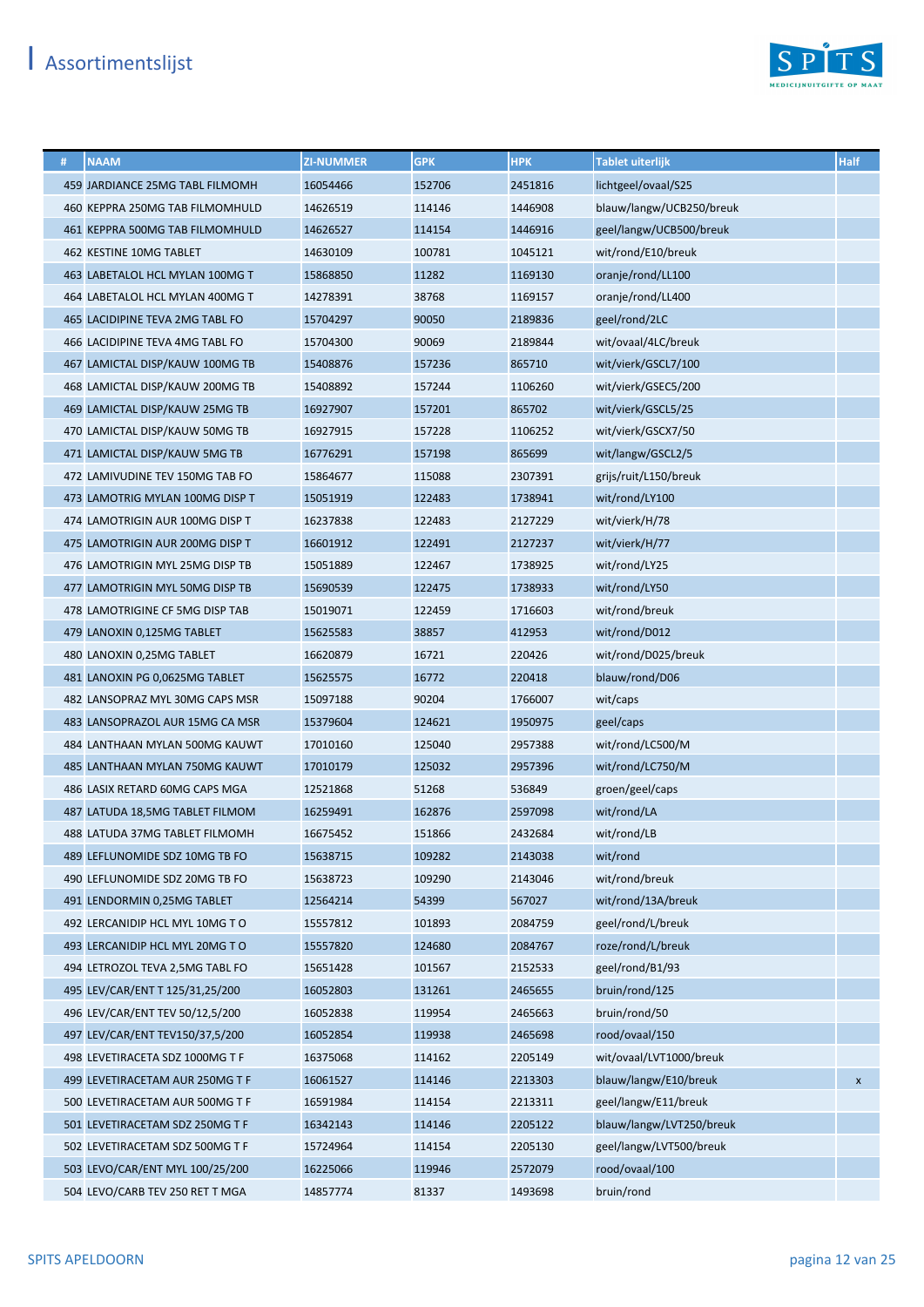# Assortimentslijst

| # | NAAM | ZI-NUMMER | GPK | HPK | Tablet uiterlijk | Half |
|---|---|---|---|---|---|---|
| 459 | JARDIANCE 25MG TABL FILMOMH | 16054466 | 152706 | 2451816 | lichtgeel/ovaal/S25 | |
| 460 | KEPPRA 250MG TAB FILMOMHULD | 14626519 | 114146 | 1446908 | blauw/langw/UCB250/breuk | |
| 461 | KEPPRA 500MG TAB FILMOMHULD | 14626527 | 114154 | 1446916 | geel/langw/UCB500/breuk | |
| 462 | KESTINE 10MG TABLET | 14630109 | 100781 | 1045121 | wit/rond/E10/breuk | |
| 463 | LABETALOL HCL MYLAN 100MG T | 15868850 | 11282 | 1169130 | oranje/rond/LL100 | |
| 464 | LABETALOL HCL MYLAN 400MG T | 14278391 | 38768 | 1169157 | oranje/rond/LL400 | |
| 465 | LACIDIPINE TEVA 2MG TABL FO | 15704297 | 90050 | 2189836 | geel/rond/2LC | |
| 466 | LACIDIPINE TEVA 4MG TABL FO | 15704300 | 90069 | 2189844 | wit/ovaal/4LC/breuk | |
| 467 | LAMICTAL DISP/KAUW 100MG TB | 15408876 | 157236 | 865710 | wit/vierk/GSCL7/100 | |
| 468 | LAMICTAL DISP/KAUW 200MG TB | 15408892 | 157244 | 1106260 | wit/vierk/GSEC5/200 | |
| 469 | LAMICTAL DISP/KAUW 25MG TB | 16927907 | 157201 | 865702 | wit/vierk/GSCL5/25 | |
| 470 | LAMICTAL DISP/KAUW 50MG TB | 16927915 | 157228 | 1106252 | wit/vierk/GSCX7/50 | |
| 471 | LAMICTAL DISP/KAUW 5MG TB | 16776291 | 157198 | 865699 | wit/langw/GSCL2/5 | |
| 472 | LAMIVUDINE TEV 150MG TAB FO | 15864677 | 115088 | 2307391 | grijs/ruit/L150/breuk | |
| 473 | LAMOTRIG MYLAN 100MG DISP T | 15051919 | 122483 | 1738941 | wit/rond/LY100 | |
| 474 | LAMOTRIGIN AUR 100MG DISP T | 16237838 | 122483 | 2127229 | wit/vierk/H/78 | |
| 475 | LAMOTRIGIN AUR 200MG DISP T | 16601912 | 122491 | 2127237 | wit/vierk/H/77 | |
| 476 | LAMOTRIGIN MYL 25MG DISP TB | 15051889 | 122467 | 1738925 | wit/rond/LY25 | |
| 477 | LAMOTRIGIN MYL 50MG DISP TB | 15690539 | 122475 | 1738933 | wit/rond/LY50 | |
| 478 | LAMOTRIGINE CF 5MG DISP TAB | 15019071 | 122459 | 1716603 | wit/rond/breuk | |
| 479 | LANOXIN 0,125MG TABLET | 15625583 | 38857 | 412953 | wit/rond/D012 | |
| 480 | LANOXIN 0,25MG TABLET | 16620879 | 16721 | 220426 | wit/rond/D025/breuk | |
| 481 | LANOXIN PG 0,0625MG TABLET | 15625575 | 16772 | 220418 | blauw/rond/D06 | |
| 482 | LANSOPRAZ MYL 30MG CAPS MSR | 15097188 | 90204 | 1766007 | wit/caps | |
| 483 | LANSOPRAZOL AUR 15MG CA MSR | 15379604 | 124621 | 1950975 | geel/caps | |
| 484 | LANTHAAN MYLAN 500MG KAUWT | 17010160 | 125040 | 2957388 | wit/rond/LC500/M | |
| 485 | LANTHAAN MYLAN 750MG KAUWT | 17010179 | 125032 | 2957396 | wit/rond/LC750/M | |
| 486 | LASIX RETARD 60MG CAPS MGA | 12521868 | 51268 | 536849 | groen/geel/caps | |
| 487 | LATUDA 18,5MG TABLET FILMOM | 16259491 | 162876 | 2597098 | wit/rond/LA | |
| 488 | LATUDA 37MG TABLET FILMOMH | 16675452 | 151866 | 2432684 | wit/rond/LB | |
| 489 | LEFLUNOMIDE SDZ 10MG TB FO | 15638715 | 109282 | 2143038 | wit/rond | |
| 490 | LEFLUNOMIDE SDZ 20MG TB FO | 15638723 | 109290 | 2143046 | wit/rond/breuk | |
| 491 | LENDORMIN 0,25MG TABLET | 12564214 | 54399 | 567027 | wit/rond/13A/breuk | |
| 492 | LERCANIDIP HCL MYL 10MG T O | 15557812 | 101893 | 2084759 | geel/rond/L/breuk | |
| 493 | LERCANIDIP HCL MYL 20MG T O | 15557820 | 124680 | 2084767 | roze/rond/L/breuk | |
| 494 | LETROZOL TEVA 2,5MG TABL FO | 15651428 | 101567 | 2152533 | geel/rond/B1/93 | |
| 495 | LEV/CAR/ENT T 125/31,25/200 | 16052803 | 131261 | 2465655 | bruin/rond/125 | |
| 496 | LEV/CAR/ENT TEV 50/12,5/200 | 16052838 | 119954 | 2465663 | bruin/rond/50 | |
| 497 | LEV/CAR/ENT TEV150/37,5/200 | 16052854 | 119938 | 2465698 | rood/ovaal/150 | |
| 498 | LEVETIRACETA SDZ 1000MG T F | 16375068 | 114162 | 2205149 | wit/ovaal/LVT1000/breuk | |
| 499 | LEVETIRACETAM AUR 250MG T F | 16061527 | 114146 | 2213303 | blauw/langw/E10/breuk | x |
| 500 | LEVETIRACETAM AUR 500MG T F | 16591984 | 114154 | 2213311 | geel/langw/E11/breuk | |
| 501 | LEVETIRACETAM SDZ 250MG T F | 16342143 | 114146 | 2205122 | blauw/langw/LVT250/breuk | |
| 502 | LEVETIRACETAM SDZ 500MG T F | 15724964 | 114154 | 2205130 | geel/langw/LVT500/breuk | |
| 503 | LEVO/CAR/ENT MYL 100/25/200 | 16225066 | 119946 | 2572079 | rood/ovaal/100 | |
| 504 | LEVO/CARB TEV 250 RET T MGA | 14857774 | 81337 | 1493698 | bruin/rond | |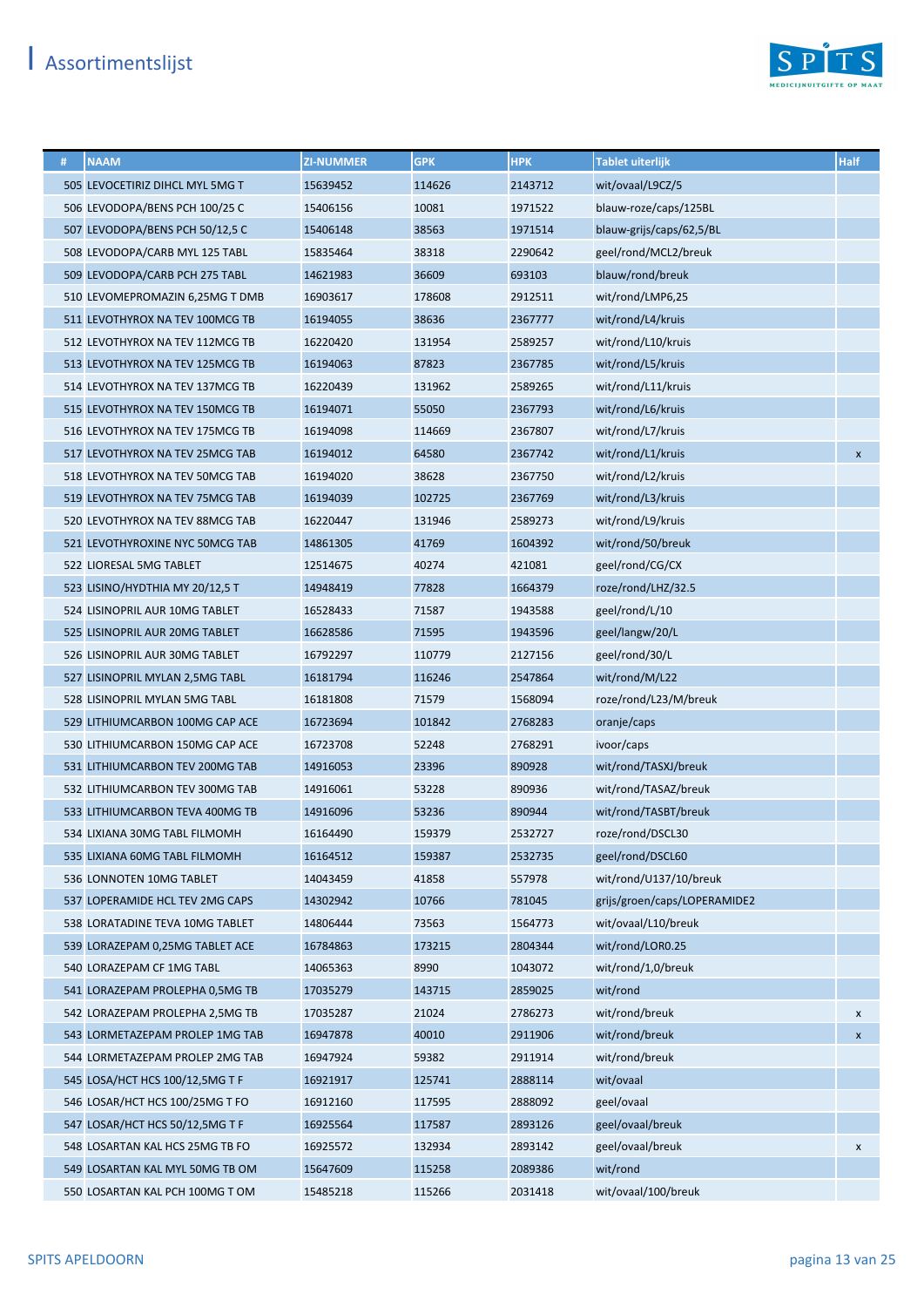# Assortimentslijst

| # | NAAM | ZI-NUMMER | GPK | HPK | Tablet uiterlijk | Half |
|---|---|---|---|---|---|---|
| 505 | LEVOCETIRIZ DIHCL MYL 5MG T | 15639452 | 114626 | 2143712 | wit/ovaal/L9CZ/5 | |
| 506 | LEVODOPA/BENS PCH 100/25 C | 15406156 | 10081 | 1971522 | blauw-roze/caps/125BL | |
| 507 | LEVODOPA/BENS PCH 50/12,5 C | 15406148 | 38563 | 1971514 | blauw-grijs/caps/62,5/BL | |
| 508 | LEVODOPA/CARB MYL 125 TABL | 15835464 | 38318 | 2290642 | geel/rond/MCL2/breuk | |
| 509 | LEVODOPA/CARB PCH 275 TABL | 14621983 | 36609 | 693103 | blauw/rond/breuk | |
| 510 | LEVOMEPROMAZIN 6,25MG T DMB | 16903617 | 178608 | 2912511 | wit/rond/LMP6,25 | |
| 511 | LEVOTHYROX NA TEV 100MCG TB | 16194055 | 38636 | 2367777 | wit/rond/L4/kruis | |
| 512 | LEVOTHYROX NA TEV 112MCG TB | 16220420 | 131954 | 2589257 | wit/rond/L10/kruis | |
| 513 | LEVOTHYROX NA TEV 125MCG TB | 16194063 | 87823 | 2367785 | wit/rond/L5/kruis | |
| 514 | LEVOTHYROX NA TEV 137MCG TB | 16220439 | 131962 | 2589265 | wit/rond/L11/kruis | |
| 515 | LEVOTHYROX NA TEV 150MCG TB | 16194071 | 55050 | 2367793 | wit/rond/L6/kruis | |
| 516 | LEVOTHYROX NA TEV 175MCG TB | 16194098 | 114669 | 2367807 | wit/rond/L7/kruis | |
| 517 | LEVOTHYROX NA TEV 25MCG TAB | 16194012 | 64580 | 2367742 | wit/rond/L1/kruis | x |
| 518 | LEVOTHYROX NA TEV 50MCG TAB | 16194020 | 38628 | 2367750 | wit/rond/L2/kruis | |
| 519 | LEVOTHYROX NA TEV 75MCG TAB | 16194039 | 102725 | 2367769 | wit/rond/L3/kruis | |
| 520 | LEVOTHYROX NA TEV 88MCG TAB | 16220447 | 131946 | 2589273 | wit/rond/L9/kruis | |
| 521 | LEVOTHYROXINE NYC 50MCG TAB | 14861305 | 41769 | 1604392 | wit/rond/50/breuk | |
| 522 | LIORESAL 5MG TABLET | 12514675 | 40274 | 421081 | geel/rond/CG/CX | |
| 523 | LISINO/HYDTHIA MY 20/12,5 T | 14948419 | 77828 | 1664379 | roze/rond/LHZ/32.5 | |
| 524 | LISINOPRIL AUR 10MG TABLET | 16528433 | 71587 | 1943588 | geel/rond/L/10 | |
| 525 | LISINOPRIL AUR 20MG TABLET | 16628586 | 71595 | 1943596 | geel/langw/20/L | |
| 526 | LISINOPRIL AUR 30MG TABLET | 16792297 | 110779 | 2127156 | geel/rond/30/L | |
| 527 | LISINOPRIL MYLAN 2,5MG TABL | 16181794 | 116246 | 2547864 | wit/rond/M/L22 | |
| 528 | LISINOPRIL MYLAN 5MG TABL | 16181808 | 71579 | 1568094 | roze/rond/L23/M/breuk | |
| 529 | LITHIUMCARBON 100MG CAP ACE | 16723694 | 101842 | 2768283 | oranje/caps | |
| 530 | LITHIUMCARBON 150MG CAP ACE | 16723708 | 52248 | 2768291 | ivoor/caps | |
| 531 | LITHIUMCARBON TEV 200MG TAB | 14916053 | 23396 | 890928 | wit/rond/TASXJ/breuk | |
| 532 | LITHIUMCARBON TEV 300MG TAB | 14916061 | 53228 | 890936 | wit/rond/TASAZ/breuk | |
| 533 | LITHIUMCARBON TEVA 400MG TB | 14916096 | 53236 | 890944 | wit/rond/TASBT/breuk | |
| 534 | LIXIANA 30MG TABL FILMOMH | 16164490 | 159379 | 2532727 | roze/rond/DSCL30 | |
| 535 | LIXIANA 60MG TABL FILMOMH | 16164512 | 159387 | 2532735 | geel/rond/DSCL60 | |
| 536 | LONNOTEN 10MG TABLET | 14043459 | 41858 | 557978 | wit/rond/U137/10/breuk | |
| 537 | LOPERAMIDE HCL TEV 2MG CAPS | 14302942 | 10766 | 781045 | grijs/groen/caps/LOPERAMIDE2 | |
| 538 | LORATADINE TEVA 10MG TABLET | 14806444 | 73563 | 1564773 | wit/ovaal/L10/breuk | |
| 539 | LORAZEPAM 0,25MG TABLET ACE | 16784863 | 173215 | 2804344 | wit/rond/LOR0.25 | |
| 540 | LORAZEPAM CF 1MG TABL | 14065363 | 8990 | 1043072 | wit/rond/1,0/breuk | |
| 541 | LORAZEPAM PROLEPHA 0,5MG TB | 17035279 | 143715 | 2859025 | wit/rond | |
| 542 | LORAZEPAM PROLEPHA 2,5MG TB | 17035287 | 21024 | 2786273 | wit/rond/breuk | x |
| 543 | LORMETAZEPAM PROLEP 1MG TAB | 16947878 | 40010 | 2911906 | wit/rond/breuk | x |
| 544 | LORMETAZEPAM PROLEP 2MG TAB | 16947924 | 59382 | 2911914 | wit/rond/breuk | |
| 545 | LOSA/HCT HCS 100/12,5MG T F | 16921917 | 125741 | 2888114 | wit/ovaal | |
| 546 | LOSAR/HCT HCS 100/25MG T FO | 16912160 | 117595 | 2888092 | geel/ovaal | |
| 547 | LOSAR/HCT HCS 50/12,5MG T F | 16925564 | 117587 | 2893126 | geel/ovaal/breuk | |
| 548 | LOSARTAN KAL HCS 25MG TB FO | 16925572 | 132934 | 2893142 | geel/ovaal/breuk | x |
| 549 | LOSARTAN KAL MYL 50MG TB OM | 15647609 | 115258 | 2089386 | wit/rond | |
| 550 | LOSARTAN KAL PCH 100MG T OM | 15485218 | 115266 | 2031418 | wit/ovaal/100/breuk | |

SPITS APELDOORN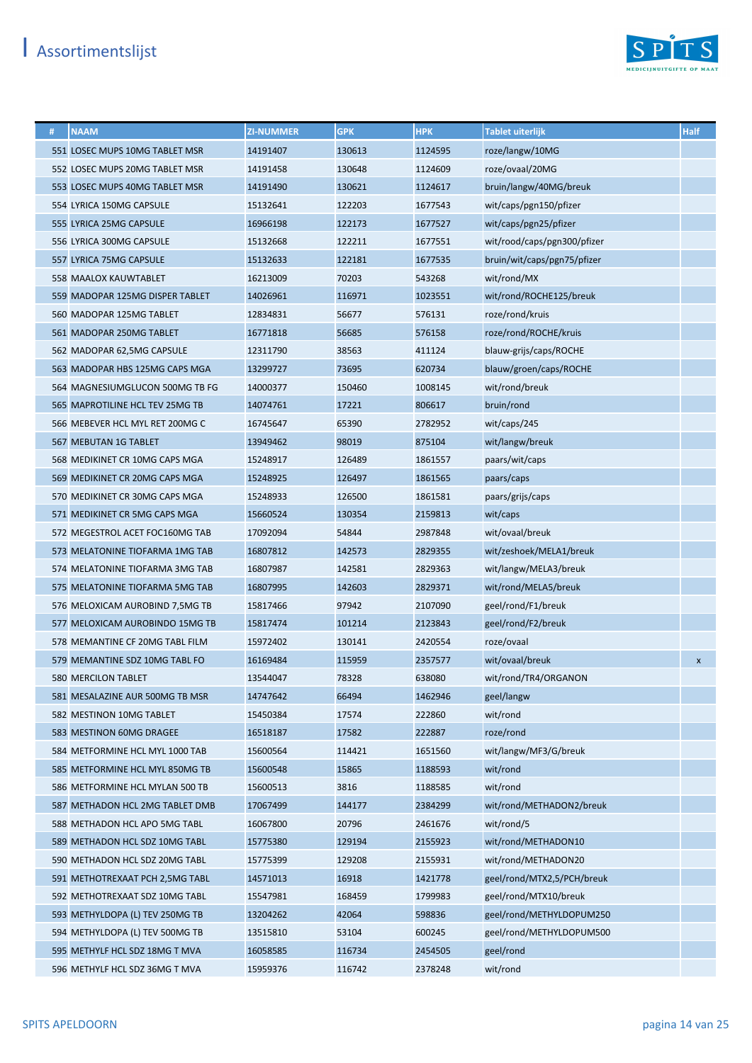# Assortimentslijst

| # | NAAM | ZI-NUMMER | GPK | HPK | Tablet uiterlijk | Half |
|---|---|---|---|---|---|---|
| 551 | LOSEC MUPS 10MG TABLET MSR | 14191407 | 130613 | 1124595 | roze/langw/10MG | |
| 552 | LOSEC MUPS 20MG TABLET MSR | 14191458 | 130648 | 1124609 | roze/ovaal/20MG | |
| 553 | LOSEC MUPS 40MG TABLET MSR | 14191490 | 130621 | 1124617 | bruin/langw/40MG/breuk | |
| 554 | LYRICA 150MG CAPSULE | 15132641 | 122203 | 1677543 | wit/caps/pgn150/pfizer | |
| 555 | LYRICA 25MG CAPSULE | 16966198 | 122173 | 1677527 | wit/caps/pgn25/pfizer | |
| 556 | LYRICA 300MG CAPSULE | 15132668 | 122211 | 1677551 | wit/rood/caps/pgn300/pfizer | |
| 557 | LYRICA 75MG CAPSULE | 15132633 | 122181 | 1677535 | bruin/wit/caps/pgn75/pfizer | |
| 558 | MAALOX KAUWTABLET | 16213009 | 70203 | 543268 | wit/rond/MX | |
| 559 | MADOPAR 125MG DISPER TABLET | 14026961 | 116971 | 1023551 | wit/rond/ROCHE125/breuk | |
| 560 | MADOPAR 125MG TABLET | 12834831 | 56677 | 576131 | roze/rond/kruis | |
| 561 | MADOPAR 250MG TABLET | 16771818 | 56685 | 576158 | roze/rond/ROCHE/kruis | |
| 562 | MADOPAR 62,5MG CAPSULE | 12311790 | 38563 | 411124 | blauw-grijs/caps/ROCHE | |
| 563 | MADOPAR HBS 125MG CAPS MGA | 13299727 | 73695 | 620734 | blauw/groen/caps/ROCHE | |
| 564 | MAGNESIUMGLUCON 500MG TB FG | 14000377 | 150460 | 1008145 | wit/rond/breuk | |
| 565 | MAPROTILINE HCL TEV 25MG TB | 14074761 | 17221 | 806617 | bruin/rond | |
| 566 | MEBEVER HCL MYL RET 200MG C | 16745647 | 65390 | 2782952 | wit/caps/245 | |
| 567 | MEBUTAN 1G TABLET | 13949462 | 98019 | 875104 | wit/langw/breuk | |
| 568 | MEDIKINET CR 10MG CAPS MGA | 15248917 | 126489 | 1861557 | paars/wit/caps | |
| 569 | MEDIKINET CR 20MG CAPS MGA | 15248925 | 126497 | 1861565 | paars/caps | |
| 570 | MEDIKINET CR 30MG CAPS MGA | 15248933 | 126500 | 1861581 | paars/grijs/caps | |
| 571 | MEDIKINET CR 5MG CAPS MGA | 15660524 | 130354 | 2159813 | wit/caps | |
| 572 | MEGESTROL ACET FOC160MG TAB | 17092094 | 54844 | 2987848 | wit/ovaal/breuk | |
| 573 | MELATONINE TIOFARMA 1MG TAB | 16807812 | 142573 | 2829355 | wit/zeshoek/MELA1/breuk | |
| 574 | MELATONINE TIOFARMA 3MG TAB | 16807987 | 142581 | 2829363 | wit/langw/MELA3/breuk | |
| 575 | MELATONINE TIOFARMA 5MG TAB | 16807995 | 142603 | 2829371 | wit/rond/MELA5/breuk | |
| 576 | MELOXICAM AUROBIND 7,5MG TB | 15817466 | 97942 | 2107090 | geel/rond/F1/breuk | |
| 577 | MELOXICAM AUROBINDO 15MG TB | 15817474 | 101214 | 2123843 | geel/rond/F2/breuk | |
| 578 | MEMANTINE CF 20MG TABL FILM | 15972402 | 130141 | 2420554 | roze/ovaal | |
| 579 | MEMANTINE SDZ 10MG TABL FO | 16169484 | 115959 | 2357577 | wit/ovaal/breuk | x |
| 580 | MERCILON TABLET | 13544047 | 78328 | 638080 | wit/rond/TR4/ORGANON | |
| 581 | MESALAZINE AUR 500MG TB MSR | 14747642 | 66494 | 1462946 | geel/langw | |
| 582 | MESTINON 10MG TABLET | 15450384 | 17574 | 222860 | wit/rond | |
| 583 | MESTINON 60MG DRAGEE | 16518187 | 17582 | 222887 | roze/rond | |
| 584 | METFORMINE HCL MYL 1000 TAB | 15600564 | 114421 | 1651560 | wit/langw/MF3/G/breuk | |
| 585 | METFORMINE HCL MYL 850MG TB | 15600548 | 15865 | 1188593 | wit/rond | |
| 586 | METFORMINE HCL MYLAN 500 TB | 15600513 | 3816 | 1188585 | wit/rond | |
| 587 | METHADON HCL 2MG TABLET DMB | 17067499 | 144177 | 2384299 | wit/rond/METHADON2/breuk | |
| 588 | METHADON HCL APO 5MG TABL | 16067800 | 20796 | 2461676 | wit/rond/5 | |
| 589 | METHADON HCL SDZ 10MG TABL | 15775380 | 129194 | 2155923 | wit/rond/METHADON10 | |
| 590 | METHADON HCL SDZ 20MG TABL | 15775399 | 129208 | 2155931 | wit/rond/METHADON20 | |
| 591 | METHOTREXAAT PCH 2,5MG TABL | 14571013 | 16918 | 1421778 | geel/rond/MTX2,5/PCH/breuk | |
| 592 | METHOTREXAAT SDZ 10MG TABL | 15547981 | 168459 | 1799983 | geel/rond/MTX10/breuk | |
| 593 | METHYLDOPA (L) TEV 250MG TB | 13204262 | 42064 | 598836 | geel/rond/METHYLDOPUM250 | |
| 594 | METHYLDOPA (L) TEV 500MG TB | 13515810 | 53104 | 600245 | geel/rond/METHYLDOPUM500 | |
| 595 | METHYLF HCL SDZ 18MG T MVA | 16058585 | 116734 | 2454505 | geel/rond | |
| 596 | METHYLF HCL SDZ 36MG T MVA | 15959376 | 116742 | 2378248 | wit/rond | |

SPITS APELDOORN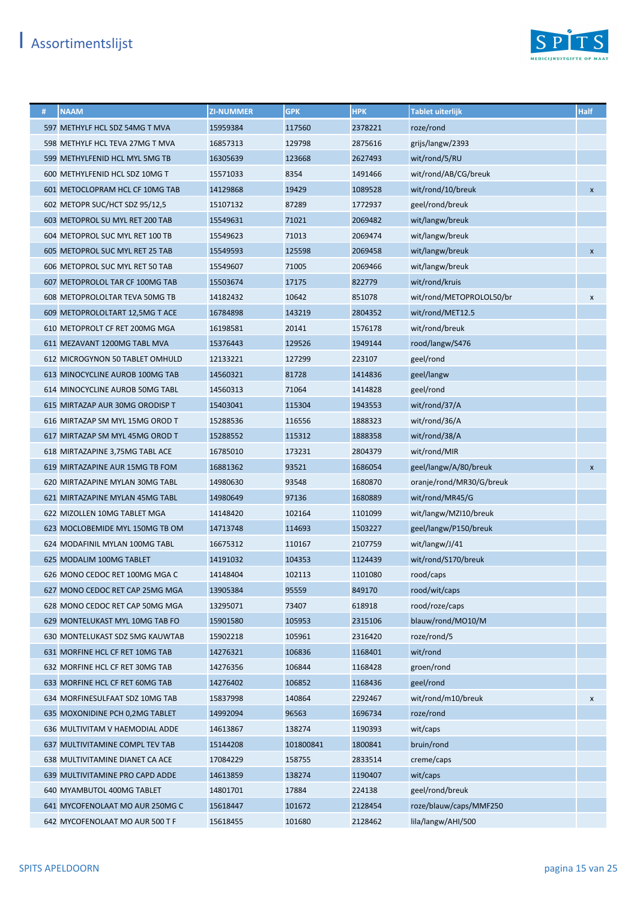# Assortimentslijst

| # | NAAM | ZI-NUMMER | GPK | HPK | Tablet uiterlijk | Half |
|---|---|---|---|---|---|---|
| 597 | METHYLF HCL SDZ 54MG T MVA | 15959384 | 117560 | 2378221 | roze/rond | |
| 598 | METHYLF HCL TEVA 27MG T MVA | 16857313 | 129798 | 2875616 | grijs/langw/2393 | |
| 599 | METHYLFENID HCL MYL 5MG TB | 16305639 | 123668 | 2627493 | wit/rond/5/RU | |
| 600 | METHYLFENID HCL SDZ 10MG T | 15571033 | 8354 | 1491466 | wit/rond/AB/CG/breuk | |
| 601 | METOCLOPRAM HCL CF 10MG TAB | 14129868 | 19429 | 1089528 | wit/rond/10/breuk | x |
| 602 | METOPR SUC/HCT SDZ 95/12,5 | 15107132 | 87289 | 1772937 | geel/rond/breuk | |
| 603 | METOPROL SU MYL RET 200 TAB | 15549631 | 71021 | 2069482 | wit/langw/breuk | |
| 604 | METOPROL SUC MYL RET 100 TB | 15549623 | 71013 | 2069474 | wit/langw/breuk | |
| 605 | METOPROL SUC MYL RET 25 TAB | 15549593 | 125598 | 2069458 | wit/langw/breuk | x |
| 606 | METOPROL SUC MYL RET 50 TAB | 15549607 | 71005 | 2069466 | wit/langw/breuk | |
| 607 | METOPROLOL TAR CF 100MG TAB | 15503674 | 17175 | 822779 | wit/rond/kruis | |
| 608 | METOPROLOLTAR TEVA 50MG TB | 14182432 | 10642 | 851078 | wit/rond/METOPROLOL50/br | x |
| 609 | METOPROLOLTART 12,5MG T ACE | 16784898 | 143219 | 2804352 | wit/rond/MET12.5 | |
| 610 | METOPROLT CF RET 200MG MGA | 16198581 | 20141 | 1576178 | wit/rond/breuk | |
| 611 | MEZAVANT 1200MG TABL MVA | 15376443 | 129526 | 1949144 | rood/langw/S476 | |
| 612 | MICROGYNON 50 TABLET OMHULD | 12133221 | 127299 | 223107 | geel/rond | |
| 613 | MINOCYCLINE AUROB 100MG TAB | 14560321 | 81728 | 1414836 | geel/langw | |
| 614 | MINOCYCLINE AUROB 50MG TABL | 14560313 | 71064 | 1414828 | geel/rond | |
| 615 | MIRTAZAP AUR 30MG ORODISP T | 15403041 | 115304 | 1943553 | wit/rond/37/A | |
| 616 | MIRTAZAP SM MYL 15MG OROD T | 15288536 | 116556 | 1888323 | wit/rond/36/A | |
| 617 | MIRTAZAP SM MYL 45MG OROD T | 15288552 | 115312 | 1888358 | wit/rond/38/A | |
| 618 | MIRTAZAPINE 3,75MG TABL ACE | 16785010 | 173231 | 2804379 | wit/rond/MIR | |
| 619 | MIRTAZAPINE AUR 15MG TB FOM | 16881362 | 93521 | 1686054 | geel/langw/A/80/breuk | x |
| 620 | MIRTAZAPINE MYLAN 30MG TABL | 14980630 | 93548 | 1680870 | oranje/rond/MR30/G/breuk | |
| 621 | MIRTAZAPINE MYLAN 45MG TABL | 14980649 | 97136 | 1680889 | wit/rond/MR45/G | |
| 622 | MIZOLLEN 10MG TABLET MGA | 14148420 | 102164 | 1101099 | wit/langw/MZI10/breuk | |
| 623 | MOCLOBEMIDE MYL 150MG TB OM | 14713748 | 114693 | 1503227 | geel/langw/P150/breuk | |
| 624 | MODAFINIL MYLAN 100MG TABL | 16675312 | 110167 | 2107759 | wit/langw/J/41 | |
| 625 | MODALIM 100MG TABLET | 14191032 | 104353 | 1124439 | wit/rond/S170/breuk | |
| 626 | MONO CEDOC RET 100MG MGA C | 14148404 | 102113 | 1101080 | rood/caps | |
| 627 | MONO CEDOC RET CAP 25MG MGA | 13905384 | 95559 | 849170 | rood/wit/caps | |
| 628 | MONO CEDOC RET CAP 50MG MGA | 13295071 | 73407 | 618918 | rood/roze/caps | |
| 629 | MONTELUKAST MYL 10MG TAB FO | 15901580 | 105953 | 2315106 | blauw/rond/MO10/M | |
| 630 | MONTELUKAST SDZ 5MG KAUWTAB | 15902218 | 105961 | 2316420 | roze/rond/5 | |
| 631 | MORFINE HCL CF RET 10MG TAB | 14276321 | 106836 | 1168401 | wit/rond | |
| 632 | MORFINE HCL CF RET 30MG TAB | 14276356 | 106844 | 1168428 | groen/rond | |
| 633 | MORFINE HCL CF RET 60MG TAB | 14276402 | 106852 | 1168436 | geel/rond | |
| 634 | MORFINESULFAAT SDZ 10MG TAB | 15837998 | 140864 | 2292467 | wit/rond/m10/breuk | x |
| 635 | MOXONIDINE PCH 0,2MG TABLET | 14992094 | 96563 | 1696734 | roze/rond | |
| 636 | MULTIVITAM V HAEMODIAL ADDE | 14613867 | 138274 | 1190393 | wit/caps | |
| 637 | MULTIVITAMINE COMPL TEV TAB | 15144208 | 101800841 | 1800841 | bruin/rond | |
| 638 | MULTIVITAMINE DIANET CA ACE | 17084229 | 158755 | 2833514 | creme/caps | |
| 639 | MULTIVITAMINE PRO CAPD ADDE | 14613859 | 138274 | 1190407 | wit/caps | |
| 640 | MYAMBUTOL 400MG TABLET | 14801701 | 17884 | 224138 | geel/rond/breuk | |
| 641 | MYCOFENOLAAT MO AUR 250MG C | 15618447 | 101672 | 2128454 | roze/blauw/caps/MMF250 | |
| 642 | MYCOFENOLAAT MO AUR 500 T F | 15618455 | 101680 | 2128462 | lila/langw/AHI/500 | |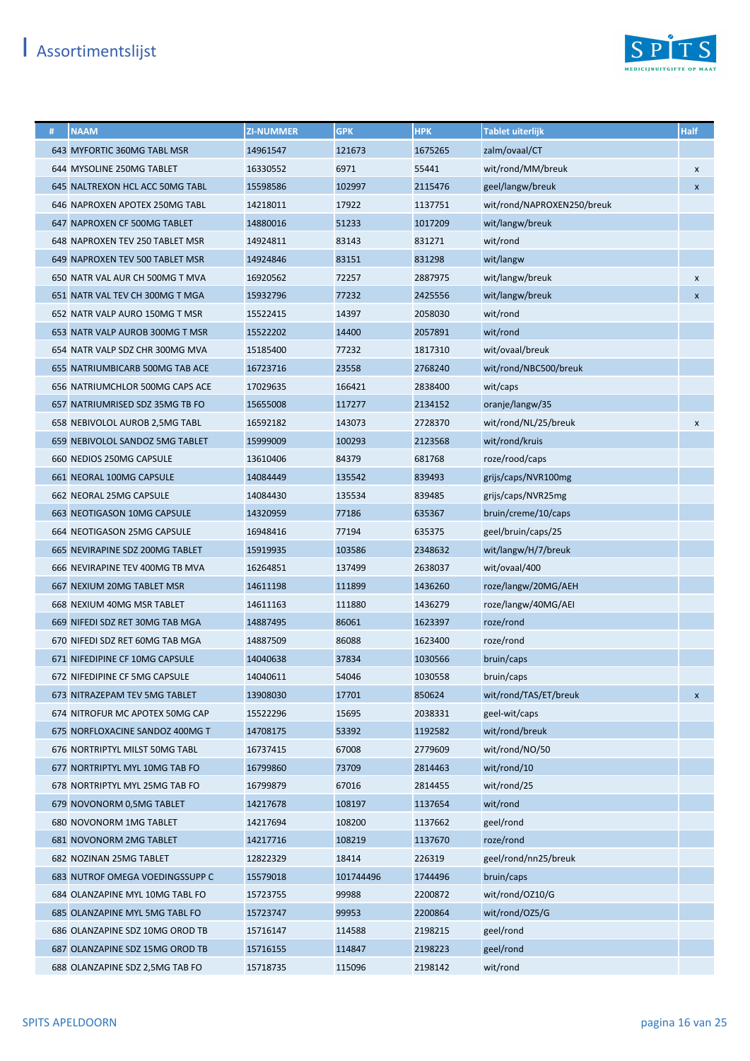# Assortimentslijst

| # | NAAM | ZI-NUMMER | GPK | HPK | Tablet uiterlijk | Half |
|---|---|---|---|---|---|---|
| 643 | MYFORTIC 360MG TABL MSR | 14961547 | 121673 | 1675265 | zalm/ovaal/CT | |
| 644 | MYSOLINE 250MG TABLET | 16330552 | 6971 | 55441 | wit/rond/MM/breuk | x |
| 645 | NALTREXON HCL ACC 50MG TABL | 15598586 | 102997 | 2115476 | geel/langw/breuk | x |
| 646 | NAPROXEN APOTEX 250MG TABL | 14218011 | 17922 | 1137751 | wit/rond/NAPROXEN250/breuk | |
| 647 | NAPROXEN CF 500MG TABLET | 14880016 | 51233 | 1017209 | wit/langw/breuk | |
| 648 | NAPROXEN TEV 250 TABLET MSR | 14924811 | 83143 | 831271 | wit/rond | |
| 649 | NAPROXEN TEV 500 TABLET MSR | 14924846 | 83151 | 831298 | wit/langw | |
| 650 | NATR VAL AUR CH 500MG T MVA | 16920562 | 72257 | 2887975 | wit/langw/breuk | x |
| 651 | NATR VAL TEV CH 300MG T MGA | 15932796 | 77232 | 2425556 | wit/langw/breuk | x |
| 652 | NATR VALP AURO 150MG T MSR | 15522415 | 14397 | 2058030 | wit/rond | |
| 653 | NATR VALP AUROB 300MG T MSR | 15522202 | 14400 | 2057891 | wit/rond | |
| 654 | NATR VALP SDZ CHR 300MG MVA | 15185400 | 77232 | 1817310 | wit/ovaal/breuk | |
| 655 | NATRIUMBICARB 500MG TAB ACE | 16723716 | 23558 | 2768240 | wit/rond/NBC500/breuk | |
| 656 | NATRIUMCHLOR 500MG CAPS ACE | 17029635 | 166421 | 2838400 | wit/caps | |
| 657 | NATRIUMRISED SDZ 35MG TB FO | 15655008 | 117277 | 2134152 | oranje/langw/35 | |
| 658 | NEBIVOLOL AUROB 2,5MG TABL | 16592182 | 143073 | 2728370 | wit/rond/NL/25/breuk | x |
| 659 | NEBIVOLOL SANDOZ 5MG TABLET | 15999009 | 100293 | 2123568 | wit/rond/kruis | |
| 660 | NEDIOS 250MG CAPSULE | 13610406 | 84379 | 681768 | roze/rood/caps | |
| 661 | NEORAL 100MG CAPSULE | 14084449 | 135542 | 839493 | grijs/caps/NVR100mg | |
| 662 | NEORAL 25MG CAPSULE | 14084430 | 135534 | 839485 | grijs/caps/NVR25mg | |
| 663 | NEOTIGASON 10MG CAPSULE | 14320959 | 77186 | 635367 | bruin/creme/10/caps | |
| 664 | NEOTIGASON 25MG CAPSULE | 16948416 | 77194 | 635375 | geel/bruin/caps/25 | |
| 665 | NEVIRAPINE SDZ 200MG TABLET | 15919935 | 103586 | 2348632 | wit/langw/H/7/breuk | |
| 666 | NEVIRAPINE TEV 400MG TB MVA | 16264851 | 137499 | 2638037 | wit/ovaal/400 | |
| 667 | NEXIUM 20MG TABLET MSR | 14611198 | 111899 | 1436260 | roze/langw/20MG/AEH | |
| 668 | NEXIUM 40MG MSR TABLET | 14611163 | 111880 | 1436279 | roze/langw/40MG/AEI | |
| 669 | NIFEDI SDZ RET 30MG TAB MGA | 14887495 | 86061 | 1623397 | roze/rond | |
| 670 | NIFEDI SDZ RET 60MG TAB MGA | 14887509 | 86088 | 1623400 | roze/rond | |
| 671 | NIFEDIPINE CF 10MG CAPSULE | 14040638 | 37834 | 1030566 | bruin/caps | |
| 672 | NIFEDIPINE CF 5MG CAPSULE | 14040611 | 54046 | 1030558 | bruin/caps | |
| 673 | NITRAZEPAM TEV 5MG TABLET | 13908030 | 17701 | 850624 | wit/rond/TAS/ET/breuk | x |
| 674 | NITROFUR MC APOTEX 50MG CAP | 15522296 | 15695 | 2038331 | geel-wit/caps | |
| 675 | NORFLOXACINE SANDOZ 400MG T | 14708175 | 53392 | 1192582 | wit/rond/breuk | |
| 676 | NORTRIPTYL MILST 50MG TABL | 16737415 | 67008 | 2779609 | wit/rond/NO/50 | |
| 677 | NORTRIPTYL MYL 10MG TAB FO | 16799860 | 73709 | 2814463 | wit/rond/10 | |
| 678 | NORTRIPTYL MYL 25MG TAB FO | 16799879 | 67016 | 2814455 | wit/rond/25 | |
| 679 | NOVONORM 0,5MG TABLET | 14217678 | 108197 | 1137654 | wit/rond | |
| 680 | NOVONORM 1MG TABLET | 14217694 | 108200 | 1137662 | geel/rond | |
| 681 | NOVONORM 2MG TABLET | 14217716 | 108219 | 1137670 | roze/rond | |
| 682 | NOZINAN 25MG TABLET | 12822329 | 18414 | 226319 | geel/rond/nn25/breuk | |
| 683 | NUTROF OMEGA VOEDINGSSUPP C | 15579018 | 101744496 | 1744496 | bruin/caps | |
| 684 | OLANZAPINE MYL 10MG TABL FO | 15723755 | 99988 | 2200872 | wit/rond/OZ10/G | |
| 685 | OLANZAPINE MYL 5MG TABL FO | 15723747 | 99953 | 2200864 | wit/rond/OZ5/G | |
| 686 | OLANZAPINE SDZ 10MG OROD TB | 15716147 | 114588 | 2198215 | geel/rond | |
| 687 | OLANZAPINE SDZ 15MG OROD TB | 15716155 | 114847 | 2198223 | geel/rond | |
| 688 | OLANZAPINE SDZ 2,5MG TAB FO | 15718735 | 115096 | 2198142 | wit/rond | |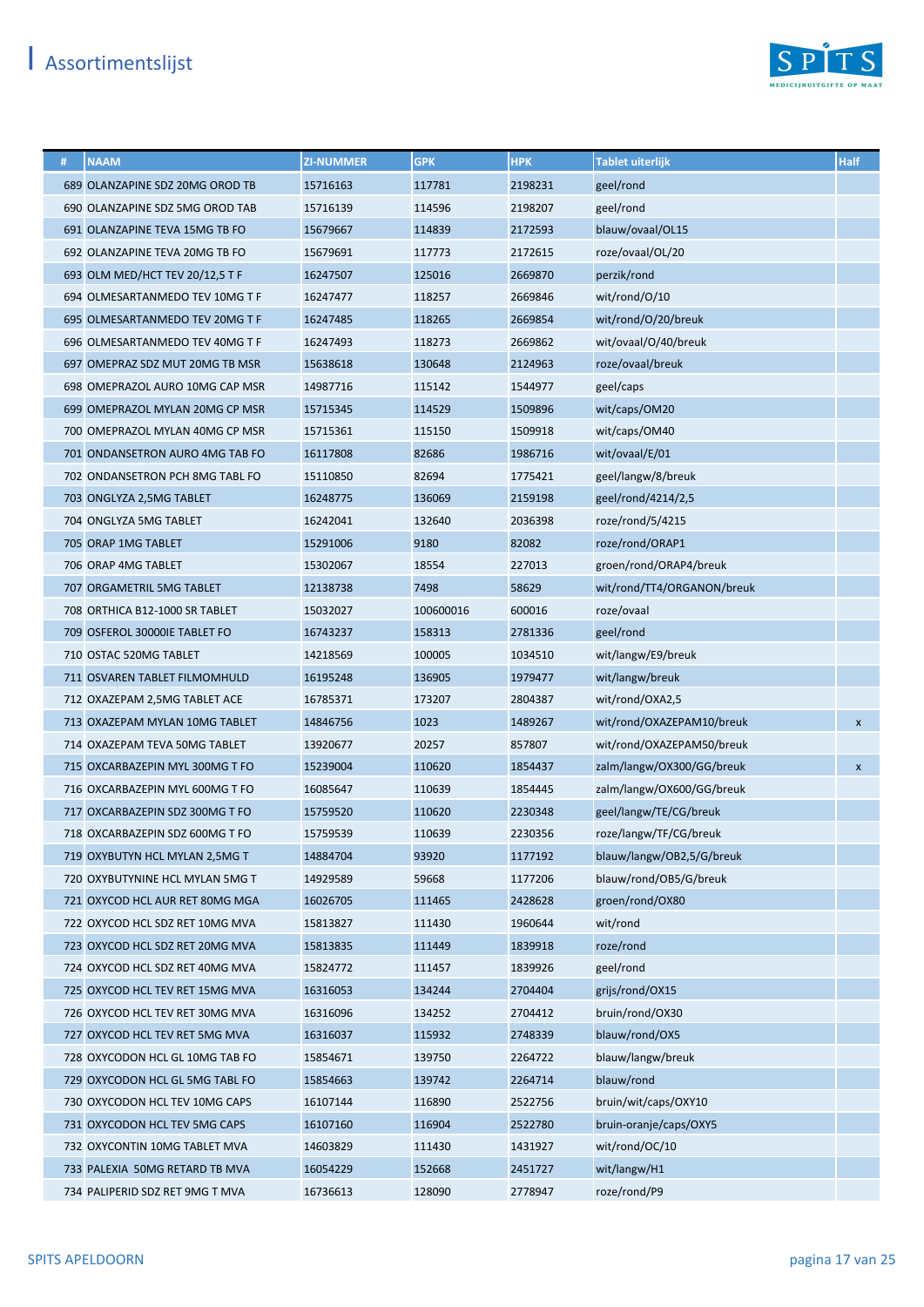# Assortimentslijst

| # | NAAM | ZI-NUMMER | GPK | HPK | Tablet uiterlijk | Half |
|---|---|---|---|---|---|---|
| 689 | OLANZAPINE SDZ 20MG OROD TB | 15716163 | 117781 | 2198231 | geel/rond | |
| 690 | OLANZAPINE SDZ 5MG OROD TAB | 15716139 | 114596 | 2198207 | geel/rond | |
| 691 | OLANZAPINE TEVA 15MG TB FO | 15679667 | 114839 | 2172593 | blauw/ovaal/OL15 | |
| 692 | OLANZAPINE TEVA 20MG TB FO | 15679691 | 117773 | 2172615 | roze/ovaal/OL/20 | |
| 693 | OLM MED/HCT TEV 20/12,5 T F | 16247507 | 125016 | 2669870 | perzik/rond | |
| 694 | OLMESARTANMEDO TEV 10MG T F | 16247477 | 118257 | 2669846 | wit/rond/O/10 | |
| 695 | OLMESARTANMEDO TEV 20MG T F | 16247485 | 118265 | 2669854 | wit/rond/O/20/breuk | |
| 696 | OLMESARTANMEDO TEV 40MG T F | 16247493 | 118273 | 2669862 | wit/ovaal/O/40/breuk | |
| 697 | OMEPRAZ SDZ MUT 20MG TB MSR | 15638618 | 130648 | 2124963 | roze/ovaal/breuk | |
| 698 | OMEPRAZOL AURO 10MG CAP MSR | 14987716 | 115142 | 1544977 | geel/caps | |
| 699 | OMEPRAZOL MYLAN 20MG CP MSR | 15715345 | 114529 | 1509896 | wit/caps/OM20 | |
| 700 | OMEPRAZOL MYLAN 40MG CP MSR | 15715361 | 115150 | 1509918 | wit/caps/OM40 | |
| 701 | ONDANSETRON AURO 4MG TAB FO | 16117808 | 82686 | 1986716 | wit/ovaal/E/01 | |
| 702 | ONDANSETRON PCH 8MG TABL FO | 15110850 | 82694 | 1775421 | geel/langw/8/breuk | |
| 703 | ONGLYZA 2,5MG TABLET | 16248775 | 136069 | 2159198 | geel/rond/4214/2,5 | |
| 704 | ONGLYZA 5MG TABLET | 16242041 | 132640 | 2036398 | roze/rond/5/4215 | |
| 705 | ORAP 1MG TABLET | 15291006 | 9180 | 82082 | roze/rond/ORAP1 | |
| 706 | ORAP 4MG TABLET | 15302067 | 18554 | 227013 | groen/rond/ORAP4/breuk | |
| 707 | ORGAMETRIL 5MG TABLET | 12138738 | 7498 | 58629 | wit/rond/TT4/ORGANON/breuk | |
| 708 | ORTHICA B12-1000 SR TABLET | 15032027 | 100600016 | 600016 | roze/ovaal | |
| 709 | OSFEROL 30000IE TABLET FO | 16743237 | 158313 | 2781336 | geel/rond | |
| 710 | OSTAC 520MG TABLET | 14218569 | 100005 | 1034510 | wit/langw/E9/breuk | |
| 711 | OSVAREN TABLET FILMOMHULD | 16195248 | 136905 | 1979477 | wit/langw/breuk | |
| 712 | OXAZEPAM 2,5MG TABLET ACE | 16785371 | 173207 | 2804387 | wit/rond/OXA2,5 | |
| 713 | OXAZEPAM MYLAN 10MG TABLET | 14846756 | 1023 | 1489267 | wit/rond/OXAZEPAM10/breuk | x |
| 714 | OXAZEPAM TEVA 50MG TABLET | 13920677 | 20257 | 857807 | wit/rond/OXAZEPAM50/breuk | |
| 715 | OXCARBAZEPIN MYL 300MG T FO | 15239004 | 110620 | 1854437 | zalm/langw/OX300/GG/breuk | x |
| 716 | OXCARBAZEPIN MYL 600MG T FO | 16085647 | 110639 | 1854445 | zalm/langw/OX600/GG/breuk | |
| 717 | OXCARBAZEPIN SDZ 300MG T FO | 15759520 | 110620 | 2230348 | geel/langw/TE/CG/breuk | |
| 718 | OXCARBAZEPIN SDZ 600MG T FO | 15759539 | 110639 | 2230356 | roze/langw/TF/CG/breuk | |
| 719 | OXYBUTYN HCL MYLAN 2,5MG T | 14884704 | 93920 | 1177192 | blauw/langw/OB2,5/G/breuk | |
| 720 | OXYBUTYNINE HCL MYLAN 5MG T | 14929589 | 59668 | 1177206 | blauw/rond/OB5/G/breuk | |
| 721 | OXYCOD HCL AUR RET 80MG MGA | 16026705 | 111465 | 2428628 | groen/rond/OX80 | |
| 722 | OXYCOD HCL SDZ RET 10MG MVA | 15813827 | 111430 | 1960644 | wit/rond | |
| 723 | OXYCOD HCL SDZ RET 20MG MVA | 15813835 | 111449 | 1839918 | roze/rond | |
| 724 | OXYCOD HCL SDZ RET 40MG MVA | 15824772 | 111457 | 1839926 | geel/rond | |
| 725 | OXYCOD HCL TEV RET 15MG MVA | 16316053 | 134244 | 2704404 | grijs/rond/OX15 | |
| 726 | OXYCOD HCL TEV RET 30MG MVA | 16316096 | 134252 | 2704412 | bruin/rond/OX30 | |
| 727 | OXYCOD HCL TEV RET 5MG MVA | 16316037 | 115932 | 2748339 | blauw/rond/OX5 | |
| 728 | OXYCODON HCL GL 10MG TAB FO | 15854671 | 139750 | 2264722 | blauw/langw/breuk | |
| 729 | OXYCODON HCL GL 5MG TABL FO | 15854663 | 139742 | 2264714 | blauw/rond | |
| 730 | OXYCODON HCL TEV 10MG CAPS | 16107144 | 116890 | 2522756 | bruin/wit/caps/OXY10 | |
| 731 | OXYCODON HCL TEV 5MG CAPS | 16107160 | 116904 | 2522780 | bruin-oranje/caps/OXY5 | |
| 732 | OXYCONTIN 10MG TABLET MVA | 14603829 | 111430 | 1431927 | wit/rond/OC/10 | |
| 733 | PALEXIA 50MG RETARD TB MVA | 16054229 | 152668 | 2451727 | wit/langw/H1 | |
| 734 | PALIPERID SDZ RET 9MG T MVA | 16736613 | 128090 | 2778947 | roze/rond/P9 | |

SPITS APELDOORN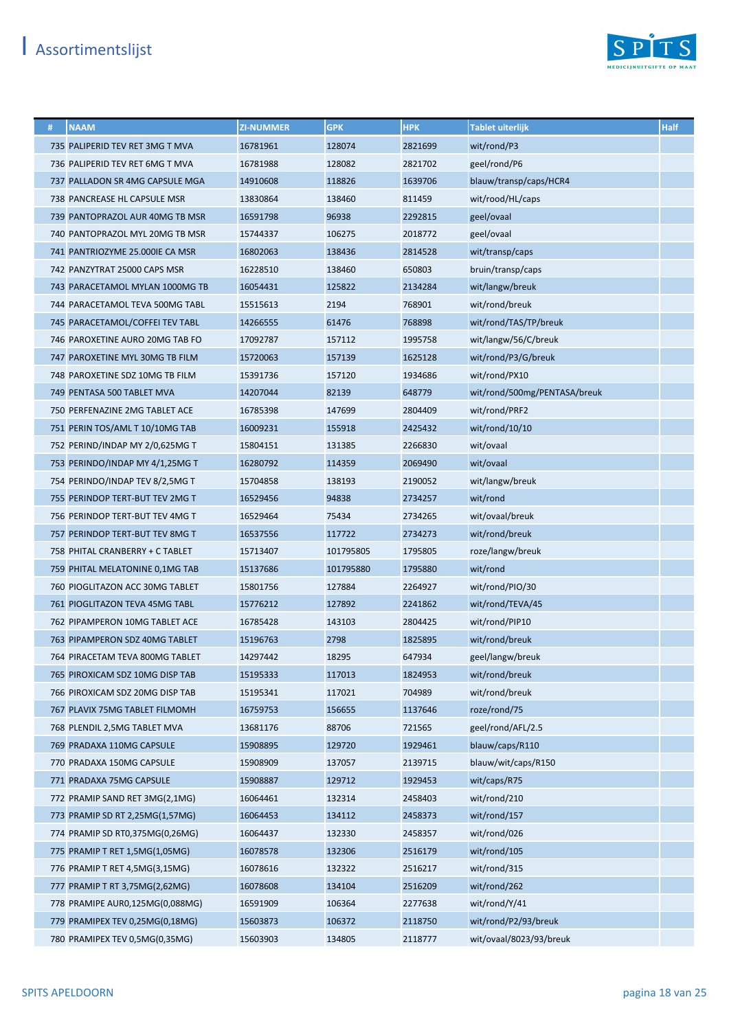# Assortimentslijst

| # | NAAM | ZI-NUMMER | GPK | HPK | Tablet uiterlijk | Half |
|---|---|---|---|---|---|---|
| 735 | PALIPERID TEV RET 3MG T MVA | 16781961 | 128074 | 2821699 | wit/rond/P3 | |
| 736 | PALIPERID TEV RET 6MG T MVA | 16781988 | 128082 | 2821702 | geel/rond/P6 | |
| 737 | PALLADON SR 4MG CAPSULE MGA | 14910608 | 118826 | 1639706 | blauw/transp/caps/HCR4 | |
| 738 | PANCREASE HL CAPSULE MSR | 13830864 | 138460 | 811459 | wit/rood/HL/caps | |
| 739 | PANTOPRAZOL AUR 40MG TB MSR | 16591798 | 96938 | 2292815 | geel/ovaal | |
| 740 | PANTOPRAZOL MYL 20MG TB MSR | 15744337 | 106275 | 2018772 | geel/ovaal | |
| 741 | PANTRIOZYME 25.000IE CA MSR | 16802063 | 138436 | 2814528 | wit/transp/caps | |
| 742 | PANZYTRAT 25000 CAPS MSR | 16228510 | 138460 | 650803 | bruin/transp/caps | |
| 743 | PARACETAMOL MYLAN 1000MG TB | 16054431 | 125822 | 2134284 | wit/langw/breuk | |
| 744 | PARACETAMOL TEVA 500MG TABL | 15515613 | 2194 | 768901 | wit/rond/breuk | |
| 745 | PARACETAMOL/COFFEI TEV TABL | 14266555 | 61476 | 768898 | wit/rond/TAS/TP/breuk | |
| 746 | PAROXETINE AURO 20MG TAB FO | 17092787 | 157112 | 1995758 | wit/langw/56/C/breuk | |
| 747 | PAROXETINE MYL 30MG TB FILM | 15720063 | 157139 | 1625128 | wit/rond/P3/G/breuk | |
| 748 | PAROXETINE SDZ 10MG TB FILM | 15391736 | 157120 | 1934686 | wit/rond/PX10 | |
| 749 | PENTASA 500 TABLET MVA | 14207044 | 82139 | 648779 | wit/rond/500mg/PENTASA/breuk | |
| 750 | PERFENAZINE 2MG TABLET ACE | 16785398 | 147699 | 2804409 | wit/rond/PRF2 | |
| 751 | PERIN TOS/AML T 10/10MG TAB | 16009231 | 155918 | 2425432 | wit/rond/10/10 | |
| 752 | PERIND/INDAP MY 2/0,625MG T | 15804151 | 131385 | 2266830 | wit/ovaal | |
| 753 | PERINDO/INDAP MY 4/1,25MG T | 16280792 | 114359 | 2069490 | wit/ovaal | |
| 754 | PERINDO/INDAP TEV 8/2,5MG T | 15704858 | 138193 | 2190052 | wit/langw/breuk | |
| 755 | PERINDOP TERT-BUT TEV 2MG T | 16529456 | 94838 | 2734257 | wit/rond | |
| 756 | PERINDOP TERT-BUT TEV 4MG T | 16529464 | 75434 | 2734265 | wit/ovaal/breuk | |
| 757 | PERINDOP TERT-BUT TEV 8MG T | 16537556 | 117722 | 2734273 | wit/rond/breuk | |
| 758 | PHITAL CRANBERRY + C TABLET | 15713407 | 101795805 | 1795805 | roze/langw/breuk | |
| 759 | PHITAL MELATONINE 0,1MG TAB | 15137686 | 101795880 | 1795880 | wit/rond | |
| 760 | PIOGLITAZON ACC 30MG TABLET | 15801756 | 127884 | 2264927 | wit/rond/PIO/30 | |
| 761 | PIOGLITAZON TEVA 45MG TABL | 15776212 | 127892 | 2241862 | wit/rond/TEVA/45 | |
| 762 | PIPAMPERON 10MG TABLET ACE | 16785428 | 143103 | 2804425 | wit/rond/PIP10 | |
| 763 | PIPAMPERON SDZ 40MG TABLET | 15196763 | 2798 | 1825895 | wit/rond/breuk | |
| 764 | PIRACETAM TEVA 800MG TABLET | 14297442 | 18295 | 647934 | geel/langw/breuk | |
| 765 | PIROXICAM SDZ 10MG DISP TAB | 15195333 | 117013 | 1824953 | wit/rond/breuk | |
| 766 | PIROXICAM SDZ 20MG DISP TAB | 15195341 | 117021 | 704989 | wit/rond/breuk | |
| 767 | PLAVIX 75MG TABLET FILMOMH | 16759753 | 156655 | 1137646 | roze/rond/75 | |
| 768 | PLENDIL 2,5MG TABLET MVA | 13681176 | 88706 | 721565 | geel/rond/AFL/2.5 | |
| 769 | PRADAXA 110MG CAPSULE | 15908895 | 129720 | 1929461 | blauw/caps/R110 | |
| 770 | PRADAXA 150MG CAPSULE | 15908909 | 137057 | 2139715 | blauw/wit/caps/R150 | |
| 771 | PRADAXA 75MG CAPSULE | 15908887 | 129712 | 1929453 | wit/caps/R75 | |
| 772 | PRAMIP SAND RET 3MG(2,1MG) | 16064461 | 132314 | 2458403 | wit/rond/210 | |
| 773 | PRAMIP SD RT 2,25MG(1,57MG) | 16064453 | 134112 | 2458373 | wit/rond/157 | |
| 774 | PRAMIP SD RT0,375MG(0,26MG) | 16064437 | 132330 | 2458357 | wit/rond/026 | |
| 775 | PRAMIP T RET 1,5MG(1,05MG) | 16078578 | 132306 | 2516179 | wit/rond/105 | |
| 776 | PRAMIP T RET 4,5MG(3,15MG) | 16078616 | 132322 | 2516217 | wit/rond/315 | |
| 777 | PRAMIP T RT 3,75MG(2,62MG) | 16078608 | 134104 | 2516209 | wit/rond/262 | |
| 778 | PRAMIPE AURO,125MG(0,088MG) | 16591909 | 106364 | 2277638 | wit/rond/Y/41 | |
| 779 | PRAMIPEX TEV 0,25MG(0,18MG) | 15603873 | 106372 | 2118750 | wit/rond/P2/93/breuk | |
| 780 | PRAMIPEX TEV 0,5MG(0,35MG) | 15603903 | 134805 | 2118777 | wit/ovaal/8023/93/breuk | |

SPITS APELDOORN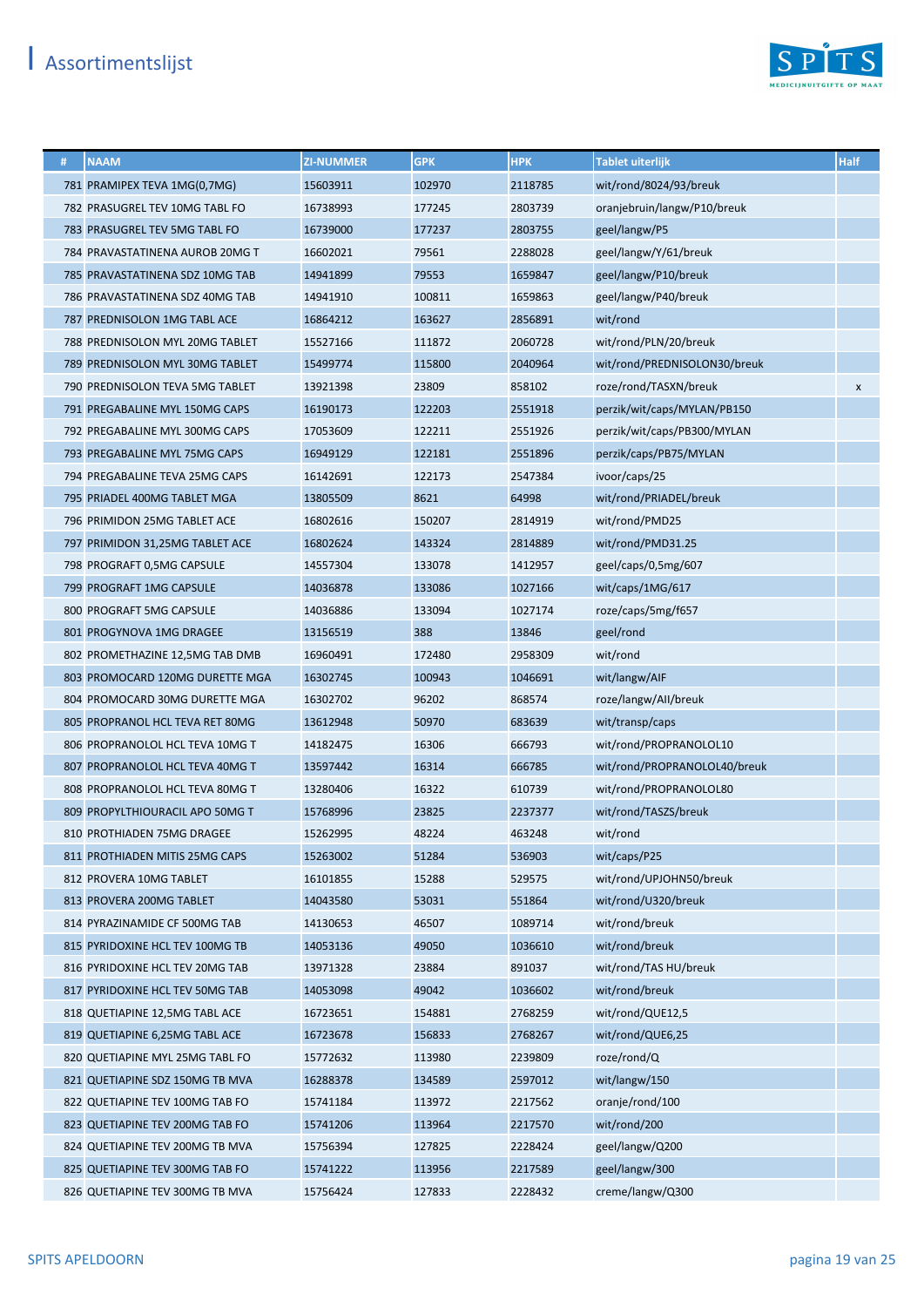# Assortimentslijst

| # | NAAM | ZI-NUMMER | GPK | HPK | Tablet uiterlijk | Half |
|---|---|---|---|---|---|---|
| 781 | PRAMIPEX TEVA 1MG(0,7MG) | 15603911 | 102970 | 2118785 | wit/rond/8024/93/breuk | |
| 782 | PRASUGREL TEV 10MG TABL FO | 16738993 | 177245 | 2803739 | oranjebruin/langw/P10/breuk | |
| 783 | PRASUGREL TEV 5MG TABL FO | 16739000 | 177237 | 2803755 | geel/langw/P5 | |
| 784 | PRAVASTATINENA AUROB 20MG T | 16602021 | 79561 | 2288028 | geel/langw/Y/61/breuk | |
| 785 | PRAVASTATINENA SDZ 10MG TAB | 14941899 | 79553 | 1659847 | geel/langw/P10/breuk | |
| 786 | PRAVASTATINENA SDZ 40MG TAB | 14941910 | 100811 | 1659863 | geel/langw/P40/breuk | |
| 787 | PREDNISOLON 1MG TABL ACE | 16864212 | 163627 | 2856891 | wit/rond | |
| 788 | PREDNISOLON MYL 20MG TABLET | 15527166 | 111872 | 2060728 | wit/rond/PLN/20/breuk | |
| 789 | PREDNISOLON MYL 30MG TABLET | 15499774 | 115800 | 2040964 | wit/rond/PREDNISOLON30/breuk | |
| 790 | PREDNISOLON TEVA 5MG TABLET | 13921398 | 23809 | 858102 | roze/rond/TASXN/breuk | x |
| 791 | PREGABALINE MYL 150MG CAPS | 16190173 | 122203 | 2551918 | perzik/wit/caps/MYLAN/PB150 | |
| 792 | PREGABALINE MYL 300MG CAPS | 17053609 | 122211 | 2551926 | perzik/wit/caps/PB300/MYLAN | |
| 793 | PREGABALINE MYL 75MG CAPS | 16949129 | 122181 | 2551896 | perzik/caps/PB75/MYLAN | |
| 794 | PREGABALINE TEVA 25MG CAPS | 16142691 | 122173 | 2547384 | ivoor/caps/25 | |
| 795 | PRIADEL 400MG TABLET MGA | 13805509 | 8621 | 64998 | wit/rond/PRIADEL/breuk | |
| 796 | PRIMIDON 25MG TABLET ACE | 16802616 | 150207 | 2814919 | wit/rond/PMD25 | |
| 797 | PRIMIDON 31,25MG TABLET ACE | 16802624 | 143324 | 2814889 | wit/rond/PMD31.25 | |
| 798 | PROGRAFT 0,5MG CAPSULE | 14557304 | 133078 | 1412957 | geel/caps/0,5mg/607 | |
| 799 | PROGRAFT 1MG CAPSULE | 14036878 | 133086 | 1027166 | wit/caps/1MG/617 | |
| 800 | PROGRAFT 5MG CAPSULE | 14036886 | 133094 | 1027174 | roze/caps/5mg/f657 | |
| 801 | PROGYNOVA 1MG DRAGEE | 13156519 | 388 | 13846 | geel/rond | |
| 802 | PROMETHAZINE 12,5MG TAB DMB | 16960491 | 172480 | 2958309 | wit/rond | |
| 803 | PROMOCARD 120MG DURETTE MGA | 16302745 | 100943 | 1046691 | wit/langw/AIF | |
| 804 | PROMOCARD 30MG DURETTE MGA | 16302702 | 96202 | 868574 | roze/langw/AII/breuk | |
| 805 | PROPRANOL HCL TEVA RET 80MG | 13612948 | 50970 | 683639 | wit/transp/caps | |
| 806 | PROPRANOLOL HCL TEVA 10MG T | 14182475 | 16306 | 666793 | wit/rond/PROPRANOLOL10 | |
| 807 | PROPRANOLOL HCL TEVA 40MG T | 13597442 | 16314 | 666785 | wit/rond/PROPRANOLOL40/breuk | |
| 808 | PROPRANOLOL HCL TEVA 80MG T | 13280406 | 16322 | 610739 | wit/rond/PROPRANOLOL80 | |
| 809 | PROPYLTHIOURACIL APO 50MG T | 15768996 | 23825 | 2237377 | wit/rond/TASZS/breuk | |
| 810 | PROTHIADEN 75MG DRAGEE | 15262995 | 48224 | 463248 | wit/rond | |
| 811 | PROTHIADEN MITIS 25MG CAPS | 15263002 | 51284 | 536903 | wit/caps/P25 | |
| 812 | PROVERA 10MG TABLET | 16101855 | 15288 | 529575 | wit/rond/UPJOHN50/breuk | |
| 813 | PROVERA 200MG TABLET | 14043580 | 53031 | 551864 | wit/rond/U320/breuk | |
| 814 | PYRAZINAMIDE CF 500MG TAB | 14130653 | 46507 | 1089714 | wit/rond/breuk | |
| 815 | PYRIDOXINE HCL TEV 100MG TB | 14053136 | 49050 | 1036610 | wit/rond/breuk | |
| 816 | PYRIDOXINE HCL TEV 20MG TAB | 13971328 | 23884 | 891037 | wit/rond/TAS HU/breuk | |
| 817 | PYRIDOXINE HCL TEV 50MG TAB | 14053098 | 49042 | 1036602 | wit/rond/breuk | |
| 818 | QUETIAPINE 12,5MG TABL ACE | 16723651 | 154881 | 2768259 | wit/rond/QUE12,5 | |
| 819 | QUETIAPINE 6,25MG TABL ACE | 16723678 | 156833 | 2768267 | wit/rond/QUE6,25 | |
| 820 | QUETIAPINE MYL 25MG TABL FO | 15772632 | 113980 | 2239809 | roze/rond/Q | |
| 821 | QUETIAPINE SDZ 150MG TB MVA | 16288378 | 134589 | 2597012 | wit/langw/150 | |
| 822 | QUETIAPINE TEV 100MG TAB FO | 15741184 | 113972 | 2217562 | oranje/rond/100 | |
| 823 | QUETIAPINE TEV 200MG TAB FO | 15741206 | 113964 | 2217570 | wit/rond/200 | |
| 824 | QUETIAPINE TEV 200MG TB MVA | 15756394 | 127825 | 2228424 | geel/langw/Q200 | |
| 825 | QUETIAPINE TEV 300MG TAB FO | 15741222 | 113956 | 2217589 | geel/langw/300 | |
| 826 | QUETIAPINE TEV 300MG TB MVA | 15756424 | 127833 | 2228432 | creme/langw/Q300 | |

SPITS APELDOORN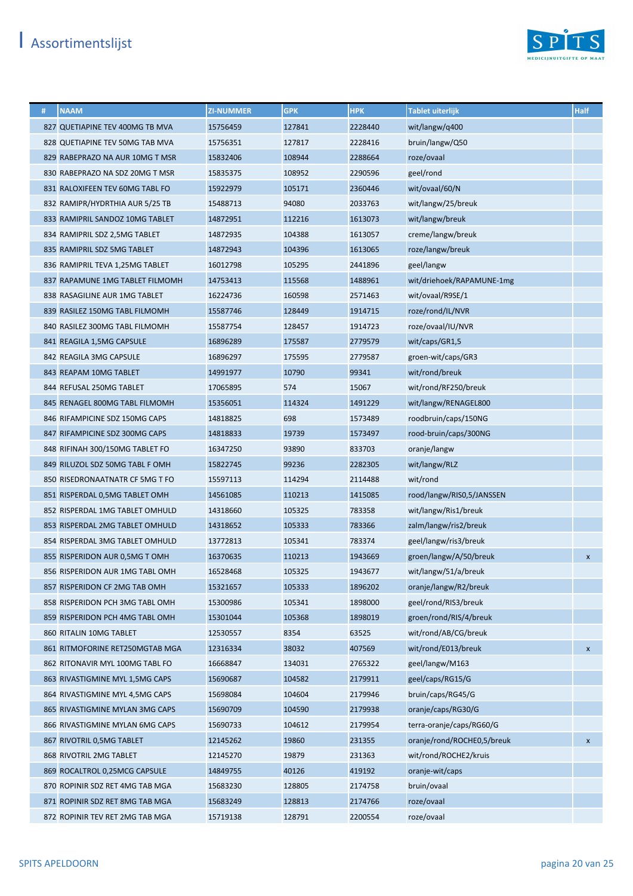# Assortimentslijst

| # | NAAM | ZI-NUMMER | GPK | HPK | Tablet uiterlijk | Half |
|---|---|---|---|---|---|---|
| 827 | QUETIAPINE TEV 400MG TB MVA | 15756459 | 127841 | 2228440 | wit/langw/q400 | |
| 828 | QUETIAPINE TEV 50MG TAB MVA | 15756351 | 127817 | 2228416 | bruin/langw/Q50 | |
| 829 | RABEPRAZO NA AUR 10MG T MSR | 15832406 | 108944 | 2288664 | roze/ovaal | |
| 830 | RABEPRAZO NA SDZ 20MG T MSR | 15835375 | 108952 | 2290596 | geel/rond | |
| 831 | RALOXIFEEN TEV 60MG TABL FO | 15922979 | 105171 | 2360446 | wit/ovaal/60/N | |
| 832 | RAMIPR/HYDRTHIA AUR 5/25 TB | 15488713 | 94080 | 2033763 | wit/langw/25/breuk | |
| 833 | RAMIPRIL SANDOZ 10MG TABLET | 14872951 | 112216 | 1613073 | wit/langw/breuk | |
| 834 | RAMIPRIL SDZ 2,5MG TABLET | 14872935 | 104388 | 1613057 | creme/langw/breuk | |
| 835 | RAMIPRIL SDZ 5MG TABLET | 14872943 | 104396 | 1613065 | roze/langw/breuk | |
| 836 | RAMIPRIL TEVA 1,25MG TABLET | 16012798 | 105295 | 2441896 | geel/langw | |
| 837 | RAPAMUNE 1MG TABLET FILMOMH | 14753413 | 115568 | 1488961 | wit/driehoek/RAPAMUNE-1mg | |
| 838 | RASAGILINE AUR 1MG TABLET | 16224736 | 160598 | 2571463 | wit/ovaal/R9SE/1 | |
| 839 | RASILEZ 150MG TABL FILMOMH | 15587746 | 128449 | 1914715 | roze/rond/IL/NVR | |
| 840 | RASILEZ 300MG TABL FILMOMH | 15587754 | 128457 | 1914723 | roze/ovaal/IU/NVR | |
| 841 | REAGILA 1,5MG CAPSULE | 16896289 | 175587 | 2779579 | wit/caps/GR1,5 | |
| 842 | REAGILA 3MG CAPSULE | 16896297 | 175595 | 2779587 | groen-wit/caps/GR3 | |
| 843 | REAPAM 10MG TABLET | 14991977 | 10790 | 99341 | wit/rond/breuk | |
| 844 | REFUSAL 250MG TABLET | 17065895 | 574 | 15067 | wit/rond/RF250/breuk | |
| 845 | RENAGEL 800MG TABL FILMOMH | 15356051 | 114324 | 1491229 | wit/langw/RENAGEL800 | |
| 846 | RIFAMPICINE SDZ 150MG CAPS | 14818825 | 698 | 1573489 | roodbruin/caps/150NG | |
| 847 | RIFAMPICINE SDZ 300MG CAPS | 14818833 | 19739 | 1573497 | rood-bruin/caps/300NG | |
| 848 | RIFINAH 300/150MG TABLET FO | 16347250 | 93890 | 833703 | oranje/langw | |
| 849 | RILUZOL SDZ 50MG TABL F OMH | 15822745 | 99236 | 2282305 | wit/langw/RLZ | |
| 850 | RISEDRONAATNATR CF 5MG T FO | 15597113 | 114294 | 2114488 | wit/rond | |
| 851 | RISPERDAL 0,5MG TABLET OMH | 14561085 | 110213 | 1415085 | rood/langw/RIS0,5/JANSSEN | |
| 852 | RISPERDAL 1MG TABLET OMHULD | 14318660 | 105325 | 783358 | wit/langw/Ris1/breuk | |
| 853 | RISPERDAL 2MG TABLET OMHULD | 14318652 | 105333 | 783366 | zalm/langw/ris2/breuk | |
| 854 | RISPERDAL 3MG TABLET OMHULD | 13772813 | 105341 | 783374 | geel/langw/ris3/breuk | |
| 855 | RISPERIDON AUR 0,5MG T OMH | 16370635 | 110213 | 1943669 | groen/langw/A/50/breuk | x |
| 856 | RISPERIDON AUR 1MG TABL OMH | 16528468 | 105325 | 1943677 | wit/langw/51/a/breuk | |
| 857 | RISPERIDON CF 2MG TAB OMH | 15321657 | 105333 | 1896202 | oranje/langw/R2/breuk | |
| 858 | RISPERIDON PCH 3MG TABL OMH | 15300986 | 105341 | 1898000 | geel/rond/RIS3/breuk | |
| 859 | RISPERIDON PCH 4MG TABL OMH | 15301044 | 105368 | 1898019 | groen/rond/RIS/4/breuk | |
| 860 | RITALIN 10MG TABLET | 12530557 | 8354 | 63525 | wit/rond/AB/CG/breuk | |
| 861 | RITMOFORINE RET250MGTAB MGA | 12316334 | 38032 | 407569 | wit/rond/E013/breuk | x |
| 862 | RITONAVIR MYL 100MG TABL FO | 16668847 | 134031 | 2765322 | geel/langw/M163 | |
| 863 | RIVASTIGMINE MYL 1,5MG CAPS | 15690687 | 104582 | 2179911 | geel/caps/RG15/G | |
| 864 | RIVASTIGMINE MYL 4,5MG CAPS | 15698084 | 104604 | 2179946 | bruin/caps/RG45/G | |
| 865 | RIVASTIGMINE MYLAN 3MG CAPS | 15690709 | 104590 | 2179938 | oranje/caps/RG30/G | |
| 866 | RIVASTIGMINE MYLAN 6MG CAPS | 15690733 | 104612 | 2179954 | terra-oranje/caps/RG60/G | |
| 867 | RIVOTRIL 0,5MG TABLET | 12145262 | 19860 | 231355 | oranje/rond/ROCHE0,5/breuk | x |
| 868 | RIVOTRIL 2MG TABLET | 12145270 | 19879 | 231363 | wit/rond/ROCHE2/kruis | |
| 869 | ROCALTROL 0,25MCG CAPSULE | 14849755 | 40126 | 419192 | oranje-wit/caps | |
| 870 | ROPINIR SDZ RET 4MG TAB MGA | 15683230 | 128805 | 2174758 | bruin/ovaal | |
| 871 | ROPINIR SDZ RET 8MG TAB MGA | 15683249 | 128813 | 2174766 | roze/ovaal | |
| 872 | ROPINIR TEV RET 2MG TAB MGA | 15719138 | 128791 | 2200554 | roze/ovaal | |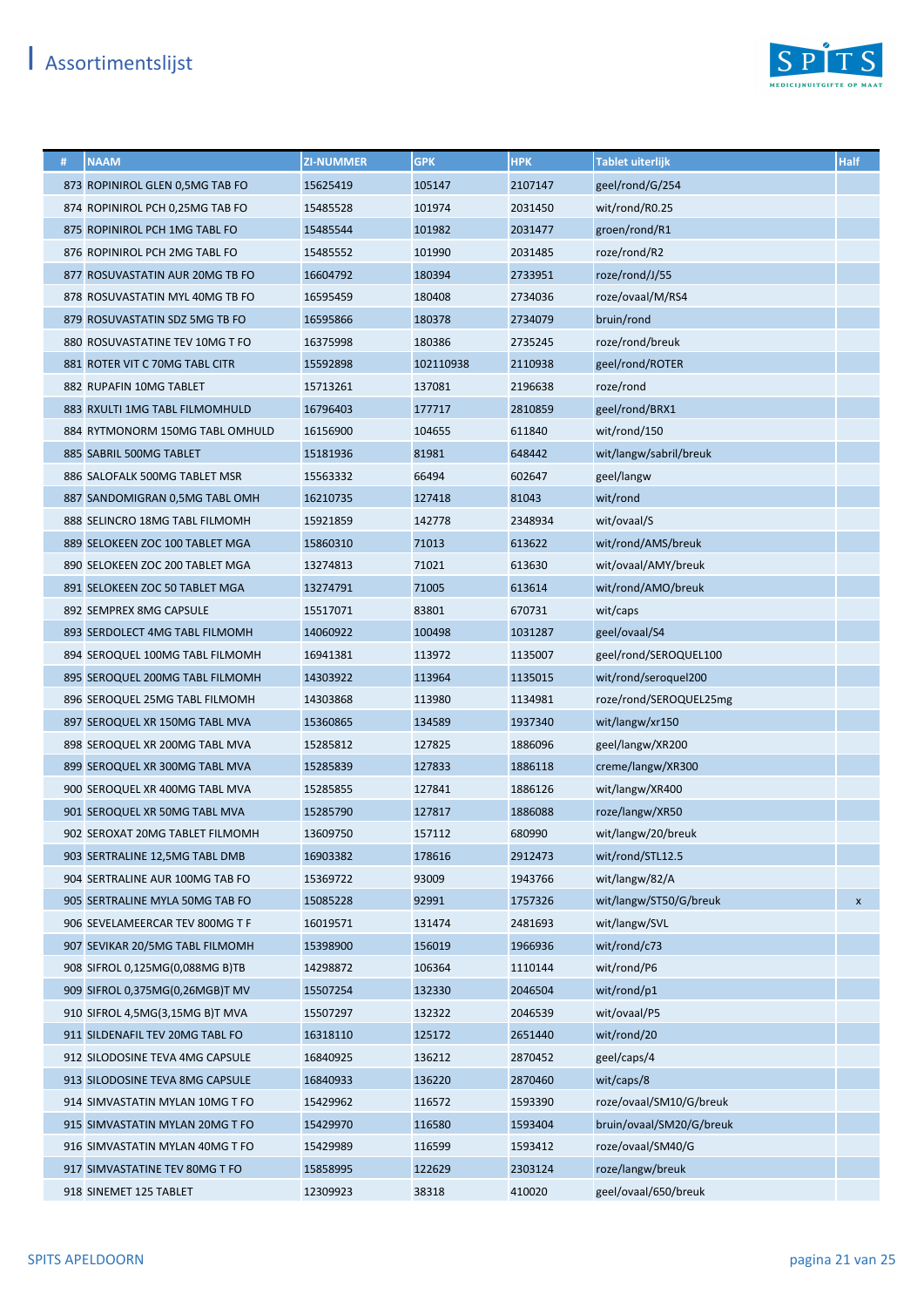# Assortimentslijst

| # | NAAM | ZI-NUMMER | GPK | HPK | Tablet uiterlijk | Half |
|---|---|---|---|---|---|---|
| 873 | ROPINIROL GLEN 0,5MG TAB FO | 15625419 | 105147 | 2107147 | geel/rond/G/254 | |
| 874 | ROPINIROL PCH 0,25MG TAB FO | 15485528 | 101974 | 2031450 | wit/rond/R0.25 | |
| 875 | ROPINIROL PCH 1MG TABL FO | 15485544 | 101982 | 2031477 | groen/rond/R1 | |
| 876 | ROPINIROL PCH 2MG TABL FO | 15485552 | 101990 | 2031485 | roze/rond/R2 | |
| 877 | ROSUVASTATIN AUR 20MG TB FO | 16604792 | 180394 | 2733951 | roze/rond/J/55 | |
| 878 | ROSUVASTATIN MYL 40MG TB FO | 16595459 | 180408 | 2734036 | roze/ovaal/M/RS4 | |
| 879 | ROSUVASTATIN SDZ 5MG TB FO | 16595866 | 180378 | 2734079 | bruin/rond | |
| 880 | ROSUVASTATINE TEV 10MG T FO | 16375998 | 180386 | 2735245 | roze/rond/breuk | |
| 881 | ROTER VIT C 70MG TABL CITR | 15592898 | 102110938 | 2110938 | geel/rond/ROTER | |
| 882 | RUPAFIN 10MG TABLET | 15713261 | 137081 | 2196638 | roze/rond | |
| 883 | RXULTI 1MG TABL FILMOMHULD | 16796403 | 177717 | 2810859 | geel/rond/BRX1 | |
| 884 | RYTMONORM 150MG TABL OMHULD | 16156900 | 104655 | 611840 | wit/rond/150 | |
| 885 | SABRIL 500MG TABLET | 15181936 | 81981 | 648442 | wit/langw/sabril/breuk | |
| 886 | SALOFALK 500MG TABLET MSR | 15563332 | 66494 | 602647 | geel/langw | |
| 887 | SANDOMIGRAN 0,5MG TABL OMH | 16210735 | 127418 | 81043 | wit/rond | |
| 888 | SELINCRO 18MG TABL FILMOMH | 15921859 | 142778 | 2348934 | wit/ovaal/S | |
| 889 | SELOKEEN ZOC 100 TABLET MGA | 15860310 | 71013 | 613622 | wit/rond/AMS/breuk | |
| 890 | SELOKEEN ZOC 200 TABLET MGA | 13274813 | 71021 | 613630 | wit/ovaal/AMY/breuk | |
| 891 | SELOKEEN ZOC 50 TABLET MGA | 13274791 | 71005 | 613614 | wit/rond/AMO/breuk | |
| 892 | SEMPREX 8MG CAPSULE | 15517071 | 83801 | 670731 | wit/caps | |
| 893 | SERDOLECT 4MG TABL FILMOMH | 14060922 | 100498 | 1031287 | geel/ovaal/S4 | |
| 894 | SEROQUEL 100MG TABL FILMOMH | 16941381 | 113972 | 1135007 | geel/rond/SEROQUEL100 | |
| 895 | SEROQUEL 200MG TABL FILMOMH | 14303922 | 113964 | 1135015 | wit/rond/seroquel200 | |
| 896 | SEROQUEL 25MG TABL FILMOMH | 14303868 | 113980 | 1134981 | roze/rond/SEROQUEL25mg | |
| 897 | SEROQUEL XR 150MG TABL MVA | 15360865 | 134589 | 1937340 | wit/langw/xr150 | |
| 898 | SEROQUEL XR 200MG TABL MVA | 15285812 | 127825 | 1886096 | geel/langw/XR200 | |
| 899 | SEROQUEL XR 300MG TABL MVA | 15285839 | 127833 | 1886118 | creme/langw/XR300 | |
| 900 | SEROQUEL XR 400MG TABL MVA | 15285855 | 127841 | 1886126 | wit/langw/XR400 | |
| 901 | SEROQUEL XR 50MG TABL MVA | 15285790 | 127817 | 1886088 | roze/langw/XR50 | |
| 902 | SEROXAT 20MG TABLET FILMOMH | 13609750 | 157112 | 680990 | wit/langw/20/breuk | |
| 903 | SERTRALINE 12,5MG TABL DMB | 16903382 | 178616 | 2912473 | wit/rond/STL12.5 | |
| 904 | SERTRALINE AUR 100MG TAB FO | 15369722 | 93009 | 1943766 | wit/langw/82/A | |
| 905 | SERTRALINE MYLA 50MG TAB FO | 15085228 | 92991 | 1757326 | wit/langw/ST50/G/breuk | x |
| 906 | SEVELAMEERCAR TEV 800MG T F | 16019571 | 131474 | 2481693 | wit/langw/SVL | |
| 907 | SEVIKAR 20/5MG TABL FILMOMH | 15398900 | 156019 | 1966936 | wit/rond/c73 | |
| 908 | SIFROL 0,125MG(0,088MG B)TB | 14298872 | 106364 | 1110144 | wit/rond/P6 | |
| 909 | SIFROL 0,375MG(0,26MGB)T MV | 15507254 | 132330 | 2046504 | wit/rond/p1 | |
| 910 | SIFROL 4,5MG(3,15MG B)T MVA | 15507297 | 132322 | 2046539 | wit/ovaal/P5 | |
| 911 | SILDENAFIL TEV 20MG TABL FO | 16318110 | 125172 | 2651440 | wit/rond/20 | |
| 912 | SILODOSINE TEVA 4MG CAPSULE | 16840925 | 136212 | 2870452 | geel/caps/4 | |
| 913 | SILODOSINE TEVA 8MG CAPSULE | 16840933 | 136220 | 2870460 | wit/caps/8 | |
| 914 | SIMVASTATIN MYLAN 10MG T FO | 15429962 | 116572 | 1593390 | roze/ovaal/SM10/G/breuk | |
| 915 | SIMVASTATIN MYLAN 20MG T FO | 15429970 | 116580 | 1593404 | bruin/ovaal/SM20/G/breuk | |
| 916 | SIMVASTATIN MYLAN 40MG T FO | 15429989 | 116599 | 1593412 | roze/ovaal/SM40/G | |
| 917 | SIMVASTATINE TEV 80MG T FO | 15858995 | 122629 | 2303124 | roze/langw/breuk | |
| 918 | SINEMET 125 TABLET | 12309923 | 38318 | 410020 | geel/ovaal/650/breuk | |

SPITS APELDOORN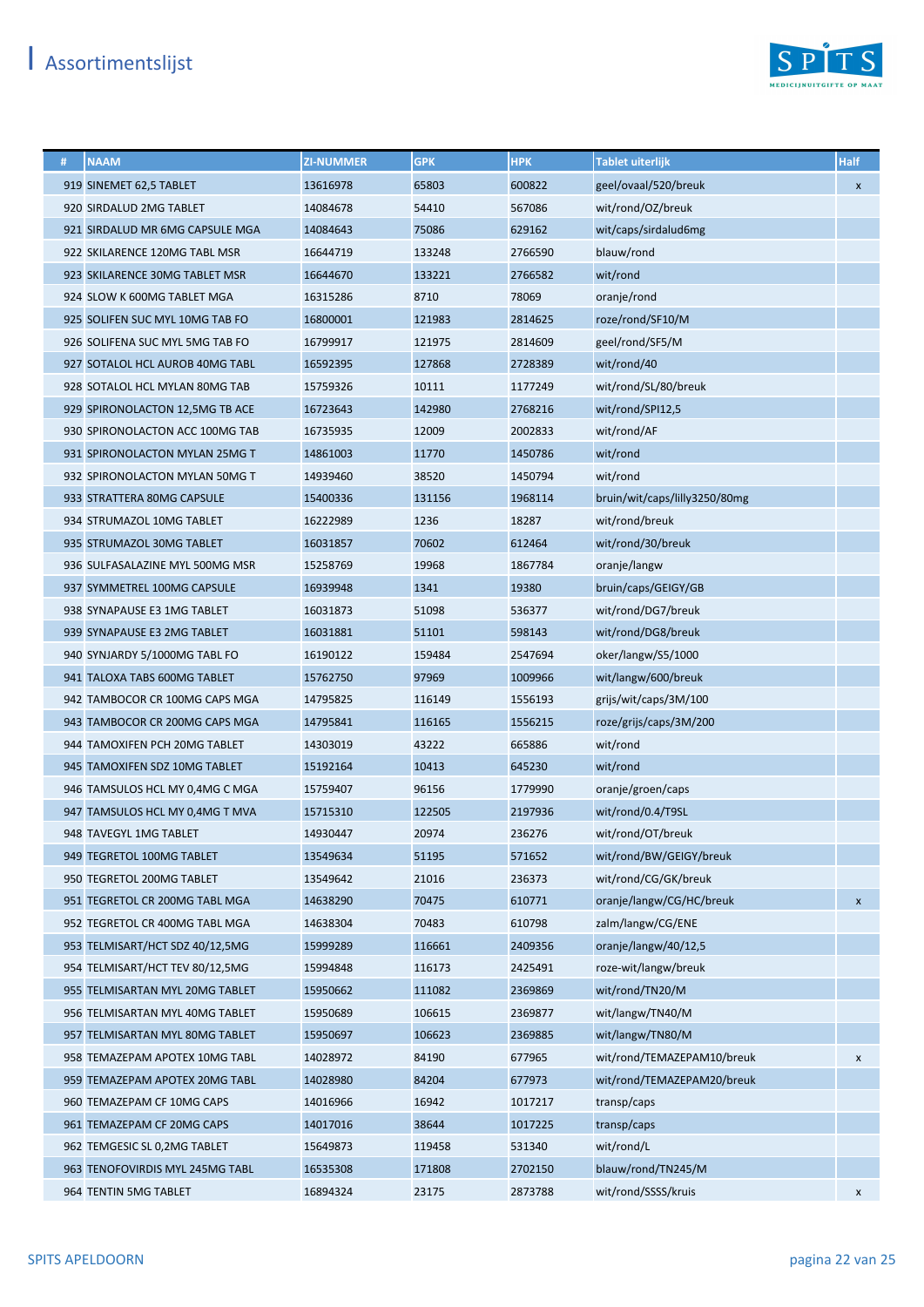# Assortimentslijst

| # | NAAM | ZI-NUMMER | GPK | HPK | Tablet uiterlijk | Half |
|---|---|---|---|---|---|---|
| 919 | SINEMET 62,5 TABLET | 13616978 | 65803 | 600822 | geel/ovaal/520/breuk | x |
| 920 | SIRDALUD 2MG TABLET | 14084678 | 54410 | 567086 | wit/rond/OZ/breuk | |
| 921 | SIRDALUD MR 6MG CAPSULE MGA | 14084643 | 75086 | 629162 | wit/caps/sirdalud6mg | |
| 922 | SKILARENCE 120MG TABL MSR | 16644719 | 133248 | 2766590 | blauw/rond | |
| 923 | SKILARENCE 30MG TABLET MSR | 16644670 | 133221 | 2766582 | wit/rond | |
| 924 | SLOW K 600MG TABLET MGA | 16315286 | 8710 | 78069 | oranje/rond | |
| 925 | SOLIFEN SUC MYL 10MG TAB FO | 16800001 | 121983 | 2814625 | roze/rond/SF10/M | |
| 926 | SOLIFENA SUC MYL 5MG TAB FO | 16799917 | 121975 | 2814609 | geel/rond/SF5/M | |
| 927 | SOTALOL HCL AUROB 40MG TABL | 16592395 | 127868 | 2728389 | wit/rond/40 | |
| 928 | SOTALOL HCL MYLAN 80MG TAB | 15759326 | 10111 | 1177249 | wit/rond/SL/80/breuk | |
| 929 | SPIRONOLACTON 12,5MG TB ACE | 16723643 | 142980 | 2768216 | wit/rond/SPI12,5 | |
| 930 | SPIRONOLACTON ACC 100MG TAB | 16735935 | 12009 | 2002833 | wit/rond/AF | |
| 931 | SPIRONOLACTON MYLAN 25MG T | 14861003 | 11770 | 1450786 | wit/rond | |
| 932 | SPIRONOLACTON MYLAN 50MG T | 14939460 | 38520 | 1450794 | wit/rond | |
| 933 | STRATTERA 80MG CAPSULE | 15400336 | 131156 | 1968114 | bruin/wit/caps/lilly3250/80mg | |
| 934 | STRUMAZOL 10MG TABLET | 16222989 | 1236 | 18287 | wit/rond/breuk | |
| 935 | STRUMAZOL 30MG TABLET | 16031857 | 70602 | 612464 | wit/rond/30/breuk | |
| 936 | SULFASALAZINE MYL 500MG MSR | 15258769 | 19968 | 1867784 | oranje/langw | |
| 937 | SYMMETREL 100MG CAPSULE | 16939948 | 1341 | 19380 | bruin/caps/GEIGY/GB | |
| 938 | SYNAPAUSE E3 1MG TABLET | 16031873 | 51098 | 536377 | wit/rond/DG7/breuk | |
| 939 | SYNAPAUSE E3 2MG TABLET | 16031881 | 51101 | 598143 | wit/rond/DG8/breuk | |
| 940 | SYNJARDY 5/1000MG TABL FO | 16190122 | 159484 | 2547694 | oker/langw/S5/1000 | |
| 941 | TALOXA TABS 600MG TABLET | 15762750 | 97969 | 1009966 | wit/langw/600/breuk | |
| 942 | TAMBOCOR CR 100MG CAPS MGA | 14795825 | 116149 | 1556193 | grijs/wit/caps/3M/100 | |
| 943 | TAMBOCOR CR 200MG CAPS MGA | 14795841 | 116165 | 1556215 | roze/grijs/caps/3M/200 | |
| 944 | TAMOXIFEN PCH 20MG TABLET | 14303019 | 43222 | 665886 | wit/rond | |
| 945 | TAMOXIFEN SDZ 10MG TABLET | 15192164 | 10413 | 645230 | wit/rond | |
| 946 | TAMSULOS HCL MY 0,4MG C MGA | 15759407 | 96156 | 1779990 | oranje/groen/caps | |
| 947 | TAMSULOS HCL MY 0,4MG T MVA | 15715310 | 122505 | 2197936 | wit/rond/0.4/T9SL | |
| 948 | TAVEGYL 1MG TABLET | 14930447 | 20974 | 236276 | wit/rond/OT/breuk | |
| 949 | TEGRETOL 100MG TABLET | 13549634 | 51195 | 571652 | wit/rond/BW/GEIGY/breuk | |
| 950 | TEGRETOL 200MG TABLET | 13549642 | 21016 | 236373 | wit/rond/CG/GK/breuk | |
| 951 | TEGRETOL CR 200MG TABL MGA | 14638290 | 70475 | 610771 | oranje/langw/CG/HC/breuk | x |
| 952 | TEGRETOL CR 400MG TABL MGA | 14638304 | 70483 | 610798 | zalm/langw/CG/ENE | |
| 953 | TELMISART/HCT SDZ 40/12,5MG | 15999289 | 116661 | 2409356 | oranje/langw/40/12,5 | |
| 954 | TELMISART/HCT TEV 80/12,5MG | 15994848 | 116173 | 2425491 | roze-wit/langw/breuk | |
| 955 | TELMISARTAN MYL 20MG TABLET | 15950662 | 111082 | 2369869 | wit/rond/TN20/M | |
| 956 | TELMISARTAN MYL 40MG TABLET | 15950689 | 106615 | 2369877 | wit/langw/TN40/M | |
| 957 | TELMISARTAN MYL 80MG TABLET | 15950697 | 106623 | 2369885 | wit/langw/TN80/M | |
| 958 | TEMAZEPAM APOTEX 10MG TABL | 14028972 | 84190 | 677965 | wit/rond/TEMAZEPAM10/breuk | x |
| 959 | TEMAZEPAM APOTEX 20MG TABL | 14028980 | 84204 | 677973 | wit/rond/TEMAZEPAM20/breuk | |
| 960 | TEMAZEPAM CF 10MG CAPS | 14016966 | 16942 | 1017217 | transp/caps | |
| 961 | TEMAZEPAM CF 20MG CAPS | 14017016 | 38644 | 1017225 | transp/caps | |
| 962 | TEMGESIC SL 0,2MG TABLET | 15649873 | 119458 | 531340 | wit/rond/L | |
| 963 | TENOFOVIRDIS MYL 245MG TABL | 16535308 | 171808 | 2702150 | blauw/rond/TN245/M | |
| 964 | TENTIN 5MG TABLET | 16894324 | 23175 | 2873788 | wit/rond/SSSS/kruis | x |

SPITS APELDOORN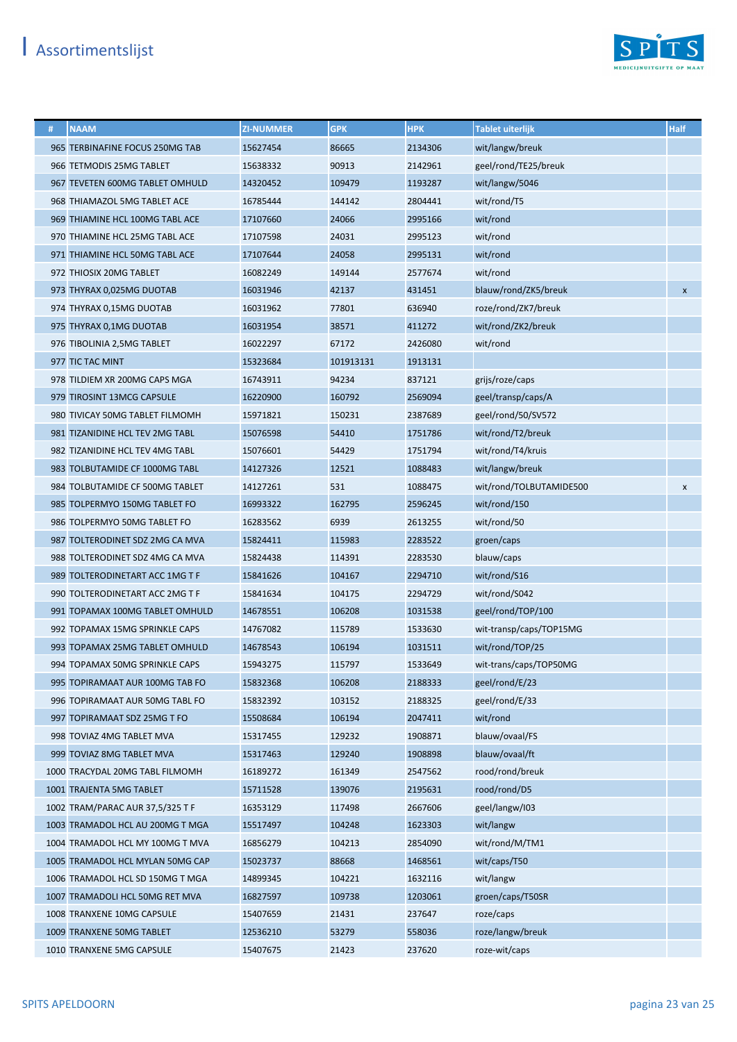# Assortimentslijst

| # | NAAM | ZI-NUMMER | GPK | HPK | Tablet uiterlijk | Half |
|---|---|---|---|---|---|---|
| 965 | TERBINAFINE FOCUS 250MG TAB | 15627454 | 86665 | 2134306 | wit/langw/breuk | |
| 966 | TETMODIS 25MG TABLET | 15638332 | 90913 | 2142961 | geel/rond/TE25/breuk | |
| 967 | TEVETEN 600MG TABLET OMHULD | 14320452 | 109479 | 1193287 | wit/langw/5046 | |
| 968 | THIAMAZOL 5MG TABLET ACE | 16785444 | 144142 | 2804441 | wit/rond/T5 | |
| 969 | THIAMINE HCL 100MG TABL ACE | 17107660 | 24066 | 2995166 | wit/rond | |
| 970 | THIAMINE HCL 25MG TABL ACE | 17107598 | 24031 | 2995123 | wit/rond | |
| 971 | THIAMINE HCL 50MG TABL ACE | 17107644 | 24058 | 2995131 | wit/rond | |
| 972 | THIOSIX 20MG TABLET | 16082249 | 149144 | 2577674 | wit/rond | |
| 973 | THYRAX 0,025MG DUOTAB | 16031946 | 42137 | 431451 | blauw/rond/ZK5/breuk | x |
| 974 | THYRAX 0,15MG DUOTAB | 16031962 | 77801 | 636940 | roze/rond/ZK7/breuk | |
| 975 | THYRAX 0,1MG DUOTAB | 16031954 | 38571 | 411272 | wit/rond/ZK2/breuk | |
| 976 | TIBOLINIA 2,5MG TABLET | 16022297 | 67172 | 2426080 | wit/rond | |
| 977 | TIC TAC MINT | 15323684 | 101913131 | 1913131 | | |
| 978 | TILDIEM XR 200MG CAPS MGA | 16743911 | 94234 | 837121 | grijs/roze/caps | |
| 979 | TIROSINT 13MCG CAPSULE | 16220900 | 160792 | 2569094 | geel/transp/caps/A | |
| 980 | TIVICAY 50MG TABLET FILMOMH | 15971821 | 150231 | 2387689 | geel/rond/50/SV572 | |
| 981 | TIZANIDINE HCL TEV 2MG TABL | 15076598 | 54410 | 1751786 | wit/rond/T2/breuk | |
| 982 | TIZANIDINE HCL TEV 4MG TABL | 15076601 | 54429 | 1751794 | wit/rond/T4/kruis | |
| 983 | TOLBUTAMIDE CF 1000MG TABL | 14127326 | 12521 | 1088483 | wit/langw/breuk | |
| 984 | TOLBUTAMIDE CF 500MG TABLET | 14127261 | 531 | 1088475 | wit/rond/TOLBUTAMIDE500 | x |
| 985 | TOLPERMYO 150MG TABLET FO | 16993322 | 162795 | 2596245 | wit/rond/150 | |
| 986 | TOLPERMYO 50MG TABLET FO | 16283562 | 6939 | 2613255 | wit/rond/50 | |
| 987 | TOLTERODINET SDZ 2MG CA MVA | 15824411 | 115983 | 2283522 | groen/caps | |
| 988 | TOLTERODINET SDZ 4MG CA MVA | 15824438 | 114391 | 2283530 | blauw/caps | |
| 989 | TOLTERODINETART ACC 1MG T F | 15841626 | 104167 | 2294710 | wit/rond/S16 | |
| 990 | TOLTERODINETART ACC 2MG T F | 15841634 | 104175 | 2294729 | wit/rond/S042 | |
| 991 | TOPAMAX 100MG TABLET OMHULD | 14678551 | 106208 | 1031538 | geel/rond/TOP/100 | |
| 992 | TOPAMAX 15MG SPRINKLE CAPS | 14767082 | 115789 | 1533630 | wit-transp/caps/TOP15MG | |
| 993 | TOPAMAX 25MG TABLET OMHULD | 14678543 | 106194 | 1031511 | wit/rond/TOP/25 | |
| 994 | TOPAMAX 50MG SPRINKLE CAPS | 15943275 | 115797 | 1533649 | wit-trans/caps/TOP50MG | |
| 995 | TOPIRAMAAT AUR 100MG TAB FO | 15832368 | 106208 | 2188333 | geel/rond/E/23 | |
| 996 | TOPIRAMAAT AUR 50MG TABL FO | 15832392 | 103152 | 2188325 | geel/rond/E/33 | |
| 997 | TOPIRAMAAT SDZ 25MG T FO | 15508684 | 106194 | 2047411 | wit/rond | |
| 998 | TOVIAZ 4MG TABLET MVA | 15317455 | 129232 | 1908871 | blauw/ovaal/FS | |
| 999 | TOVIAZ 8MG TABLET MVA | 15317463 | 129240 | 1908898 | blauw/ovaal/ft | |
| 1000 | TRACYDAL 20MG TABL FILMOMH | 16189272 | 161349 | 2547562 | rood/rond/breuk | |
| 1001 | TRAJENTA 5MG TABLET | 15711528 | 139076 | 2195631 | rood/rond/D5 | |
| 1002 | TRAM/PARAC AUR 37,5/325 T F | 16353129 | 117498 | 2667606 | geel/langw/I03 | |
| 1003 | TRAMADOL HCL AU 200MG T MGA | 15517497 | 104248 | 1623303 | wit/langw | |
| 1004 | TRAMADOL HCL MY 100MG T MVA | 16856279 | 104213 | 2854090 | wit/rond/M/TM1 | |
| 1005 | TRAMADOL HCL MYLAN 50MG CAP | 15023737 | 88668 | 1468561 | wit/caps/T50 | |
| 1006 | TRAMADOL HCL SD 150MG T MGA | 14899345 | 104221 | 1632116 | wit/langw | |
| 1007 | TRAMADOLI HCL 50MG RET MVA | 16827597 | 109738 | 1203061 | groen/caps/T50SR | |
| 1008 | TRANXENE 10MG CAPSULE | 15407659 | 21431 | 237647 | roze/caps | |
| 1009 | TRANXENE 50MG TABLET | 12536210 | 53279 | 558036 | roze/langw/breuk | |
| 1010 | TRANXENE 5MG CAPSULE | 15407675 | 21423 | 237620 | roze-wit/caps | |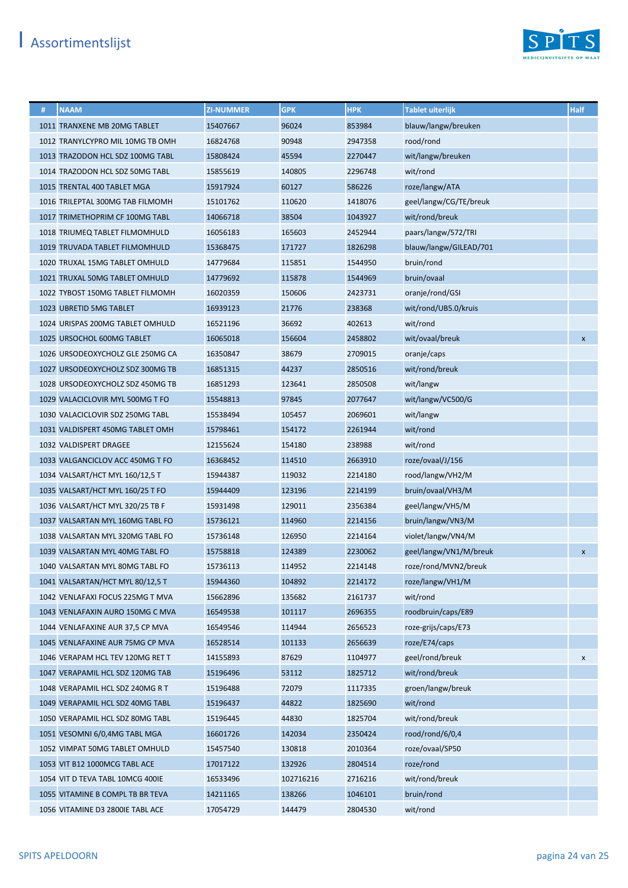# Assortimentslijst

| # | NAAM | ZI-NUMMER | GPK | HPK | Tablet uiterlijk | Half |
|---|---|---|---|---|---|---|
| 1011 | TRANXENE MB 20MG TABLET | 15407667 | 96024 | 853984 | blauw/langw/breuken | |
| 1012 | TRANYLCYPRO MIL 10MG TB OMH | 16824768 | 90948 | 2947358 | rood/rond | |
| 1013 | TRAZODON HCL SDZ 100MG TABL | 15808424 | 45594 | 2270447 | wit/langw/breuken | |
| 1014 | TRAZODON HCL SDZ 50MG TABL | 15855619 | 140805 | 2296748 | wit/rond | |
| 1015 | TRENTAL 400 TABLET MGA | 15917924 | 60127 | 586226 | roze/langw/ATA | |
| 1016 | TRILEPTAL 300MG TAB FILMOMH | 15101762 | 110620 | 1418076 | geel/langw/CG/TE/breuk | |
| 1017 | TRIMETHOPRIM CF 100MG TABL | 14066718 | 38504 | 1043927 | wit/rond/breuk | |
| 1018 | TRIUMEQ TABLET FILMOMHULD | 16056183 | 165603 | 2452944 | paars/langw/572/TRI | |
| 1019 | TRUVADA TABLET FILMOMHULD | 15368475 | 171727 | 1826298 | blauw/langw/GILEAD/701 | |
| 1020 | TRUXAL 15MG TABLET OMHULD | 14779684 | 115851 | 1544950 | bruin/rond | |
| 1021 | TRUXAL 50MG TABLET OMHULD | 14779692 | 115878 | 1544969 | bruin/ovaal | |
| 1022 | TYBOST 150MG TABLET FILMOMH | 16020359 | 150606 | 2423731 | oranje/rond/GSI | |
| 1023 | UBRETID 5MG TABLET | 16939123 | 21776 | 238368 | wit/rond/UB5.0/kruis | |
| 1024 | URISPAS 200MG TABLET OMHULD | 16521196 | 36692 | 402613 | wit/rond | |
| 1025 | URSOCHOL 600MG TABLET | 16065018 | 156604 | 2458802 | wit/ovaal/breuk | x |
| 1026 | URSODEOXYCHOLZ GLE 250MG CA | 16350847 | 38679 | 2709015 | oranje/caps | |
| 1027 | URSODEOXYCHOLZ SDZ 300MG TB | 16851315 | 44237 | 2850516 | wit/rond/breuk | |
| 1028 | URSODEOXYCHOLZ SDZ 450MG TB | 16851293 | 123641 | 2850508 | wit/langw | |
| 1029 | VALACICLOVIR MYL 500MG T FO | 15548813 | 97845 | 2077647 | wit/langw/VC500/G | |
| 1030 | VALACICLOVIR SDZ 250MG TABL | 15538494 | 105457 | 2069601 | wit/langw | |
| 1031 | VALDISPERT 450MG TABLET OMH | 15798461 | 154172 | 2261944 | wit/rond | |
| 1032 | VALDISPERT DRAGEE | 12155624 | 154180 | 238988 | wit/rond | |
| 1033 | VALGANCICLOV ACC 450MG T FO | 16368452 | 114510 | 2663910 | roze/ovaal/J/156 | |
| 1034 | VALSART/HCT MYL 160/12,5 T | 15944387 | 119032 | 2214180 | rood/langw/VH2/M | |
| 1035 | VALSART/HCT MYL 160/25 T FO | 15944409 | 123196 | 2214199 | bruin/ovaal/VH3/M | |
| 1036 | VALSART/HCT MYL 320/25 TB F | 15931498 | 129011 | 2356384 | geel/langw/VH5/M | |
| 1037 | VALSARTAN MYL 160MG TABL FO | 15736121 | 114960 | 2214156 | bruin/langw/VN3/M | |
| 1038 | VALSARTAN MYL 320MG TABL FO | 15736148 | 126950 | 2214164 | violet/langw/VN4/M | |
| 1039 | VALSARTAN MYL 40MG TABL FO | 15758818 | 124389 | 2230062 | geel/langw/VN1/M/breuk | x |
| 1040 | VALSARTAN MYL 80MG TABL FO | 15736113 | 114952 | 2214148 | roze/rond/MVN2/breuk | |
| 1041 | VALSARTAN/HCT MYL 80/12,5 T | 15944360 | 104892 | 2214172 | roze/langw/VH1/M | |
| 1042 | VENLAFAXI FOCUS 225MG T MVA | 15662896 | 135682 | 2161737 | wit/rond | |
| 1043 | VENLAFAXIN AURO 150MG C MVA | 16549538 | 101117 | 2696355 | roodbruin/caps/E89 | |
| 1044 | VENLAFAXINE AUR 37,5 CP MVA | 16549546 | 114944 | 2656523 | roze-grijs/caps/E73 | |
| 1045 | VENLAFAXINE AUR 75MG CP MVA | 16528514 | 101133 | 2656639 | roze/E74/caps | |
| 1046 | VERAPAM HCL TEV 120MG RET T | 14155893 | 87629 | 1104977 | geel/rond/breuk | x |
| 1047 | VERAPAMIL HCL SDZ 120MG TAB | 15196496 | 53112 | 1825712 | wit/rond/breuk | |
| 1048 | VERAPAMIL HCL SDZ 240MG R T | 15196488 | 72079 | 1117335 | groen/langw/breuk | |
| 1049 | VERAPAMIL HCL SDZ 40MG TABL | 15196437 | 44822 | 1825690 | wit/rond | |
| 1050 | VERAPAMIL HCL SDZ 80MG TABL | 15196445 | 44830 | 1825704 | wit/rond/breuk | |
| 1051 | VESOMNI 6/0,4MG TABL MGA | 16601726 | 142034 | 2350424 | rood/rond/6/0,4 | |
| 1052 | VIMPAT 50MG TABLET OMHULD | 15457540 | 130818 | 2010364 | roze/ovaal/SP50 | |
| 1053 | VIT B12 1000MCG TABL ACE | 17017122 | 132926 | 2804514 | roze/rond | |
| 1054 | VIT D TEVA TABL 10MCG 400IE | 16533496 | 102716216 | 2716216 | wit/rond/breuk | |
| 1055 | VITAMINE B COMPL TB BR TEVA | 14211165 | 138266 | 1046101 | bruin/rond | |
| 1056 | VITAMINE D3 2800IE TABL ACE | 17054729 | 144479 | 2804530 | wit/rond | |

SPITS APELDOORN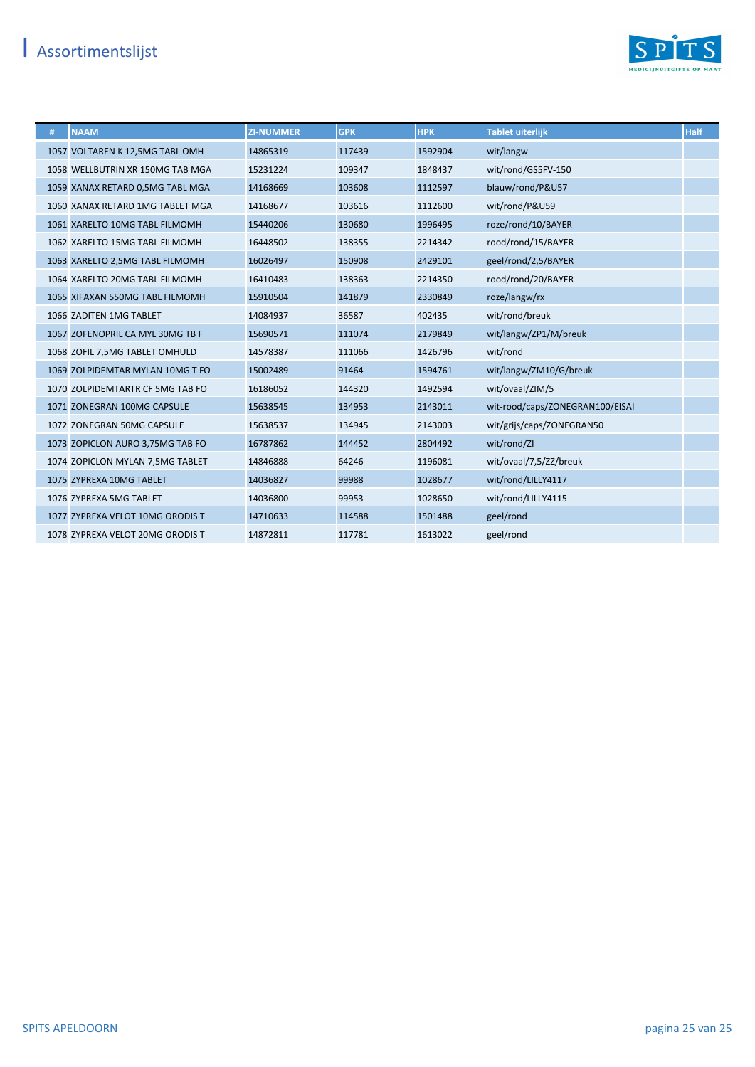# Assortimentslijst

| # | NAAM | ZI-NUMMER | GPK | HPK | Tablet uiterlijk | Half |
|---|---|---|---|---|---|---|
| 1057 | VOLTAREN K 12,5MG TABL OMH | 14865319 | 117439 | 1592904 | wit/langw | |
| 1058 | WELLBUTRIN XR 150MG TAB MGA | 15231224 | 109347 | 1848437 | wit/rond/GS5FV-150 | |
| 1059 | XANAX RETARD 0,5MG TABL MGA | 14168669 | 103608 | 1112597 | blauw/rond/P&U57 | |
| 1060 | XANAX RETARD 1MG TABLET MGA | 14168677 | 103616 | 1112600 | wit/rond/P&U59 | |
| 1061 | XARELTO 10MG TABL FILMOMH | 15440206 | 130680 | 1996495 | roze/rond/10/BAYER | |
| 1062 | XARELTO 15MG TABL FILMOMH | 16448502 | 138355 | 2214342 | rood/rond/15/BAYER | |
| 1063 | XARELTO 2,5MG TABL FILMOMH | 16026497 | 150908 | 2429101 | geel/rond/2,5/BAYER | |
| 1064 | XARELTO 20MG TABL FILMOMH | 16410483 | 138363 | 2214350 | rood/rond/20/BAYER | |
| 1065 | XIFAXAN 550MG TABL FILMOMH | 15910504 | 141879 | 2330849 | roze/langw/rx | |
| 1066 | ZADITEN 1MG TABLET | 14084937 | 36587 | 402435 | wit/rond/breuk | |
| 1067 | ZOFENOPRIL CA MYL 30MG TB F | 15690571 | 111074 | 2179849 | wit/langw/ZP1/M/breuk | |
| 1068 | ZOFIL 7,5MG TABLET OMHULD | 14578387 | 111066 | 1426796 | wit/rond | |
| 1069 | ZOLPIDEMTAR MYLAN 10MG T FO | 15002489 | 91464 | 1594761 | wit/langw/ZM10/G/breuk | |
| 1070 | ZOLPIDEMTARTR CF 5MG TAB FO | 16186052 | 144320 | 1492594 | wit/ovaal/ZIM/5 | |
| 1071 | ZONEGRAN 100MG CAPSULE | 15638545 | 134953 | 2143011 | wit-rood/caps/ZONEGRAN100/EISAI | |
| 1072 | ZONEGRAN 50MG CAPSULE | 15638537 | 134945 | 2143003 | wit/grijs/caps/ZONEGRAN50 | |
| 1073 | ZOPICLON AURO 3,75MG TAB FO | 16787862 | 144452 | 2804492 | wit/rond/ZI | |
| 1074 | ZOPICLON MYLAN 7,5MG TABLET | 14846888 | 64246 | 1196081 | wit/ovaal/7,5/ZZ/breuk | |
| 1075 | ZYPREXA 10MG TABLET | 14036827 | 99988 | 1028677 | wit/rond/LILLY4117 | |
| 1076 | ZYPREXA 5MG TABLET | 14036800 | 99953 | 1028650 | wit/rond/LILLY4115 | |
| 1077 | ZYPREXA VELOT 10MG ORODIS T | 14710633 | 114588 | 1501488 | geel/rond | |
| 1078 | ZYPREXA VELOT 20MG ORODIS T | 14872811 | 117781 | 1613022 | geel/rond | |

SPITS APELDOORN